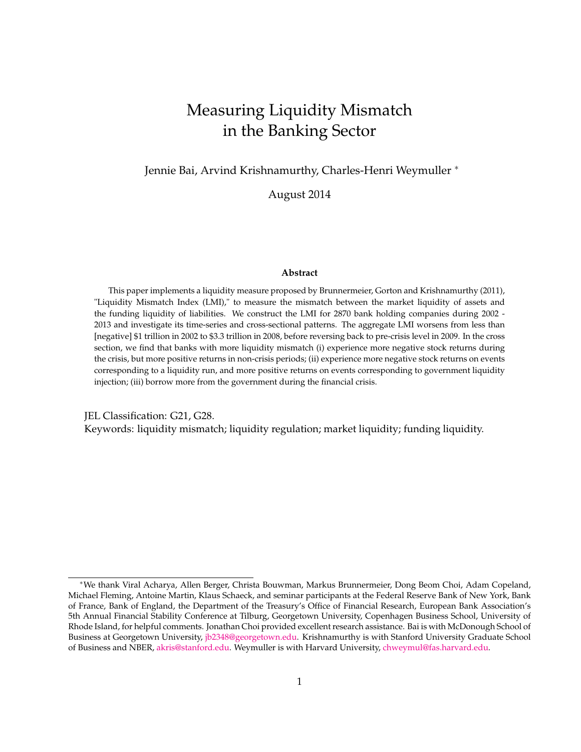# Measuring Liquidity Mismatch in the Banking Sector

Jennie Bai, Arvind Krishnamurthy, Charles-Henri Weymuller [*]

August 2014

## Abstract

This paper implements a liquidity measure proposed by Brunnermeier, Gorton and Krishnamurthy (2011), "Liquidity Mismatch Index (LMI)," to measure the mismatch between the market liquidity of assets and the funding liquidity of liabilities. We construct the LMI for 2870 bank holding companies during 2002 - 2013 and investigate its time-series and cross-sectional patterns. The aggregate LMI worsens from less than [negative] $1 trillion in 2002 to $3.3 trillion in 2008, before reversing back to pre-crisis level in 2009. In the cross section, we find that banks with more liquidity mismatch (i) experience more negative stock returns during the crisis, but more positive returns in non-crisis periods; (ii) experience more negative stock returns on events corresponding to a liquidity run, and more positive returns on events corresponding to government liquidity injection; (iii) borrow more from the government during the financial crisis.

JEL Classification: G21, G28.
Keywords: liquidity mismatch; liquidity regulation; market liquidity; funding liquidity.

---

[*] We thank Viral Acharya, Allen Berger, Christa Bouwman, Markus Brunnermeier, Dong Beom Choi, Adam Copeland, Michael Fleming, Antoine Martin, Klaus Schaeck, and seminar participants at the Federal Reserve Bank of New York, Bank of France, Bank of England, the Department of the Treasury's Office of Financial Research, European Bank Association's 5th Annual Financial Stability Conference at Tilburg, Georgetown University, Copenhagen Business School, University of Rhode Island, for helpful comments. Jonathan Choi provided excellent research assistance. Bai is with McDonough School of Business at Georgetown University, jb2348@georgetown.edu. Krishnamurthy is with Stanford University Graduate School of Business and NBER, akris@stanford.edu. Weymuller is with Harvard University, chweymul@fas.harvard.edu.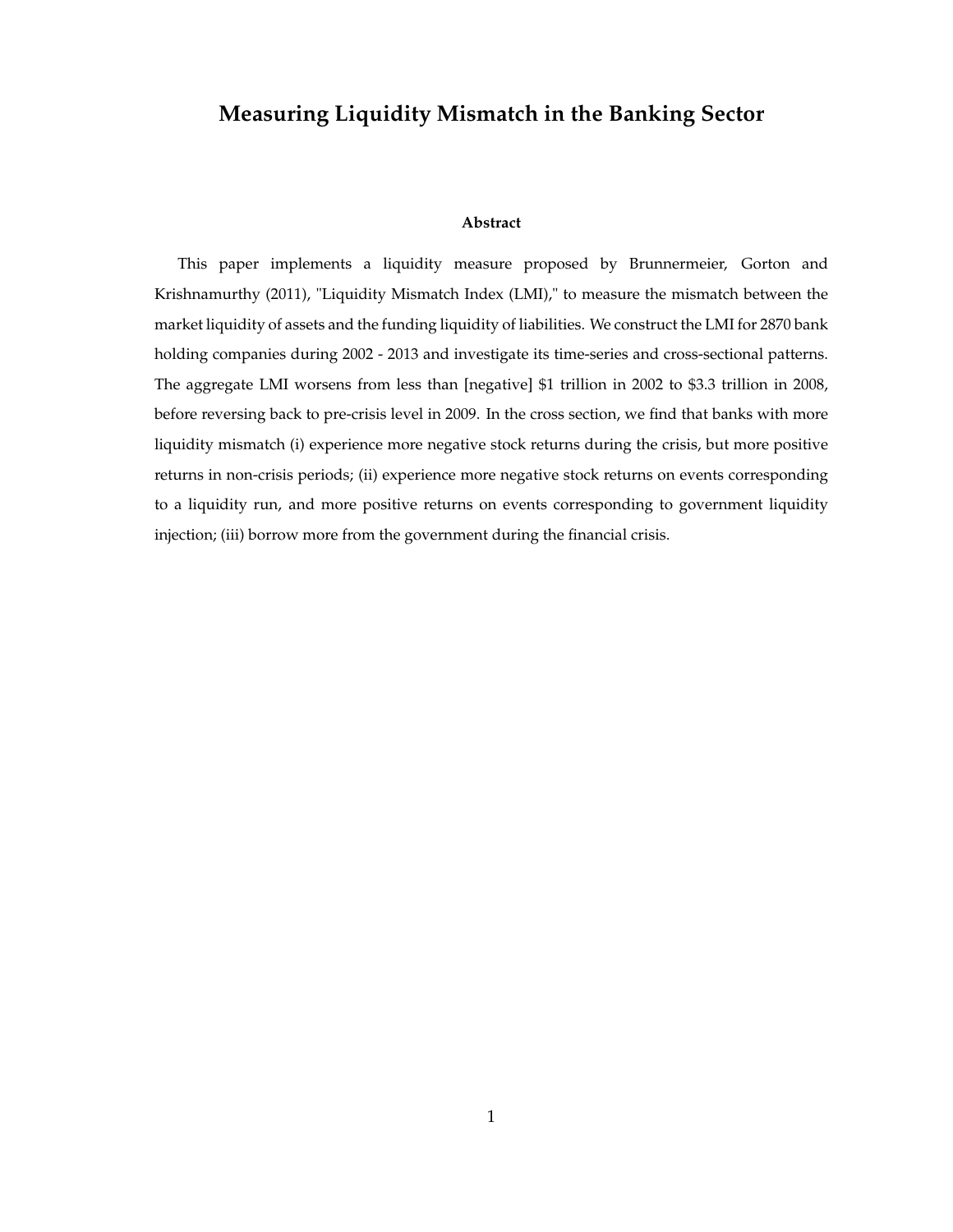# Measuring Liquidity Mismatch in the Banking Sector

### Abstract

This paper implements a liquidity measure proposed by Brunnermeier, Gorton and Krishnamurthy (2011), "Liquidity Mismatch Index (LMI)," to measure the mismatch between the market liquidity of assets and the funding liquidity of liabilities. We construct the LMI for 2870 bank holding companies during 2002 - 2013 and investigate its time-series and cross-sectional patterns. The aggregate LMI worsens from less than [negative] $1 trillion in 2002 to $3.3 trillion in 2008, before reversing back to pre-crisis level in 2009. In the cross section, we find that banks with more liquidity mismatch (i) experience more negative stock returns during the crisis, but more positive returns in non-crisis periods; (ii) experience more negative stock returns on events corresponding to a liquidity run, and more positive returns on events corresponding to government liquidity injection; (iii) borrow more from the government during the financial crisis.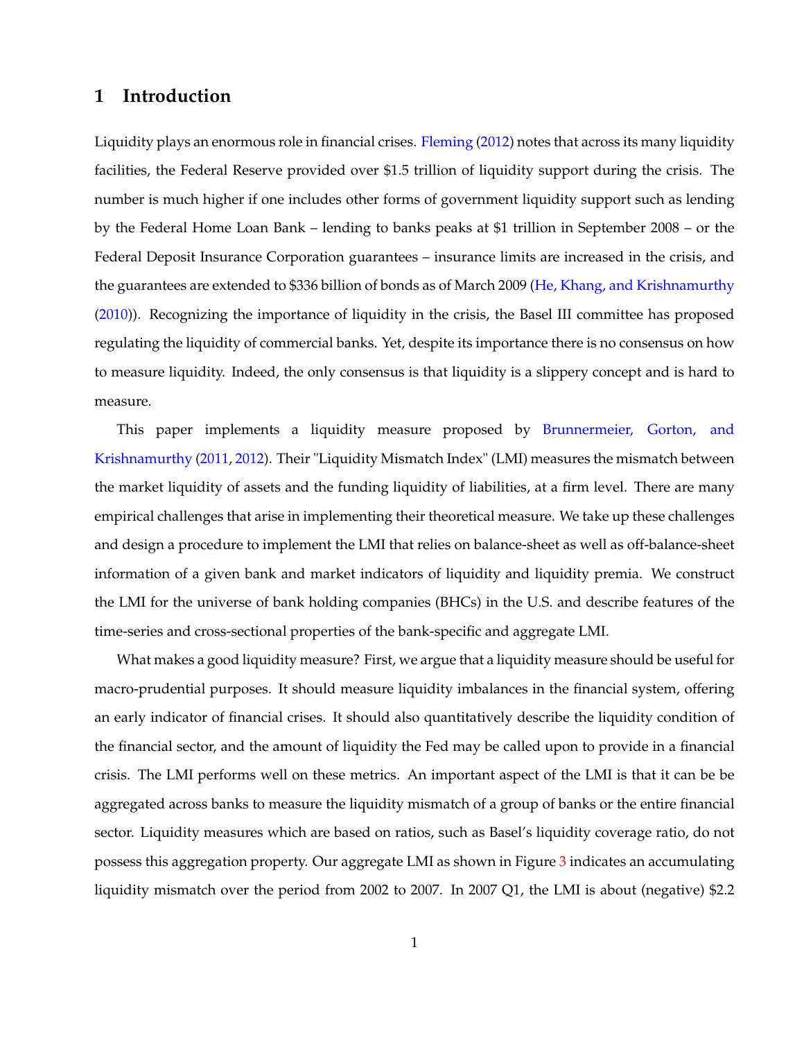# 1 Introduction

Liquidity plays an enormous role in financial crises. Fleming (2012) notes that across its many liquidity facilities, the Federal Reserve provided over $1.5 trillion of liquidity support during the crisis. The number is much higher if one includes other forms of government liquidity support such as lending by the Federal Home Loan Bank – lending to banks peaks at $1 trillion in September 2008 – or the Federal Deposit Insurance Corporation guarantees – insurance limits are increased in the crisis, and the guarantees are extended to $336 billion of bonds as of March 2009 (He, Khang, and Krishnamurthy (2010)). Recognizing the importance of liquidity in the crisis, the Basel III committee has proposed regulating the liquidity of commercial banks. Yet, despite its importance there is no consensus on how to measure liquidity. Indeed, the only consensus is that liquidity is a slippery concept and is hard to measure.

This paper implements a liquidity measure proposed by Brunnermeier, Gorton, and Krishnamurthy (2011, 2012). Their "Liquidity Mismatch Index" (LMI) measures the mismatch between the market liquidity of assets and the funding liquidity of liabilities, at a firm level. There are many empirical challenges that arise in implementing their theoretical measure. We take up these challenges and design a procedure to implement the LMI that relies on balance-sheet as well as off-balance-sheet information of a given bank and market indicators of liquidity and liquidity premia. We construct the LMI for the universe of bank holding companies (BHCs) in the U.S. and describe features of the time-series and cross-sectional properties of the bank-specific and aggregate LMI.

What makes a good liquidity measure? First, we argue that a liquidity measure should be useful for macro-prudential purposes. It should measure liquidity imbalances in the financial system, offering an early indicator of financial crises. It should also quantitatively describe the liquidity condition of the financial sector, and the amount of liquidity the Fed may be called upon to provide in a financial crisis. The LMI performs well on these metrics. An important aspect of the LMI is that it can be be aggregated across banks to measure the liquidity mismatch of a group of banks or the entire financial sector. Liquidity measures which are based on ratios, such as Basel's liquidity coverage ratio, do not possess this aggregation property. Our aggregate LMI as shown in Figure 3 indicates an accumulating liquidity mismatch over the period from 2002 to 2007. In 2007 Q1, the LMI is about (negative) $2.2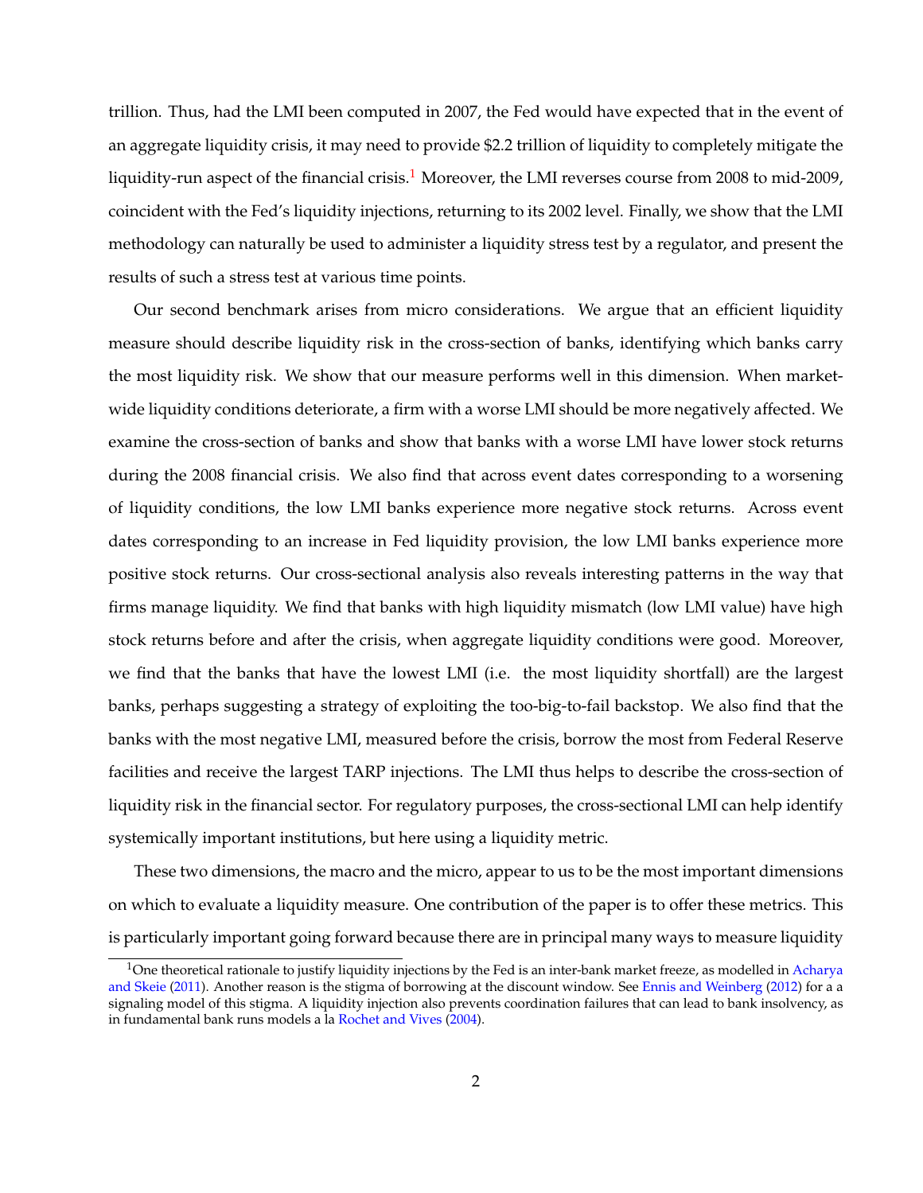trillion. Thus, had the LMI been computed in 2007, the Fed would have expected that in the event of an aggregate liquidity crisis, it may need to provide $2.2 trillion of liquidity to completely mitigate the liquidity-run aspect of the financial crisis.[1] Moreover, the LMI reverses course from 2008 to mid-2009, coincident with the Fed's liquidity injections, returning to its 2002 level. Finally, we show that the LMI methodology can naturally be used to administer a liquidity stress test by a regulator, and present the results of such a stress test at various time points.

Our second benchmark arises from micro considerations. We argue that an efficient liquidity measure should describe liquidity risk in the cross-section of banks, identifying which banks carry the most liquidity risk. We show that our measure performs well in this dimension. When market-wide liquidity conditions deteriorate, a firm with a worse LMI should be more negatively affected. We examine the cross-section of banks and show that banks with a worse LMI have lower stock returns during the 2008 financial crisis. We also find that across event dates corresponding to a worsening of liquidity conditions, the low LMI banks experience more negative stock returns. Across event dates corresponding to an increase in Fed liquidity provision, the low LMI banks experience more positive stock returns. Our cross-sectional analysis also reveals interesting patterns in the way that firms manage liquidity. We find that banks with high liquidity mismatch (low LMI value) have high stock returns before and after the crisis, when aggregate liquidity conditions were good. Moreover, we find that the banks that have the lowest LMI (i.e. the most liquidity shortfall) are the largest banks, perhaps suggesting a strategy of exploiting the too-big-to-fail backstop. We also find that the banks with the most negative LMI, measured before the crisis, borrow the most from Federal Reserve facilities and receive the largest TARP injections. The LMI thus helps to describe the cross-section of liquidity risk in the financial sector. For regulatory purposes, the cross-sectional LMI can help identify systemically important institutions, but here using a liquidity metric.

These two dimensions, the macro and the micro, appear to us to be the most important dimensions on which to evaluate a liquidity measure. One contribution of the paper is to offer these metrics. This is particularly important going forward because there are in principal many ways to measure liquidity

[1] One theoretical rationale to justify liquidity injections by the Fed is an inter-bank market freeze, as modelled in Acharya and Skeie (2011). Another reason is the stigma of borrowing at the discount window. See Ennis and Weinberg (2012) for a a signaling model of this stigma. A liquidity injection also prevents coordination failures that can lead to bank insolvency, as in fundamental bank runs models a la Rochet and Vives (2004).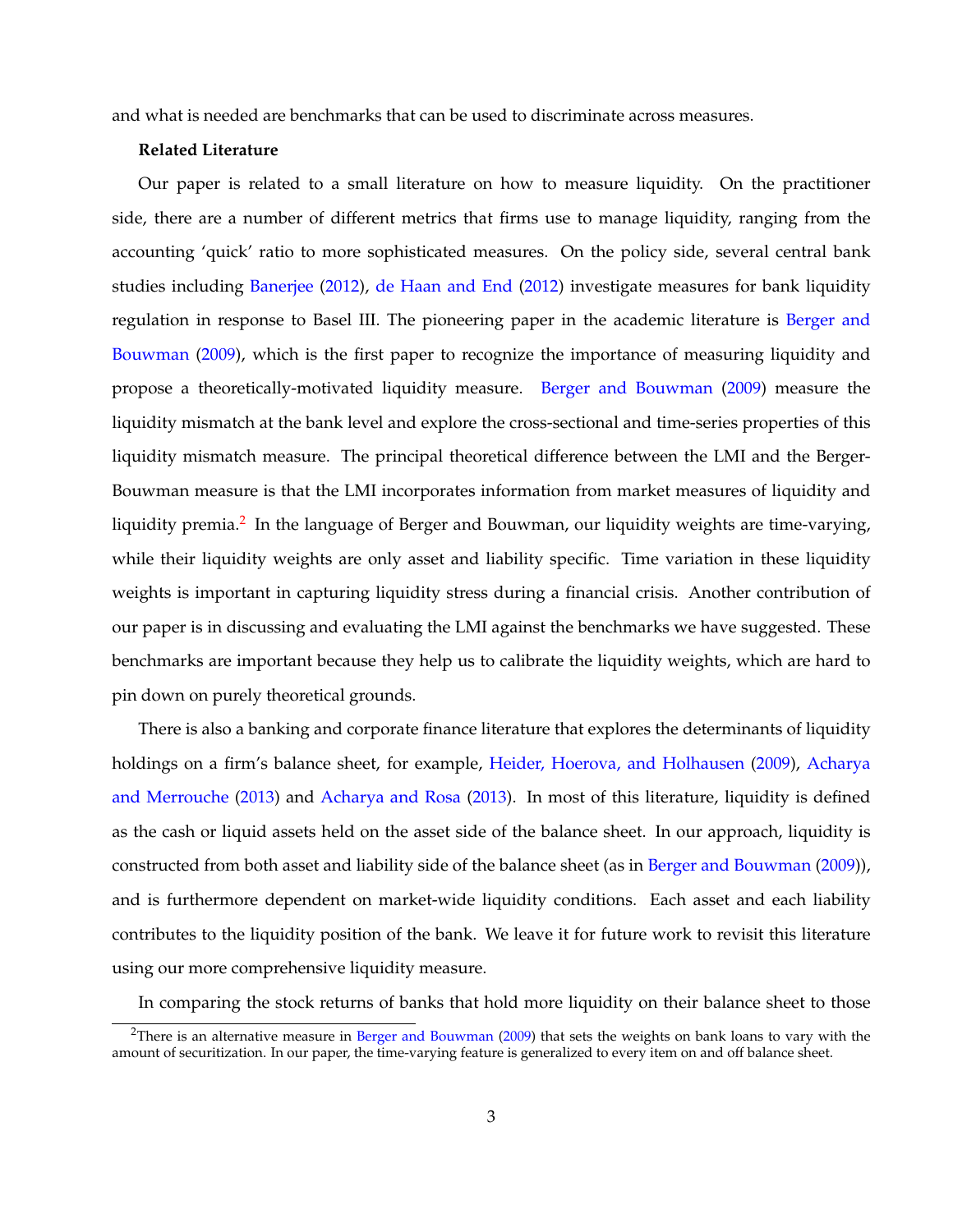and what is needed are benchmarks that can be used to discriminate across measures.

**Related Literature**

Our paper is related to a small literature on how to measure liquidity. On the practitioner side, there are a number of different metrics that firms use to manage liquidity, ranging from the accounting 'quick' ratio to more sophisticated measures. On the policy side, several central bank studies including Banerjee (2012), de Haan and End (2012) investigate measures for bank liquidity regulation in response to Basel III. The pioneering paper in the academic literature is Berger and Bouwman (2009), which is the first paper to recognize the importance of measuring liquidity and propose a theoretically-motivated liquidity measure. Berger and Bouwman (2009) measure the liquidity mismatch at the bank level and explore the cross-sectional and time-series properties of this liquidity mismatch measure. The principal theoretical difference between the LMI and the Berger-Bouwman measure is that the LMI incorporates information from market measures of liquidity and liquidity premia.[2] In the language of Berger and Bouwman, our liquidity weights are time-varying, while their liquidity weights are only asset and liability specific. Time variation in these liquidity weights is important in capturing liquidity stress during a financial crisis. Another contribution of our paper is in discussing and evaluating the LMI against the benchmarks we have suggested. These benchmarks are important because they help us to calibrate the liquidity weights, which are hard to pin down on purely theoretical grounds.

There is also a banking and corporate finance literature that explores the determinants of liquidity holdings on a firm's balance sheet, for example, Heider, Hoerova, and Holhausen (2009), Acharya and Merrouche (2013) and Acharya and Rosa (2013). In most of this literature, liquidity is defined as the cash or liquid assets held on the asset side of the balance sheet. In our approach, liquidity is constructed from both asset and liability side of the balance sheet (as in Berger and Bouwman (2009)), and is furthermore dependent on market-wide liquidity conditions. Each asset and each liability contributes to the liquidity position of the bank. We leave it for future work to revisit this literature using our more comprehensive liquidity measure.

In comparing the stock returns of banks that hold more liquidity on their balance sheet to those

[2] There is an alternative measure in Berger and Bouwman (2009) that sets the weights on bank loans to vary with the amount of securitization. In our paper, the time-varying feature is generalized to every item on and off balance sheet.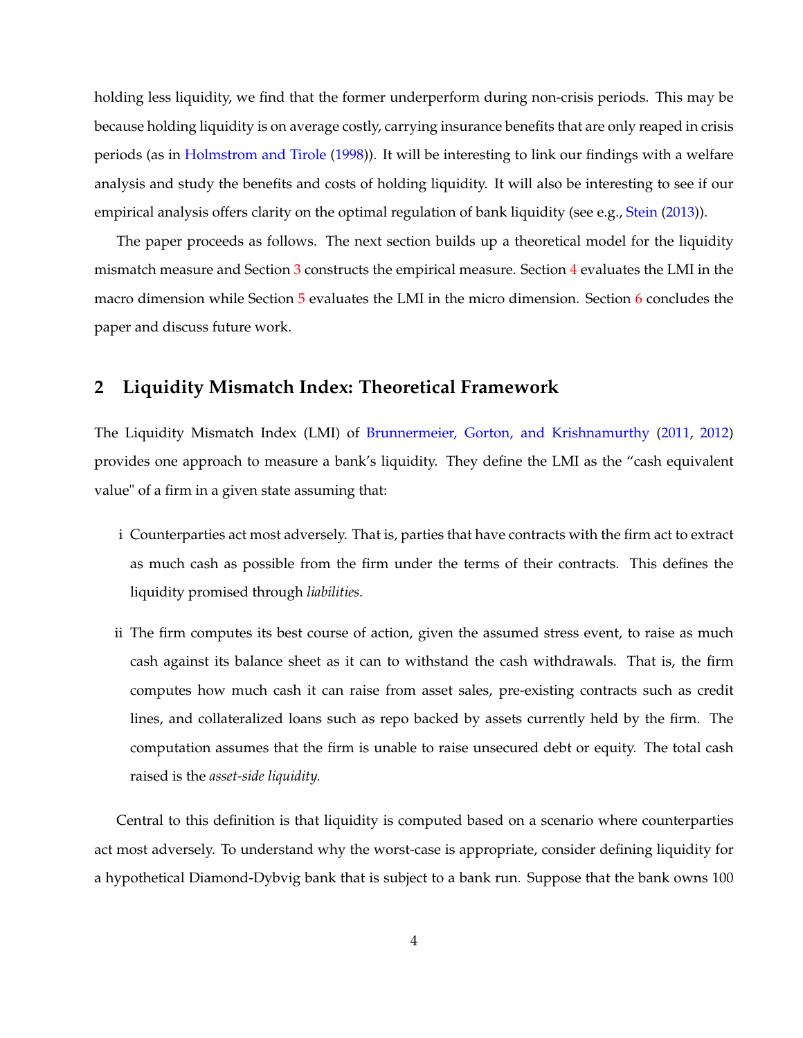holding less liquidity, we find that the former underperform during non-crisis periods. This may be because holding liquidity is on average costly, carrying insurance benefits that are only reaped in crisis periods (as in Holmstrom and Tirole (1998)). It will be interesting to link our findings with a welfare analysis and study the benefits and costs of holding liquidity. It will also be interesting to see if our empirical analysis offers clarity on the optimal regulation of bank liquidity (see e.g., Stein (2013)).

The paper proceeds as follows. The next section builds up a theoretical model for the liquidity mismatch measure and Section 3 constructs the empirical measure. Section 4 evaluates the LMI in the macro dimension while Section 5 evaluates the LMI in the micro dimension. Section 6 concludes the paper and discuss future work.

## 2 Liquidity Mismatch Index: Theoretical Framework

The Liquidity Mismatch Index (LMI) of Brunnermeier, Gorton, and Krishnamurthy (2011, 2012) provides one approach to measure a bank's liquidity. They define the LMI as the "cash equivalent value" of a firm in a given state assuming that:

i Counterparties act most adversely. That is, parties that have contracts with the firm act to extract as much cash as possible from the firm under the terms of their contracts. This defines the liquidity promised through *liabilities.*

ii The firm computes its best course of action, given the assumed stress event, to raise as much cash against its balance sheet as it can to withstand the cash withdrawals. That is, the firm computes how much cash it can raise from asset sales, pre-existing contracts such as credit lines, and collateralized loans such as repo backed by assets currently held by the firm. The computation assumes that the firm is unable to raise unsecured debt or equity. The total cash raised is the *asset-side liquidity.*

Central to this definition is that liquidity is computed based on a scenario where counterparties act most adversely. To understand why the worst-case is appropriate, consider defining liquidity for a hypothetical Diamond-Dybvig bank that is subject to a bank run. Suppose that the bank owns 100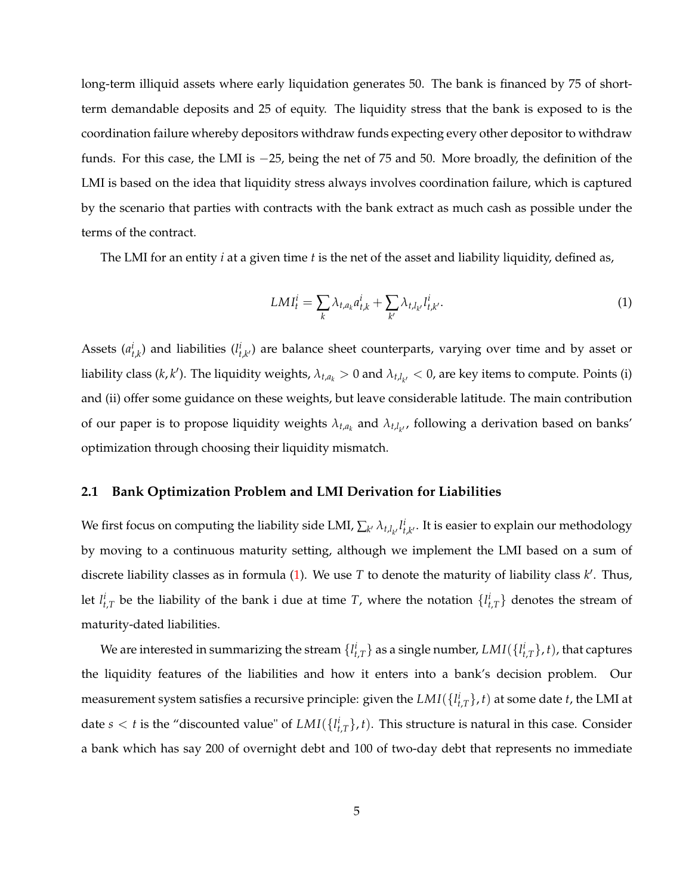long-term illiquid assets where early liquidation generates 50. The bank is financed by 75 of short-term demandable deposits and 25 of equity. The liquidity stress that the bank is exposed to is the coordination failure whereby depositors withdraw funds expecting every other depositor to withdraw funds. For this case, the LMI is $-25$, being the net of 75 and 50. More broadly, the definition of the LMI is based on the idea that liquidity stress always involves coordination failure, which is captured by the scenario that parties with contracts with the bank extract as much cash as possible under the terms of the contract.

The LMI for an entity $i$ at a given time $t$ is the net of the asset and liability liquidity, defined as,

$$LMI_t^i = \sum_k \lambda_{t,a_k} a_{t,k}^i + \sum_{k'} \lambda_{t,l_{k'}} l_{t,k'}^i. \tag{1}$$

Assets ($a_{t,k}^i$) and liabilities ($l_{t,k'}^i$) are balance sheet counterparts, varying over time and by asset or liability class $(k, k')$. The liquidity weights, $\lambda_{t,a_k} > 0$ and $\lambda_{t,l_{k'}} < 0$, are key items to compute. Points (i) and (ii) offer some guidance on these weights, but leave considerable latitude. The main contribution of our paper is to propose liquidity weights $\lambda_{t,a_k}$ and $\lambda_{t,l_{k'}}$, following a derivation based on banks' optimization through choosing their liquidity mismatch.

## 2.1 Bank Optimization Problem and LMI Derivation for Liabilities

We first focus on computing the liability side LMI, $\sum_{k'} \lambda_{t,l_{k'}} l_{t,k'}^i$. It is easier to explain our methodology by moving to a continuous maturity setting, although we implement the LMI based on a sum of discrete liability classes as in formula (1). We use $T$ to denote the maturity of liability class $k'$. Thus, let $l_{t,T}^i$ be the liability of the bank i due at time $T$, where the notation $\{l_{t,T}^i\}$ denotes the stream of maturity-dated liabilities.

We are interested in summarizing the stream $\{l_{t,T}^i\}$ as a single number, $LMI(\{l_{t,T}^i\}, t)$, that captures the liquidity features of the liabilities and how it enters into a bank's decision problem. Our measurement system satisfies a recursive principle: given the $LMI(\{l_{t,T}^i\}, t)$ at some date $t$, the LMI at date $s < t$ is the "discounted value" of $LMI(\{l_{t,T}^i\}, t)$. This structure is natural in this case. Consider a bank which has say 200 of overnight debt and 100 of two-day debt that represents no immediate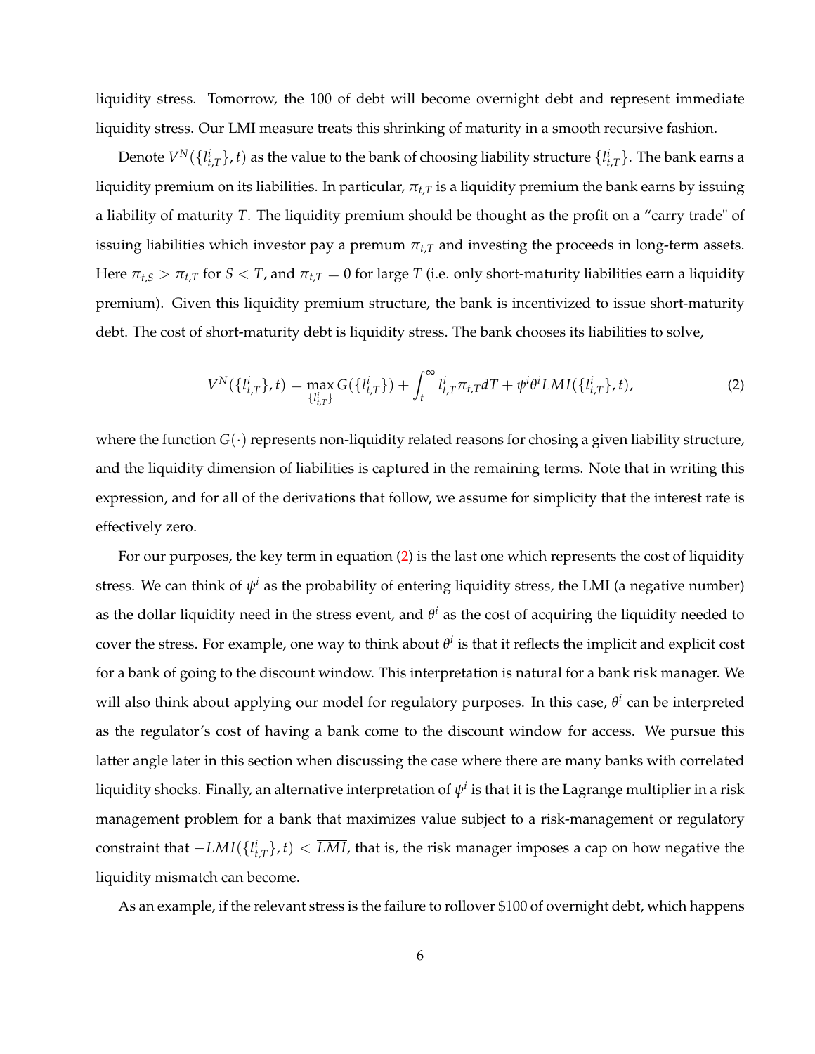liquidity stress. Tomorrow, the 100 of debt will become overnight debt and represent immediate liquidity stress. Our LMI measure treats this shrinking of maturity in a smooth recursive fashion.

Denote $V^N(\{l^i_{t,T}\}, t)$ as the value to the bank of choosing liability structure $\{l^i_{t,T}\}$. The bank earns a liquidity premium on its liabilities. In particular, $\pi_{t,T}$ is a liquidity premium the bank earns by issuing a liability of maturity $T$. The liquidity premium should be thought as the profit on a "carry trade" of issuing liabilities which investor pay a premum $\pi_{t,T}$ and investing the proceeds in long-term assets. Here $\pi_{t,S} > \pi_{t,T}$ for $S < T$, and $\pi_{t,T} = 0$ for large $T$ (i.e. only short-maturity liabilities earn a liquidity premium). Given this liquidity premium structure, the bank is incentivized to issue short-maturity debt. The cost of short-maturity debt is liquidity stress. The bank chooses its liabilities to solve,

$$V^N(\{l^i_{t,T}\}, t) = \max_{\{l^i_{t,T}\}} G(\{l^i_{t,T}\}) + \int_t^\infty l^i_{t,T} \pi_{t,T} dT + \psi^i \theta^i LMI(\{l^i_{t,T}\}, t), \tag{2}$$

where the function $G(\cdot)$ represents non-liquidity related reasons for chosing a given liability structure, and the liquidity dimension of liabilities is captured in the remaining terms. Note that in writing this expression, and for all of the derivations that follow, we assume for simplicity that the interest rate is effectively zero.

For our purposes, the key term in equation (2) is the last one which represents the cost of liquidity stress. We can think of $\psi^i$ as the probability of entering liquidity stress, the LMI (a negative number) as the dollar liquidity need in the stress event, and $\theta^i$ as the cost of acquiring the liquidity needed to cover the stress. For example, one way to think about $\theta^i$ is that it reflects the implicit and explicit cost for a bank of going to the discount window. This interpretation is natural for a bank risk manager. We will also think about applying our model for regulatory purposes. In this case, $\theta^i$ can be interpreted as the regulator's cost of having a bank come to the discount window for access. We pursue this latter angle later in this section when discussing the case where there are many banks with correlated liquidity shocks. Finally, an alternative interpretation of $\psi^i$ is that it is the Lagrange multiplier in a risk management problem for a bank that maximizes value subject to a risk-management or regulatory constraint that $-LMI(\{l^i_{t,T}\}, t) < \overline{LMI}$, that is, the risk manager imposes a cap on how negative the liquidity mismatch can become.

As an example, if the relevant stress is the failure to rollover \$100 of overnight debt, which happens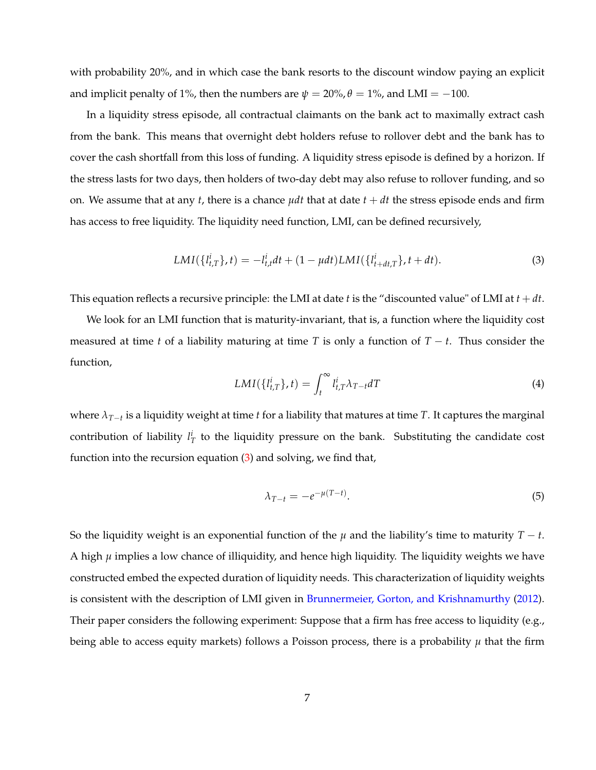with probability 20%, and in which case the bank resorts to the discount window paying an explicit and implicit penalty of 1%, then the numbers are $\psi = 20\%, \theta = 1\%$, and LMI $= -100$.

In a liquidity stress episode, all contractual claimants on the bank act to maximally extract cash from the bank. This means that overnight debt holders refuse to rollover debt and the bank has to cover the cash shortfall from this loss of funding. A liquidity stress episode is defined by a horizon. If the stress lasts for two days, then holders of two-day debt may also refuse to rollover funding, and so on. We assume that at any $t$, there is a chance $\mu dt$ that at date $t + dt$ the stress episode ends and firm has access to free liquidity. The liquidity need function, LMI, can be defined recursively,

$$LMI(\{l^i_{t,T}\}, t) = -l^i_{t,t}dt + (1 - \mu dt)LMI(\{l^i_{t+dt,T}\}, t + dt). \tag{3}$$

This equation reflects a recursive principle: the LMI at date $t$ is the "discounted value" of LMI at $t + dt$.

We look for an LMI function that is maturity-invariant, that is, a function where the liquidity cost measured at time $t$ of a liability maturing at time $T$ is only a function of $T - t$. Thus consider the function,

$$LMI(\{l^i_{t,T}\}, t) = \int_t^\infty l^i_{t,T}\lambda_{T-t}dT \tag{4}$$

where $\lambda_{T-t}$ is a liquidity weight at time $t$ for a liability that matures at time $T$. It captures the marginal contribution of liability $l^i_T$ to the liquidity pressure on the bank. Substituting the candidate cost function into the recursion equation (3) and solving, we find that,

$$\lambda_{T-t} = -e^{-\mu(T-t)}. \tag{5}$$

So the liquidity weight is an exponential function of the $\mu$ and the liability's time to maturity $T - t$. A high $\mu$ implies a low chance of illiquidity, and hence high liquidity. The liquidity weights we have constructed embed the expected duration of liquidity needs. This characterization of liquidity weights is consistent with the description of LMI given in Brunnermeier, Gorton, and Krishnamurthy (2012). Their paper considers the following experiment: Suppose that a firm has free access to liquidity (e.g., being able to access equity markets) follows a Poisson process, there is a probability $\mu$ that the firm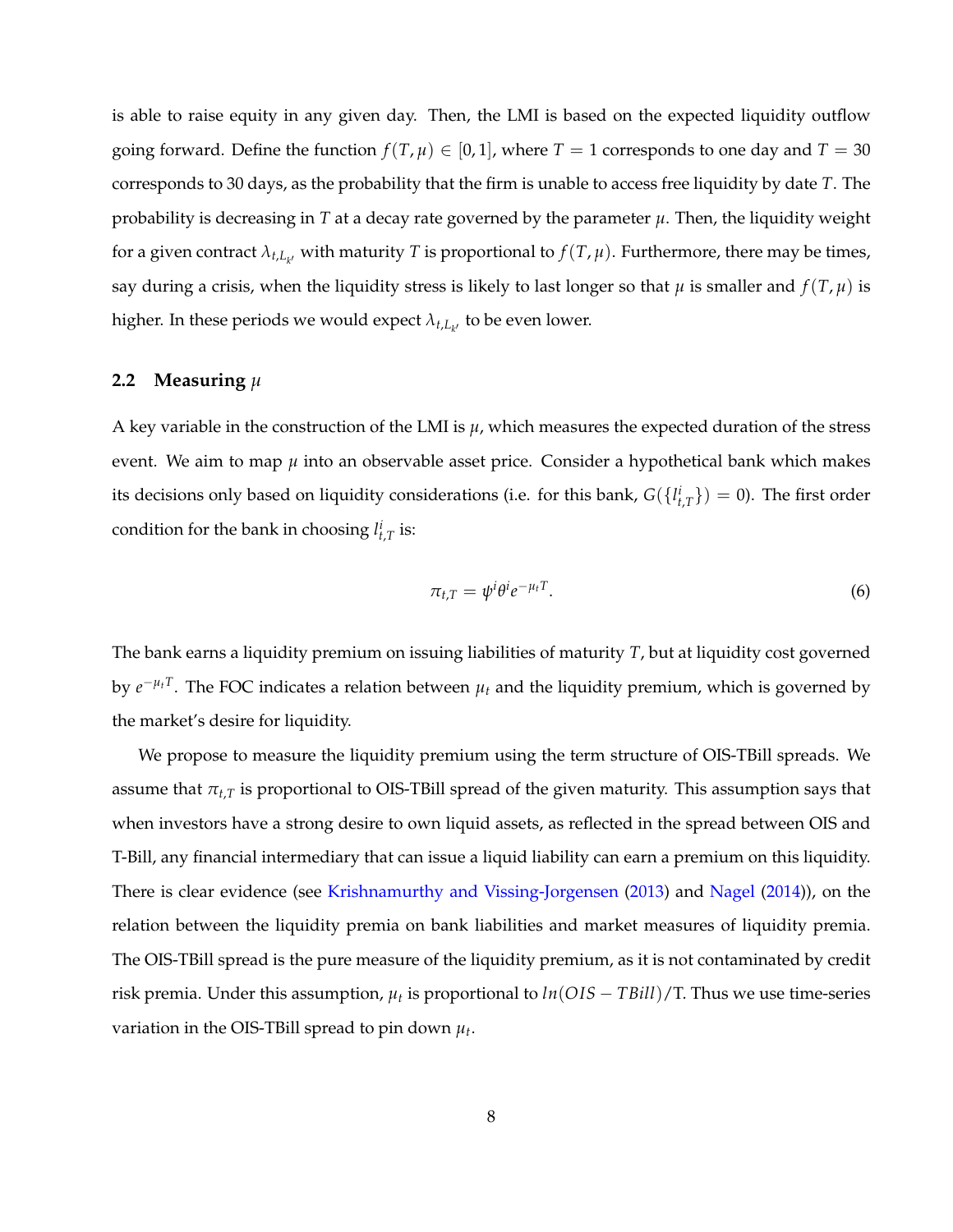is able to raise equity in any given day. Then, the LMI is based on the expected liquidity outflow going forward. Define the function $f(T, \mu) \in [0, 1]$, where $T = 1$ corresponds to one day and $T = 30$ corresponds to 30 days, as the probability that the firm is unable to access free liquidity by date $T$. The probability is decreasing in $T$ at a decay rate governed by the parameter $\mu$. Then, the liquidity weight for a given contract $\lambda_{t,L_{k'}}$ with maturity $T$ is proportional to $f(T, \mu)$. Furthermore, there may be times, say during a crisis, when the liquidity stress is likely to last longer so that $\mu$ is smaller and $f(T, \mu)$ is higher. In these periods we would expect $\lambda_{t,L_{k'}}$ to be even lower.

### 2.2 Measuring $\mu$

A key variable in the construction of the LMI is $\mu$, which measures the expected duration of the stress event. We aim to map $\mu$ into an observable asset price. Consider a hypothetical bank which makes its decisions only based on liquidity considerations (i.e. for this bank, $G(\{l^i_{t,T}\}) = 0$). The first order condition for the bank in choosing $l^i_{t,T}$ is:

$$\pi_{t,T} = \psi^i \theta^i e^{-\mu_t T}. \tag{6}$$

The bank earns a liquidity premium on issuing liabilities of maturity $T$, but at liquidity cost governed by $e^{-\mu_t T}$. The FOC indicates a relation between $\mu_t$ and the liquidity premium, which is governed by the market's desire for liquidity.

We propose to measure the liquidity premium using the term structure of OIS-TBill spreads. We assume that $\pi_{t,T}$ is proportional to OIS-TBill spread of the given maturity. This assumption says that when investors have a strong desire to own liquid assets, as reflected in the spread between OIS and T-Bill, any financial intermediary that can issue a liquid liability can earn a premium on this liquidity. There is clear evidence (see Krishnamurthy and Vissing-Jorgensen (2013) and Nagel (2014)), on the relation between the liquidity premia on bank liabilities and market measures of liquidity premia. The OIS-TBill spread is the pure measure of the liquidity premium, as it is not contaminated by credit risk premia. Under this assumption, $\mu_t$ is proportional to $ln(OIS - TBill)/\text{T}$. Thus we use time-series variation in the OIS-TBill spread to pin down $\mu_t$.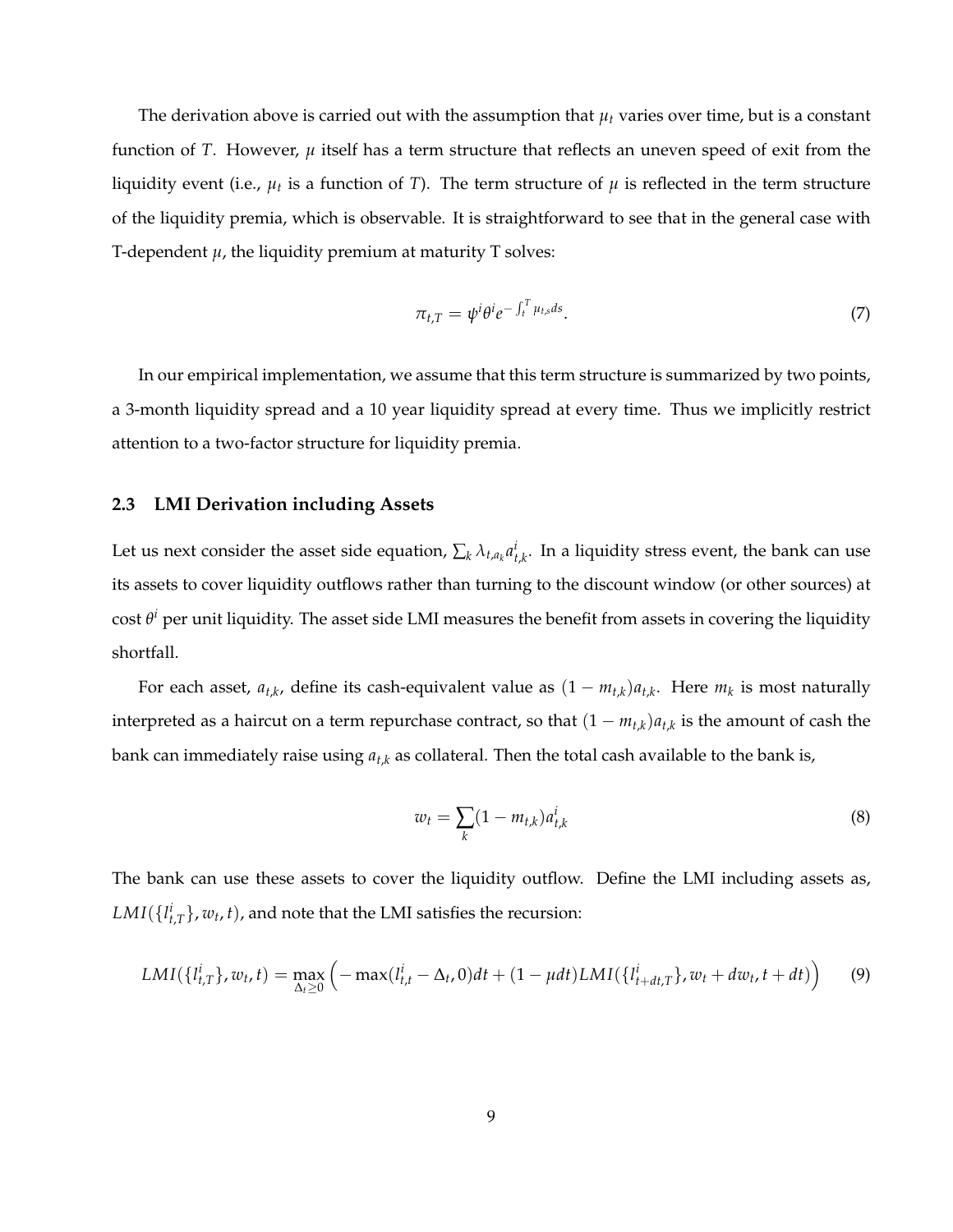The derivation above is carried out with the assumption that $\mu_t$ varies over time, but is a constant function of $T$. However, $\mu$ itself has a term structure that reflects an uneven speed of exit from the liquidity event (i.e., $\mu_t$ is a function of $T$). The term structure of $\mu$ is reflected in the term structure of the liquidity premia, which is observable. It is straightforward to see that in the general case with T-dependent $\mu$, the liquidity premium at maturity T solves:

$$\pi_{t,T} = \psi^i \theta^i e^{-\int_t^T \mu_{t,s} ds}. \tag{7}$$

In our empirical implementation, we assume that this term structure is summarized by two points, a 3-month liquidity spread and a 10 year liquidity spread at every time. Thus we implicitly restrict attention to a two-factor structure for liquidity premia.

### 2.3 LMI Derivation including Assets

Let us next consider the asset side equation, $\sum_k \lambda_{t,a_k} a^i_{t,k}$. In a liquidity stress event, the bank can use its assets to cover liquidity outflows rather than turning to the discount window (or other sources) at cost $\theta^i$ per unit liquidity. The asset side LMI measures the benefit from assets in covering the liquidity shortfall.

For each asset, $a_{t,k}$, define its cash-equivalent value as $(1 - m_{t,k})a_{t,k}$. Here $m_k$ is most naturally interpreted as a haircut on a term repurchase contract, so that $(1 - m_{t,k})a_{t,k}$ is the amount of cash the bank can immediately raise using $a_{t,k}$ as collateral. Then the total cash available to the bank is,

$$w_t = \sum_k (1 - m_{t,k}) a^i_{t,k} \tag{8}$$

The bank can use these assets to cover the liquidity outflow. Define the LMI including assets as, $LMI(\{l^i_{t,T}\}, w_t, t)$, and note that the LMI satisfies the recursion:

$$LMI(\{l^i_{t,T}\}, w_t, t) = \max_{\Delta_t \geq 0} \Big( -\max(l^i_{t,t} - \Delta_t, 0)dt + (1 - \mu dt) LMI(\{l^i_{t+dt,T}\}, w_t + dw_t, t + dt) \Big) \tag{9}$$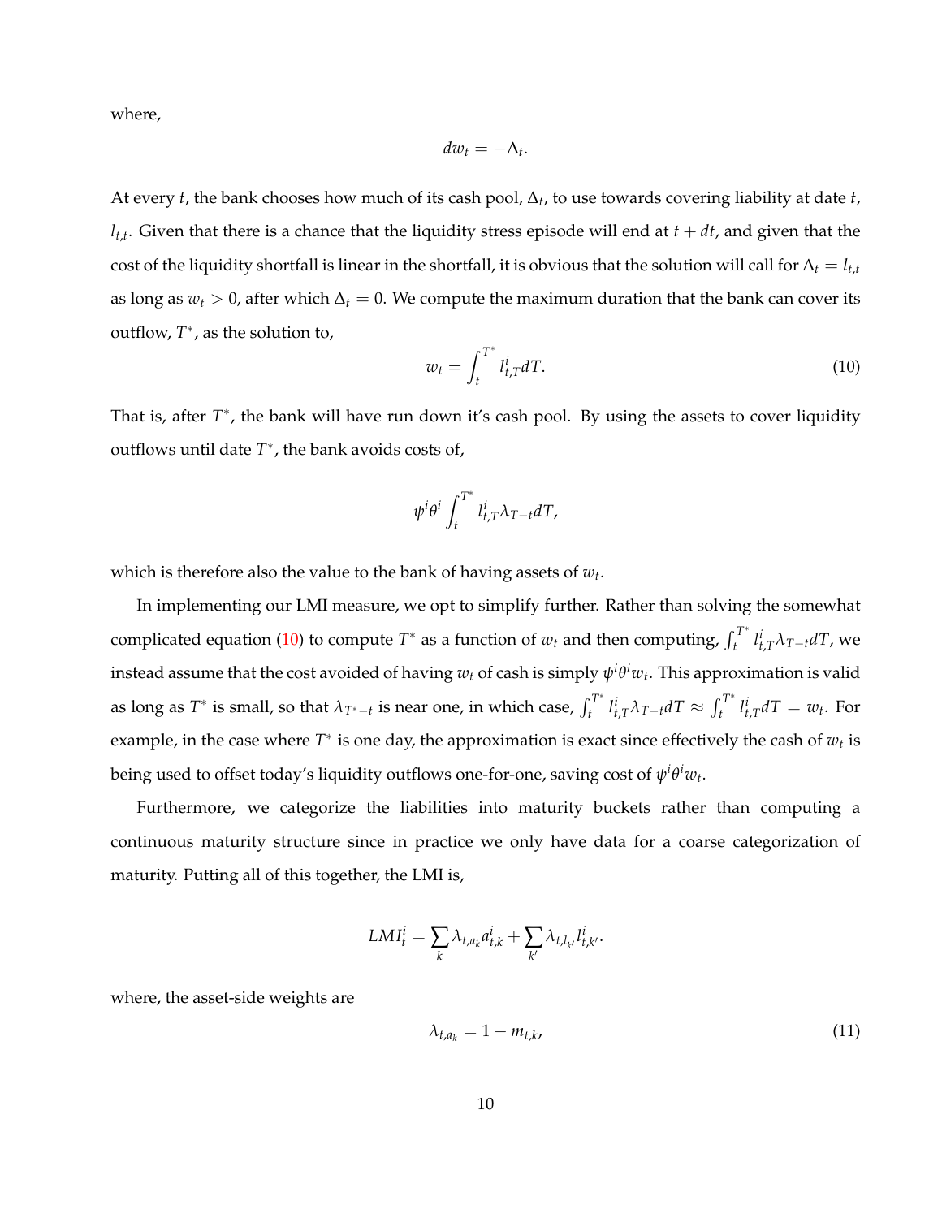where,

$$dw_t = -\Delta_t.$$

At every $t$, the bank chooses how much of its cash pool, $\Delta_t$, to use towards covering liability at date $t$, $l_{t,t}$. Given that there is a chance that the liquidity stress episode will end at $t + dt$, and given that the cost of the liquidity shortfall is linear in the shortfall, it is obvious that the solution will call for $\Delta_t = l_{t,t}$ as long as $w_t > 0$, after which $\Delta_t = 0$. We compute the maximum duration that the bank can cover its outflow, $T^*$, as the solution to,

$$w_t = \int_t^{T^*} l^i_{t,T} dT. \tag{10}$$

That is, after $T^*$, the bank will have run down it's cash pool. By using the assets to cover liquidity outflows until date $T^*$, the bank avoids costs of,

$$\psi^i \theta^i \int_t^{T^*} l^i_{t,T} \lambda_{T-t} dT,$$

which is therefore also the value to the bank of having assets of $w_t$.

In implementing our LMI measure, we opt to simplify further. Rather than solving the somewhat complicated equation (10) to compute $T^*$ as a function of $w_t$ and then computing, $\int_t^{T^*} l^i_{t,T} \lambda_{T-t} dT$, we instead assume that the cost avoided of having $w_t$ of cash is simply $\psi^i \theta^i w_t$. This approximation is valid as long as $T^*$ is small, so that $\lambda_{T^*-t}$ is near one, in which case, $\int_t^{T^*} l^i_{t,T} \lambda_{T-t} dT \approx \int_t^{T^*} l^i_{t,T} dT = w_t$. For example, in the case where $T^*$ is one day, the approximation is exact since effectively the cash of $w_t$ is being used to offset today's liquidity outflows one-for-one, saving cost of $\psi^i \theta^i w_t$.

Furthermore, we categorize the liabilities into maturity buckets rather than computing a continuous maturity structure since in practice we only have data for a coarse categorization of maturity. Putting all of this together, the LMI is,

$$LMI^i_t = \sum_k \lambda_{t,a_k} a^i_{t,k} + \sum_{k'} \lambda_{t,l_{k'}} l^i_{t,k'}.$$

where, the asset-side weights are

$$\lambda_{t,a_k} = 1 - m_{t,k}, \tag{11}$$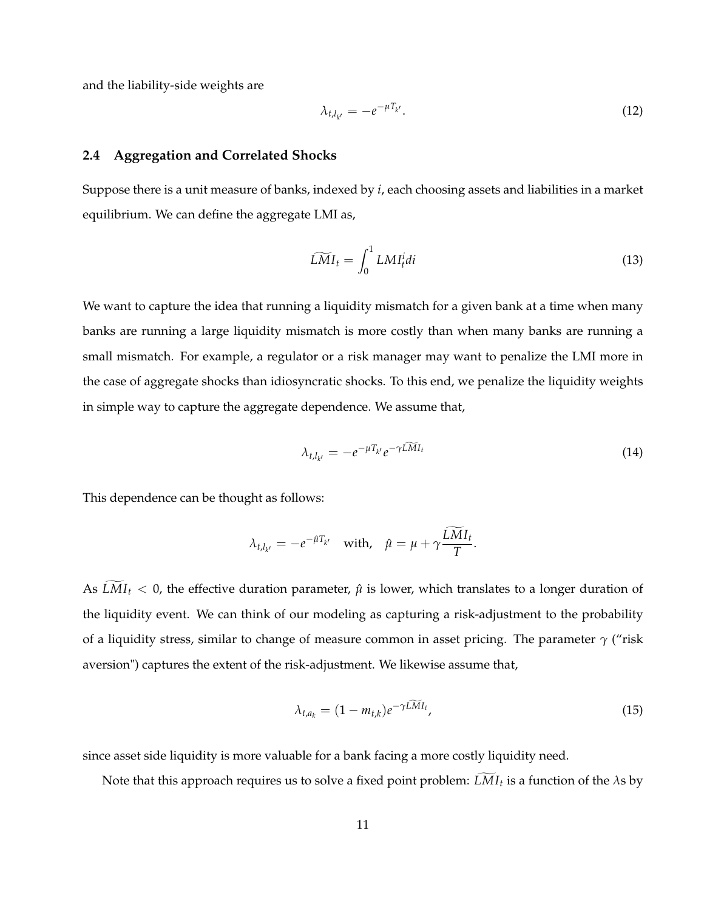and the liability-side weights are

$$\lambda_{t,l_{k'}} = -e^{-\mu T_{k'}}. \tag{12}$$

### 2.4 Aggregation and Correlated Shocks

Suppose there is a unit measure of banks, indexed by $i$, each choosing assets and liabilities in a market equilibrium. We can define the aggregate LMI as,

$$\widetilde{LMI}_t = \int_0^1 LMI_t^i di \tag{13}$$

We want to capture the idea that running a liquidity mismatch for a given bank at a time when many banks are running a large liquidity mismatch is more costly than when many banks are running a small mismatch. For example, a regulator or a risk manager may want to penalize the LMI more in the case of aggregate shocks than idiosyncratic shocks. To this end, we penalize the liquidity weights in simple way to capture the aggregate dependence. We assume that,

$$\lambda_{t,l_{k'}} = -e^{-\mu T_{k'}} e^{-\gamma \widetilde{LMI}_t} \tag{14}$$

This dependence can be thought as follows:

$$\lambda_{t,l_{k'}} = -e^{-\hat{\mu} T_{k'}} \quad \text{with,} \quad \hat{\mu} = \mu + \gamma \frac{\widetilde{LMI}_t}{T}.$$

As $\widetilde{LMI}_t < 0$, the effective duration parameter, $\hat{\mu}$ is lower, which translates to a longer duration of the liquidity event. We can think of our modeling as capturing a risk-adjustment to the probability of a liquidity stress, similar to change of measure common in asset pricing. The parameter $\gamma$ ("risk aversion") captures the extent of the risk-adjustment. We likewise assume that,

$$\lambda_{t,a_k} = (1 - m_{t,k}) e^{-\gamma \widetilde{LMI}_t}, \tag{15}$$

since asset side liquidity is more valuable for a bank facing a more costly liquidity need.

Note that this approach requires us to solve a fixed point problem: $\widetilde{LMI}_t$ is a function of the $\lambda$s by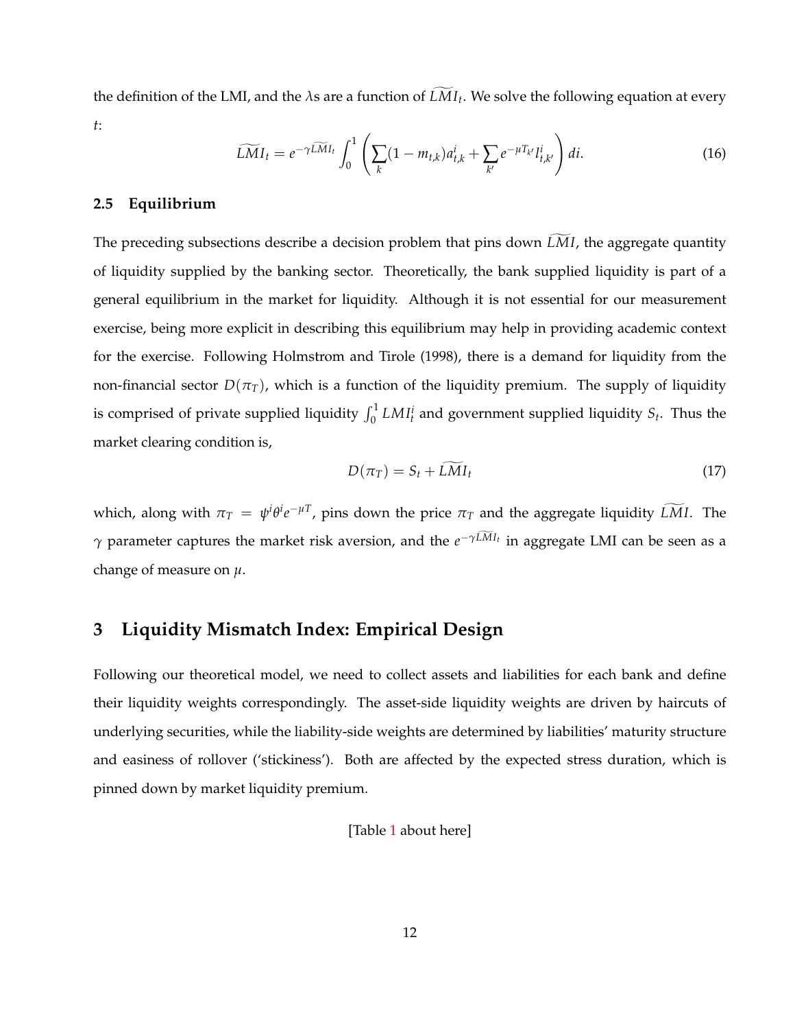the definition of the LMI, and the $\lambda$s are a function of $\widetilde{LMI}_t$. We solve the following equation at every $t$:

$$\widetilde{LMI}_t = e^{-\gamma \widetilde{LMI}_t} \int_0^1 \left( \sum_k (1 - m_{t,k}) a^i_{t,k} + \sum_{k'} e^{-\mu T_{k'}} l^i_{t,k'} \right) di. \tag{16}$$

### 2.5 Equilibrium

The preceding subsections describe a decision problem that pins down $\widetilde{LMI}$, the aggregate quantity of liquidity supplied by the banking sector. Theoretically, the bank supplied liquidity is part of a general equilibrium in the market for liquidity. Although it is not essential for our measurement exercise, being more explicit in describing this equilibrium may help in providing academic context for the exercise. Following Holmstrom and Tirole (1998), there is a demand for liquidity from the non-financial sector $D(\pi_T)$, which is a function of the liquidity premium. The supply of liquidity is comprised of private supplied liquidity $\int_0^1 LMI^i_t$ and government supplied liquidity $S_t$. Thus the market clearing condition is,

$$D(\pi_T) = S_t + \widetilde{LMI}_t \tag{17}$$

which, along with $\pi_T = \psi^i \theta^i e^{-\mu T}$, pins down the price $\pi_T$ and the aggregate liquidity $\widetilde{LMI}$. The $\gamma$ parameter captures the market risk aversion, and the $e^{-\gamma \widetilde{LMI}_t}$ in aggregate LMI can be seen as a change of measure on $\mu$.

## 3 Liquidity Mismatch Index: Empirical Design

Following our theoretical model, we need to collect assets and liabilities for each bank and define their liquidity weights correspondingly. The asset-side liquidity weights are driven by haircuts of underlying securities, while the liability-side weights are determined by liabilities' maturity structure and easiness of rollover ('stickiness'). Both are affected by the expected stress duration, which is pinned down by market liquidity premium.

[Table 1 about here]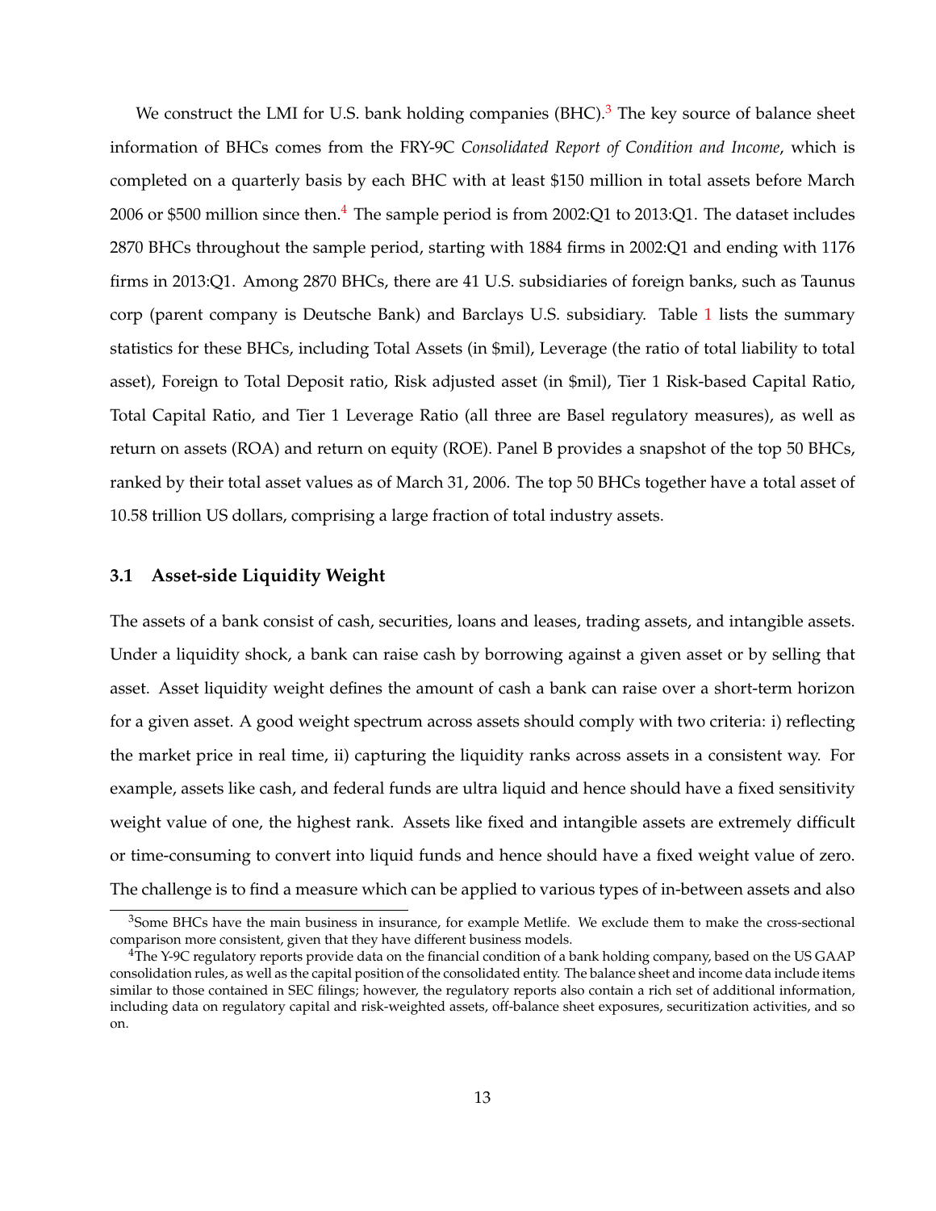We construct the LMI for U.S. bank holding companies (BHC).[3] The key source of balance sheet information of BHCs comes from the FRY-9C *Consolidated Report of Condition and Income*, which is completed on a quarterly basis by each BHC with at least $150 million in total assets before March 2006 or $500 million since then.[4] The sample period is from 2002:Q1 to 2013:Q1. The dataset includes 2870 BHCs throughout the sample period, starting with 1884 firms in 2002:Q1 and ending with 1176 firms in 2013:Q1. Among 2870 BHCs, there are 41 U.S. subsidiaries of foreign banks, such as Taunus corp (parent company is Deutsche Bank) and Barclays U.S. subsidiary. Table 1 lists the summary statistics for these BHCs, including Total Assets (in $mil), Leverage (the ratio of total liability to total asset), Foreign to Total Deposit ratio, Risk adjusted asset (in $mil), Tier 1 Risk-based Capital Ratio, Total Capital Ratio, and Tier 1 Leverage Ratio (all three are Basel regulatory measures), as well as return on assets (ROA) and return on equity (ROE). Panel B provides a snapshot of the top 50 BHCs, ranked by their total asset values as of March 31, 2006. The top 50 BHCs together have a total asset of 10.58 trillion US dollars, comprising a large fraction of total industry assets.

### 3.1 Asset-side Liquidity Weight

The assets of a bank consist of cash, securities, loans and leases, trading assets, and intangible assets. Under a liquidity shock, a bank can raise cash by borrowing against a given asset or by selling that asset. Asset liquidity weight defines the amount of cash a bank can raise over a short-term horizon for a given asset. A good weight spectrum across assets should comply with two criteria: i) reflecting the market price in real time, ii) capturing the liquidity ranks across assets in a consistent way. For example, assets like cash, and federal funds are ultra liquid and hence should have a fixed sensitivity weight value of one, the highest rank. Assets like fixed and intangible assets are extremely difficult or time-consuming to convert into liquid funds and hence should have a fixed weight value of zero. The challenge is to find a measure which can be applied to various types of in-between assets and also

[3] Some BHCs have the main business in insurance, for example Metlife. We exclude them to make the cross-sectional comparison more consistent, given that they have different business models.

[4] The Y-9C regulatory reports provide data on the financial condition of a bank holding company, based on the US GAAP consolidation rules, as well as the capital position of the consolidated entity. The balance sheet and income data include items similar to those contained in SEC filings; however, the regulatory reports also contain a rich set of additional information, including data on regulatory capital and risk-weighted assets, off-balance sheet exposures, securitization activities, and so on.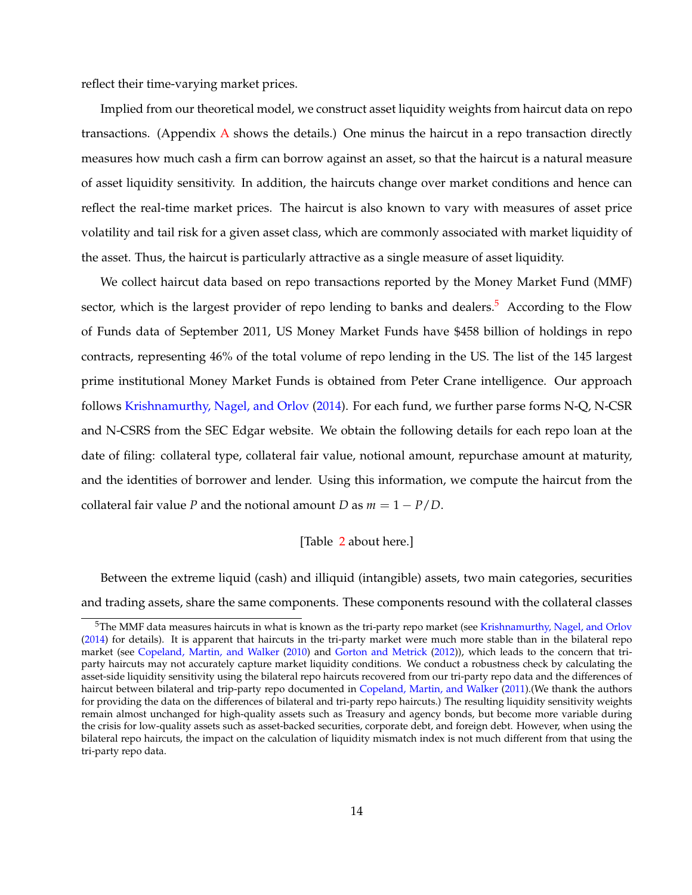reflect their time-varying market prices.

Implied from our theoretical model, we construct asset liquidity weights from haircut data on repo transactions. (Appendix A shows the details.) One minus the haircut in a repo transaction directly measures how much cash a firm can borrow against an asset, so that the haircut is a natural measure of asset liquidity sensitivity. In addition, the haircuts change over market conditions and hence can reflect the real-time market prices. The haircut is also known to vary with measures of asset price volatility and tail risk for a given asset class, which are commonly associated with market liquidity of the asset. Thus, the haircut is particularly attractive as a single measure of asset liquidity.

We collect haircut data based on repo transactions reported by the Money Market Fund (MMF) sector, which is the largest provider of repo lending to banks and dealers.[5] According to the Flow of Funds data of September 2011, US Money Market Funds have $458 billion of holdings in repo contracts, representing 46% of the total volume of repo lending in the US. The list of the 145 largest prime institutional Money Market Funds is obtained from Peter Crane intelligence. Our approach follows Krishnamurthy, Nagel, and Orlov (2014). For each fund, we further parse forms N-Q, N-CSR and N-CSRS from the SEC Edgar website. We obtain the following details for each repo loan at the date of filing: collateral type, collateral fair value, notional amount, repurchase amount at maturity, and the identities of borrower and lender. Using this information, we compute the haircut from the collateral fair value $P$ and the notional amount $D$ as $m = 1 - P/D$.

[Table 2 about here.]

Between the extreme liquid (cash) and illiquid (intangible) assets, two main categories, securities and trading assets, share the same components. These components resound with the collateral classes

[5] The MMF data measures haircuts in what is known as the tri-party repo market (see Krishnamurthy, Nagel, and Orlov (2014) for details). It is apparent that haircuts in the tri-party market were much more stable than in the bilateral repo market (see Copeland, Martin, and Walker (2010) and Gorton and Metrick (2012)), which leads to the concern that tri-party haircuts may not accurately capture market liquidity conditions. We conduct a robustness check by calculating the asset-side liquidity sensitivity using the bilateral repo haircuts recovered from our tri-party repo data and the differences of haircut between bilateral and trip-party repo documented in Copeland, Martin, and Walker (2011).(We thank the authors for providing the data on the differences of bilateral and tri-party repo haircuts.) The resulting liquidity sensitivity weights remain almost unchanged for high-quality assets such as Treasury and agency bonds, but become more variable during the crisis for low-quality assets such as asset-backed securities, corporate debt, and foreign debt. However, when using the bilateral repo haircuts, the impact on the calculation of liquidity mismatch index is not much different from that using the tri-party repo data.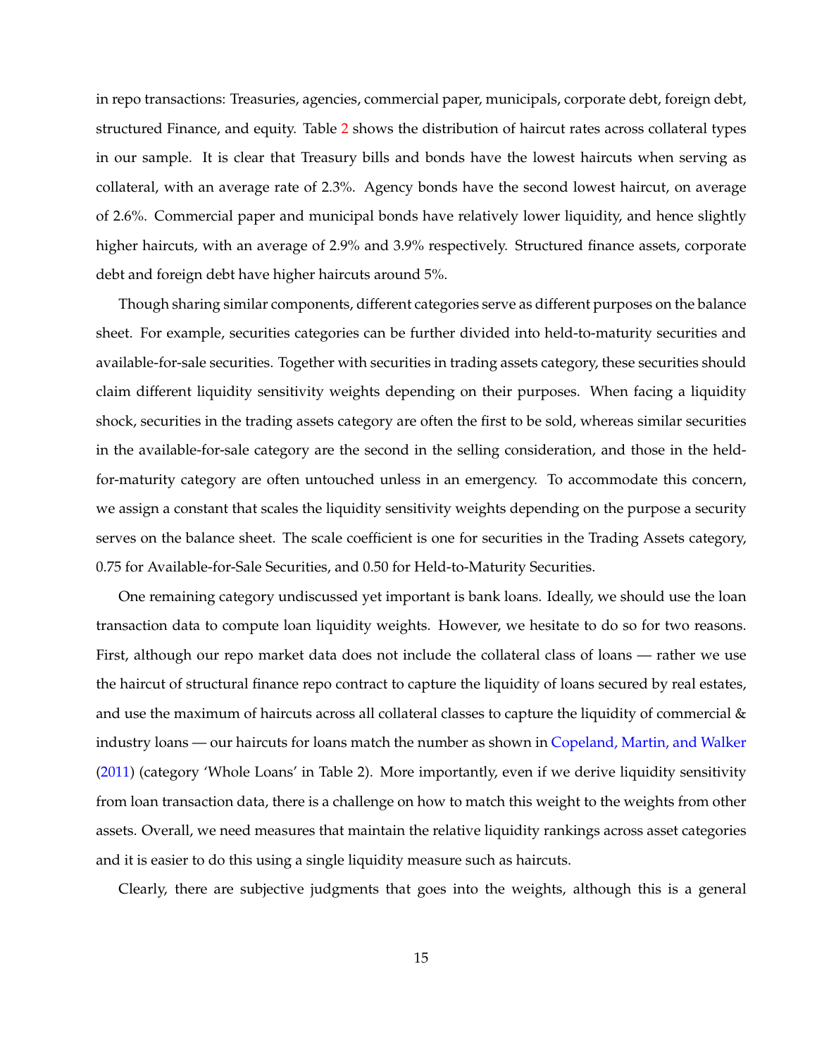in repo transactions: Treasuries, agencies, commercial paper, municipals, corporate debt, foreign debt, structured Finance, and equity. Table 2 shows the distribution of haircut rates across collateral types in our sample. It is clear that Treasury bills and bonds have the lowest haircuts when serving as collateral, with an average rate of 2.3%. Agency bonds have the second lowest haircut, on average of 2.6%. Commercial paper and municipal bonds have relatively lower liquidity, and hence slightly higher haircuts, with an average of 2.9% and 3.9% respectively. Structured finance assets, corporate debt and foreign debt have higher haircuts around 5%.

Though sharing similar components, different categories serve as different purposes on the balance sheet. For example, securities categories can be further divided into held-to-maturity securities and available-for-sale securities. Together with securities in trading assets category, these securities should claim different liquidity sensitivity weights depending on their purposes. When facing a liquidity shock, securities in the trading assets category are often the first to be sold, whereas similar securities in the available-for-sale category are the second in the selling consideration, and those in the held-for-maturity category are often untouched unless in an emergency. To accommodate this concern, we assign a constant that scales the liquidity sensitivity weights depending on the purpose a security serves on the balance sheet. The scale coefficient is one for securities in the Trading Assets category, 0.75 for Available-for-Sale Securities, and 0.50 for Held-to-Maturity Securities.

One remaining category undiscussed yet important is bank loans. Ideally, we should use the loan transaction data to compute loan liquidity weights. However, we hesitate to do so for two reasons. First, although our repo market data does not include the collateral class of loans — rather we use the haircut of structural finance repo contract to capture the liquidity of loans secured by real estates, and use the maximum of haircuts across all collateral classes to capture the liquidity of commercial & industry loans — our haircuts for loans match the number as shown in Copeland, Martin, and Walker (2011) (category 'Whole Loans' in Table 2). More importantly, even if we derive liquidity sensitivity from loan transaction data, there is a challenge on how to match this weight to the weights from other assets. Overall, we need measures that maintain the relative liquidity rankings across asset categories and it is easier to do this using a single liquidity measure such as haircuts.

Clearly, there are subjective judgments that goes into the weights, although this is a general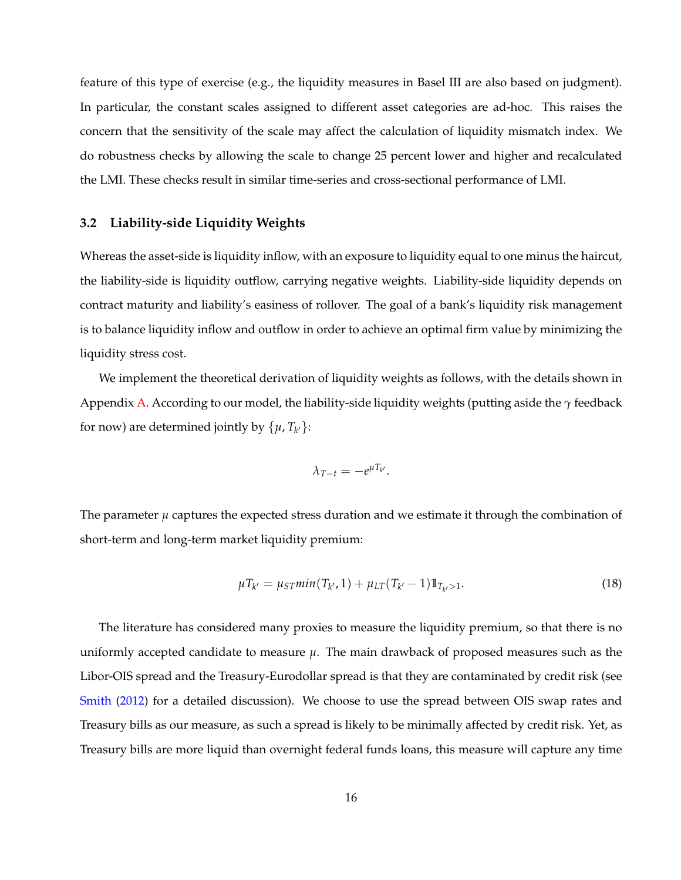feature of this type of exercise (e.g., the liquidity measures in Basel III are also based on judgment). In particular, the constant scales assigned to different asset categories are ad-hoc. This raises the concern that the sensitivity of the scale may affect the calculation of liquidity mismatch index. We do robustness checks by allowing the scale to change 25 percent lower and higher and recalculated the LMI. These checks result in similar time-series and cross-sectional performance of LMI.

### 3.2 Liability-side Liquidity Weights

Whereas the asset-side is liquidity inflow, with an exposure to liquidity equal to one minus the haircut, the liability-side is liquidity outflow, carrying negative weights. Liability-side liquidity depends on contract maturity and liability's easiness of rollover. The goal of a bank's liquidity risk management is to balance liquidity inflow and outflow in order to achieve an optimal firm value by minimizing the liquidity stress cost.

We implement the theoretical derivation of liquidity weights as follows, with the details shown in Appendix A. According to our model, the liability-side liquidity weights (putting aside the $\gamma$ feedback for now) are determined jointly by $\{\mu, T_{k'}\}$:

$$\lambda_{T-t} = -e^{\mu T_{k'}}.$$

The parameter $\mu$ captures the expected stress duration and we estimate it through the combination of short-term and long-term market liquidity premium:

$$\mu T_{k'} = \mu_{ST} min(T_{k'}, 1) + \mu_{LT}(T_{k'} - 1)\mathbb{1}_{T_{k'}>1}. \tag{18}$$

The literature has considered many proxies to measure the liquidity premium, so that there is no uniformly accepted candidate to measure $\mu$. The main drawback of proposed measures such as the Libor-OIS spread and the Treasury-Eurodollar spread is that they are contaminated by credit risk (see Smith (2012) for a detailed discussion). We choose to use the spread between OIS swap rates and Treasury bills as our measure, as such a spread is likely to be minimally affected by credit risk. Yet, as Treasury bills are more liquid than overnight federal funds loans, this measure will capture any time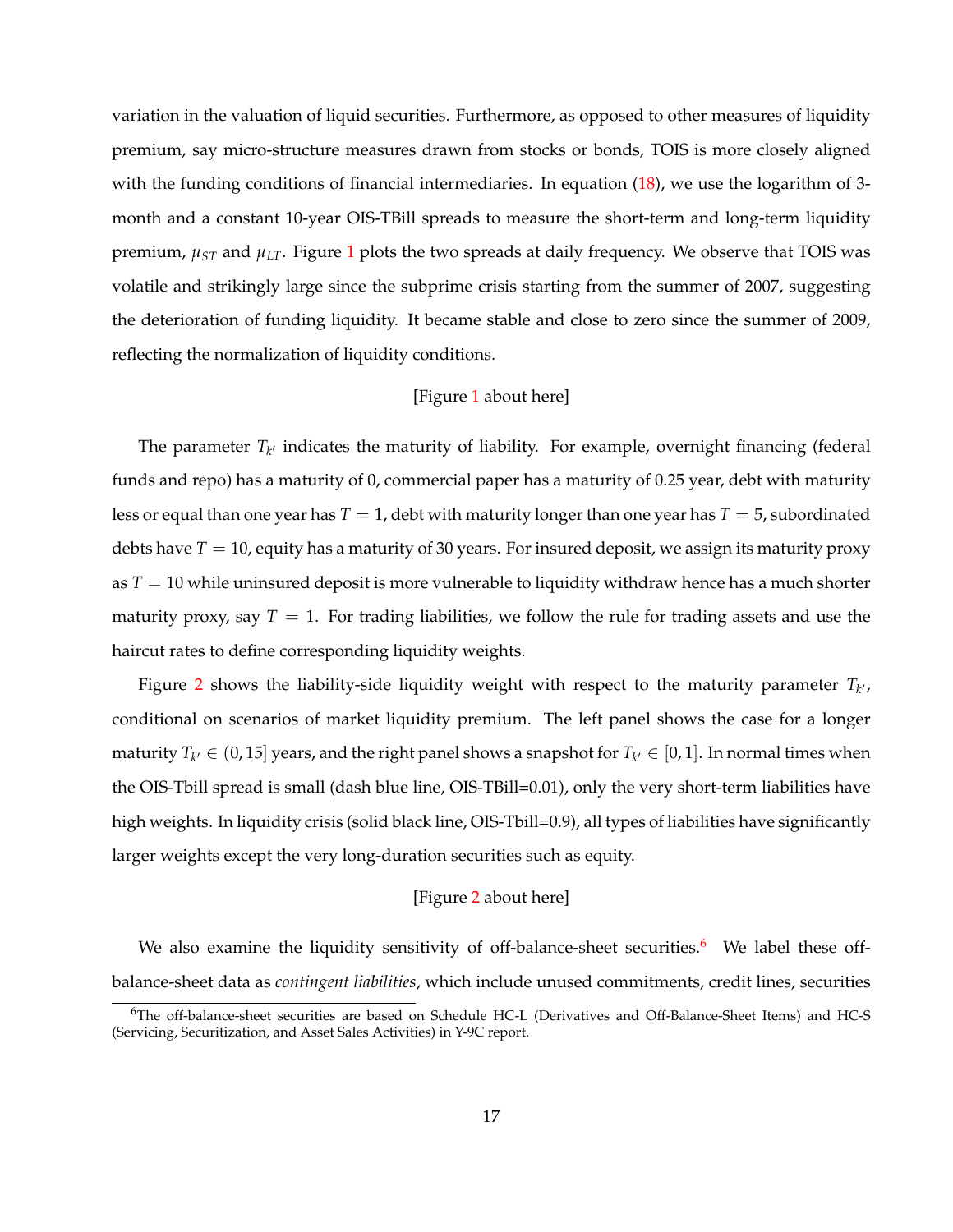variation in the valuation of liquid securities. Furthermore, as opposed to other measures of liquidity premium, say micro-structure measures drawn from stocks or bonds, TOIS is more closely aligned with the funding conditions of financial intermediaries. In equation (18), we use the logarithm of 3-month and a constant 10-year OIS-TBill spreads to measure the short-term and long-term liquidity premium, $\mu_{ST}$ and $\mu_{LT}$. Figure 1 plots the two spreads at daily frequency. We observe that TOIS was volatile and strikingly large since the subprime crisis starting from the summer of 2007, suggesting the deterioration of funding liquidity. It became stable and close to zero since the summer of 2009, reflecting the normalization of liquidity conditions.

[Figure 1 about here]

The parameter $T_{k'}$ indicates the maturity of liability. For example, overnight financing (federal funds and repo) has a maturity of 0, commercial paper has a maturity of 0.25 year, debt with maturity less or equal than one year has $T = 1$, debt with maturity longer than one year has $T = 5$, subordinated debts have $T = 10$, equity has a maturity of 30 years. For insured deposit, we assign its maturity proxy as $T = 10$ while uninsured deposit is more vulnerable to liquidity withdraw hence has a much shorter maturity proxy, say $T = 1$. For trading liabilities, we follow the rule for trading assets and use the haircut rates to define corresponding liquidity weights.

Figure 2 shows the liability-side liquidity weight with respect to the maturity parameter $T_{k'}$, conditional on scenarios of market liquidity premium. The left panel shows the case for a longer maturity $T_{k'} \in (0, 15]$ years, and the right panel shows a snapshot for $T_{k'} \in [0, 1]$. In normal times when the OIS-Tbill spread is small (dash blue line, OIS-TBill=0.01), only the very short-term liabilities have high weights. In liquidity crisis (solid black line, OIS-Tbill=0.9), all types of liabilities have significantly larger weights except the very long-duration securities such as equity.

[Figure 2 about here]

We also examine the liquidity sensitivity of off-balance-sheet securities.[6] We label these off-balance-sheet data as *contingent liabilities*, which include unused commitments, credit lines, securities

[6] The off-balance-sheet securities are based on Schedule HC-L (Derivatives and Off-Balance-Sheet Items) and HC-S (Servicing, Securitization, and Asset Sales Activities) in Y-9C report.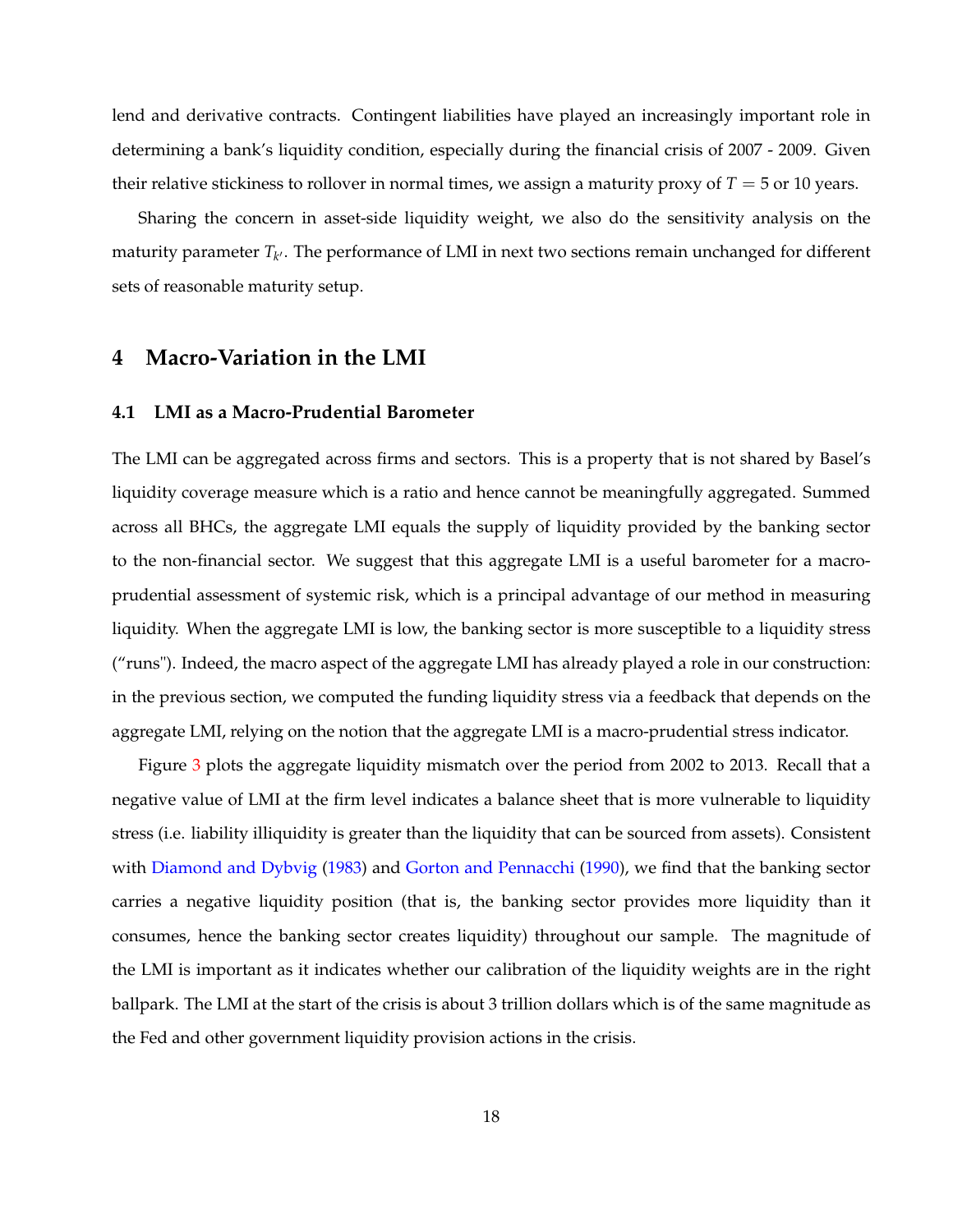lend and derivative contracts. Contingent liabilities have played an increasingly important role in determining a bank's liquidity condition, especially during the financial crisis of 2007 - 2009. Given their relative stickiness to rollover in normal times, we assign a maturity proxy of $T = 5$ or 10 years.

Sharing the concern in asset-side liquidity weight, we also do the sensitivity analysis on the maturity parameter $T_{k'}$. The performance of LMI in next two sections remain unchanged for different sets of reasonable maturity setup.

## 4 Macro-Variation in the LMI

### 4.1 LMI as a Macro-Prudential Barometer

The LMI can be aggregated across firms and sectors. This is a property that is not shared by Basel's liquidity coverage measure which is a ratio and hence cannot be meaningfully aggregated. Summed across all BHCs, the aggregate LMI equals the supply of liquidity provided by the banking sector to the non-financial sector. We suggest that this aggregate LMI is a useful barometer for a macro-prudential assessment of systemic risk, which is a principal advantage of our method in measuring liquidity. When the aggregate LMI is low, the banking sector is more susceptible to a liquidity stress ("runs"). Indeed, the macro aspect of the aggregate LMI has already played a role in our construction: in the previous section, we computed the funding liquidity stress via a feedback that depends on the aggregate LMI, relying on the notion that the aggregate LMI is a macro-prudential stress indicator.

Figure 3 plots the aggregate liquidity mismatch over the period from 2002 to 2013. Recall that a negative value of LMI at the firm level indicates a balance sheet that is more vulnerable to liquidity stress (i.e. liability illiquidity is greater than the liquidity that can be sourced from assets). Consistent with Diamond and Dybvig (1983) and Gorton and Pennacchi (1990), we find that the banking sector carries a negative liquidity position (that is, the banking sector provides more liquidity than it consumes, hence the banking sector creates liquidity) throughout our sample. The magnitude of the LMI is important as it indicates whether our calibration of the liquidity weights are in the right ballpark. The LMI at the start of the crisis is about 3 trillion dollars which is of the same magnitude as the Fed and other government liquidity provision actions in the crisis.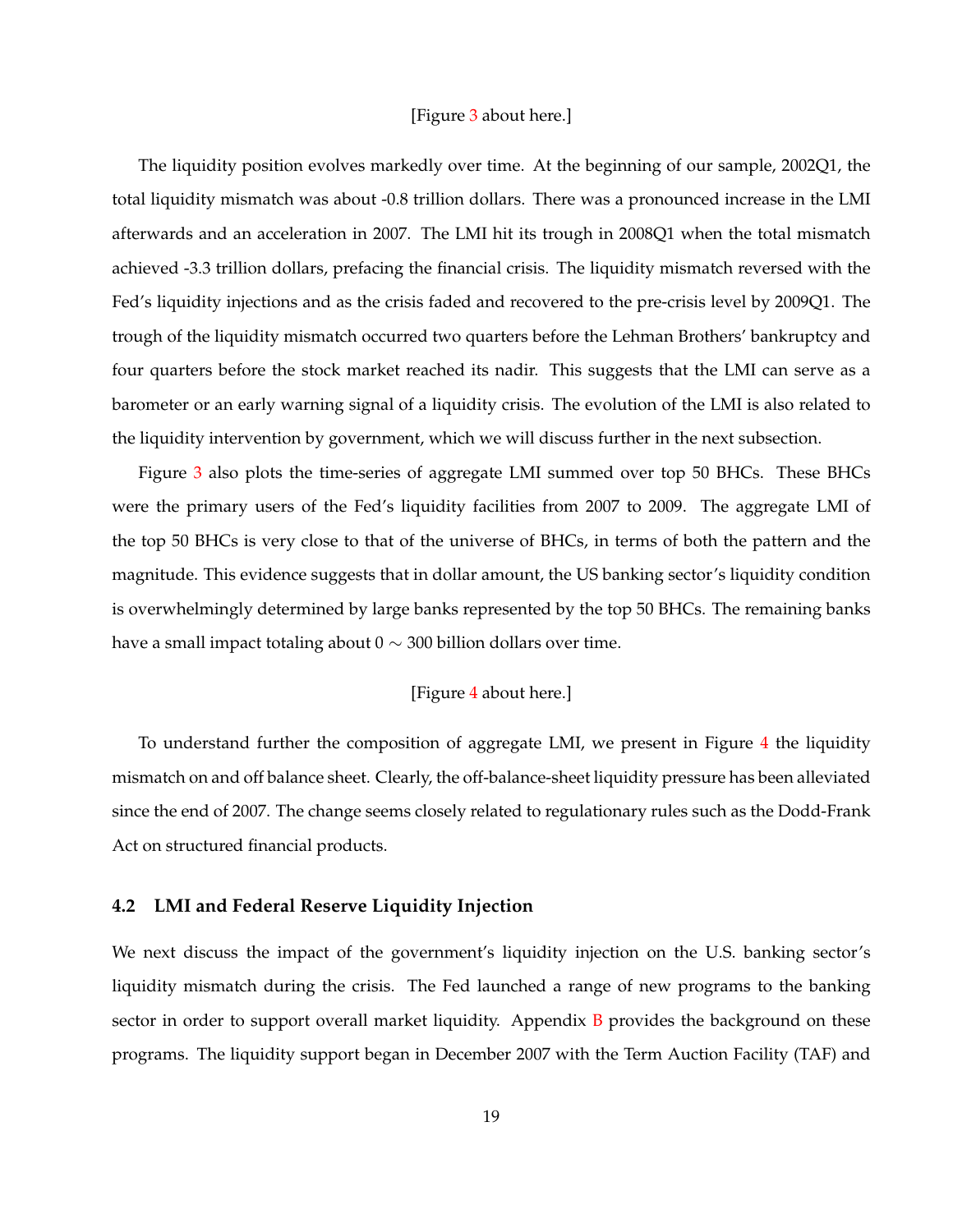[Figure 3 about here.]

The liquidity position evolves markedly over time. At the beginning of our sample, 2002Q1, the total liquidity mismatch was about -0.8 trillion dollars. There was a pronounced increase in the LMI afterwards and an acceleration in 2007. The LMI hit its trough in 2008Q1 when the total mismatch achieved -3.3 trillion dollars, prefacing the financial crisis. The liquidity mismatch reversed with the Fed's liquidity injections and as the crisis faded and recovered to the pre-crisis level by 2009Q1. The trough of the liquidity mismatch occurred two quarters before the Lehman Brothers' bankruptcy and four quarters before the stock market reached its nadir. This suggests that the LMI can serve as a barometer or an early warning signal of a liquidity crisis. The evolution of the LMI is also related to the liquidity intervention by government, which we will discuss further in the next subsection.

Figure 3 also plots the time-series of aggregate LMI summed over top 50 BHCs. These BHCs were the primary users of the Fed's liquidity facilities from 2007 to 2009. The aggregate LMI of the top 50 BHCs is very close to that of the universe of BHCs, in terms of both the pattern and the magnitude. This evidence suggests that in dollar amount, the US banking sector's liquidity condition is overwhelmingly determined by large banks represented by the top 50 BHCs. The remaining banks have a small impact totaling about $0 \sim 300$ billion dollars over time.

[Figure 4 about here.]

To understand further the composition of aggregate LMI, we present in Figure 4 the liquidity mismatch on and off balance sheet. Clearly, the off-balance-sheet liquidity pressure has been alleviated since the end of 2007. The change seems closely related to regulationary rules such as the Dodd-Frank Act on structured financial products.

### 4.2 LMI and Federal Reserve Liquidity Injection

We next discuss the impact of the government's liquidity injection on the U.S. banking sector's liquidity mismatch during the crisis. The Fed launched a range of new programs to the banking sector in order to support overall market liquidity. Appendix B provides the background on these programs. The liquidity support began in December 2007 with the Term Auction Facility (TAF) and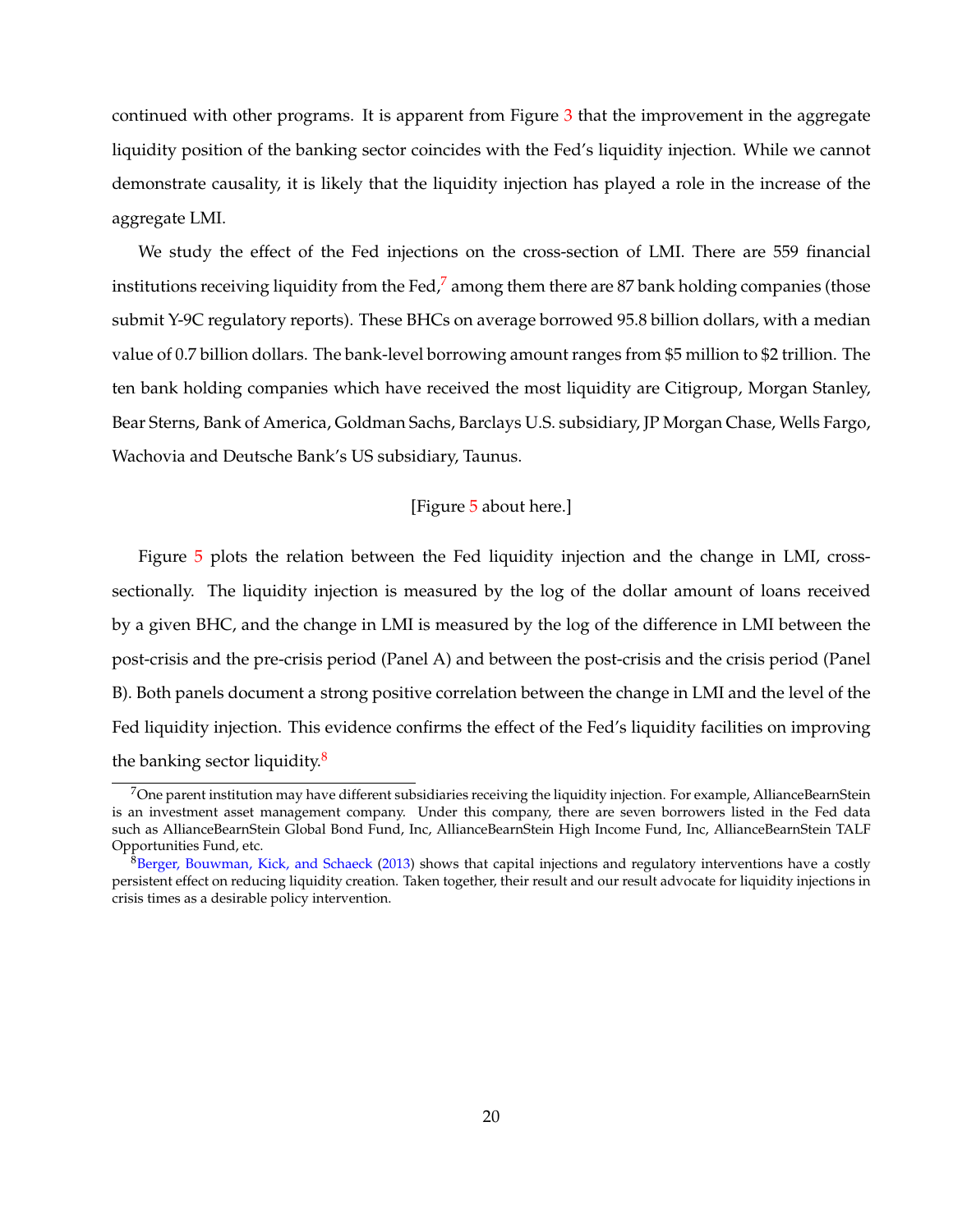continued with other programs. It is apparent from Figure 3 that the improvement in the aggregate liquidity position of the banking sector coincides with the Fed's liquidity injection. While we cannot demonstrate causality, it is likely that the liquidity injection has played a role in the increase of the aggregate LMI.

We study the effect of the Fed injections on the cross-section of LMI. There are 559 financial institutions receiving liquidity from the Fed,[7] among them there are 87 bank holding companies (those submit Y-9C regulatory reports). These BHCs on average borrowed 95.8 billion dollars, with a median value of 0.7 billion dollars. The bank-level borrowing amount ranges from $5 million to $2 trillion. The ten bank holding companies which have received the most liquidity are Citigroup, Morgan Stanley, Bear Sterns, Bank of America, Goldman Sachs, Barclays U.S. subsidiary, JP Morgan Chase, Wells Fargo, Wachovia and Deutsche Bank's US subsidiary, Taunus.

[Figure 5 about here.]

Figure 5 plots the relation between the Fed liquidity injection and the change in LMI, cross-sectionally. The liquidity injection is measured by the log of the dollar amount of loans received by a given BHC, and the change in LMI is measured by the log of the difference in LMI between the post-crisis and the pre-crisis period (Panel A) and between the post-crisis and the crisis period (Panel B). Both panels document a strong positive correlation between the change in LMI and the level of the Fed liquidity injection. This evidence confirms the effect of the Fed's liquidity facilities on improving the banking sector liquidity.[8]

[7] One parent institution may have different subsidiaries receiving the liquidity injection. For example, AllianceBearnStein is an investment asset management company. Under this company, there are seven borrowers listed in the Fed data such as AllianceBearnStein Global Bond Fund, Inc, AllianceBearnStein High Income Fund, Inc, AllianceBearnStein TALF Opportunities Fund, etc.

[8] Berger, Bouwman, Kick, and Schaeck (2013) shows that capital injections and regulatory interventions have a costly persistent effect on reducing liquidity creation. Taken together, their result and our result advocate for liquidity injections in crisis times as a desirable policy intervention.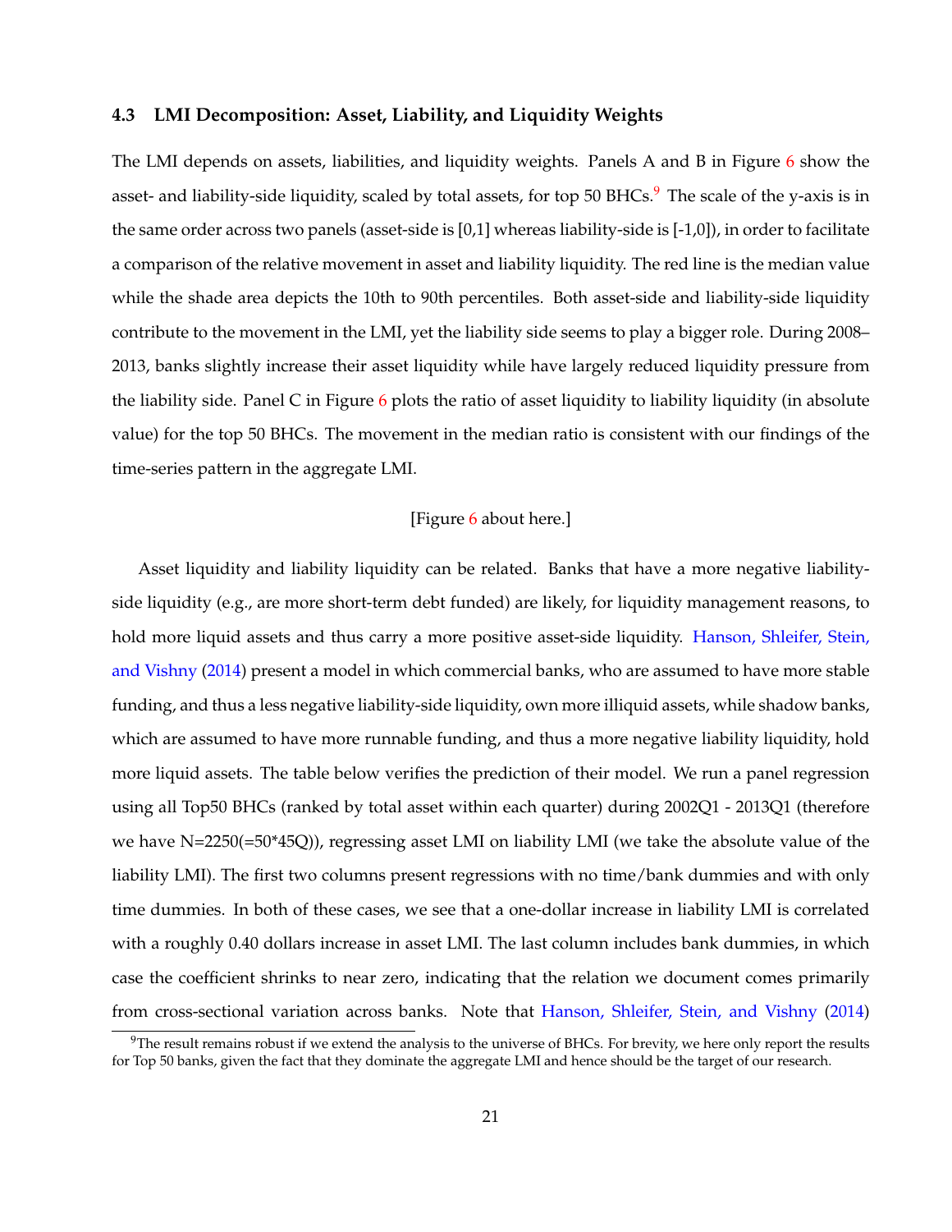### 4.3 LMI Decomposition: Asset, Liability, and Liquidity Weights

The LMI depends on assets, liabilities, and liquidity weights. Panels A and B in Figure 6 show the asset- and liability-side liquidity, scaled by total assets, for top 50 BHCs.[9] The scale of the y-axis is in the same order across two panels (asset-side is [0,1] whereas liability-side is [-1,0]), in order to facilitate a comparison of the relative movement in asset and liability liquidity. The red line is the median value while the shade area depicts the 10th to 90th percentiles. Both asset-side and liability-side liquidity contribute to the movement in the LMI, yet the liability side seems to play a bigger role. During 2008–2013, banks slightly increase their asset liquidity while have largely reduced liquidity pressure from the liability side. Panel C in Figure 6 plots the ratio of asset liquidity to liability liquidity (in absolute value) for the top 50 BHCs. The movement in the median ratio is consistent with our findings of the time-series pattern in the aggregate LMI.

[Figure 6 about here.]

Asset liquidity and liability liquidity can be related. Banks that have a more negative liability-side liquidity (e.g., are more short-term debt funded) are likely, for liquidity management reasons, to hold more liquid assets and thus carry a more positive asset-side liquidity. Hanson, Shleifer, Stein, and Vishny (2014) present a model in which commercial banks, who are assumed to have more stable funding, and thus a less negative liability-side liquidity, own more illiquid assets, while shadow banks, which are assumed to have more runnable funding, and thus a more negative liability liquidity, hold more liquid assets. The table below verifies the prediction of their model. We run a panel regression using all Top50 BHCs (ranked by total asset within each quarter) during 2002Q1 - 2013Q1 (therefore we have N=2250(=50*45Q)), regressing asset LMI on liability LMI (we take the absolute value of the liability LMI). The first two columns present regressions with no time/bank dummies and with only time dummies. In both of these cases, we see that a one-dollar increase in liability LMI is correlated with a roughly 0.40 dollars increase in asset LMI. The last column includes bank dummies, in which case the coefficient shrinks to near zero, indicating that the relation we document comes primarily from cross-sectional variation across banks. Note that Hanson, Shleifer, Stein, and Vishny (2014)

[9] The result remains robust if we extend the analysis to the universe of BHCs. For brevity, we here only report the results for Top 50 banks, given the fact that they dominate the aggregate LMI and hence should be the target of our research.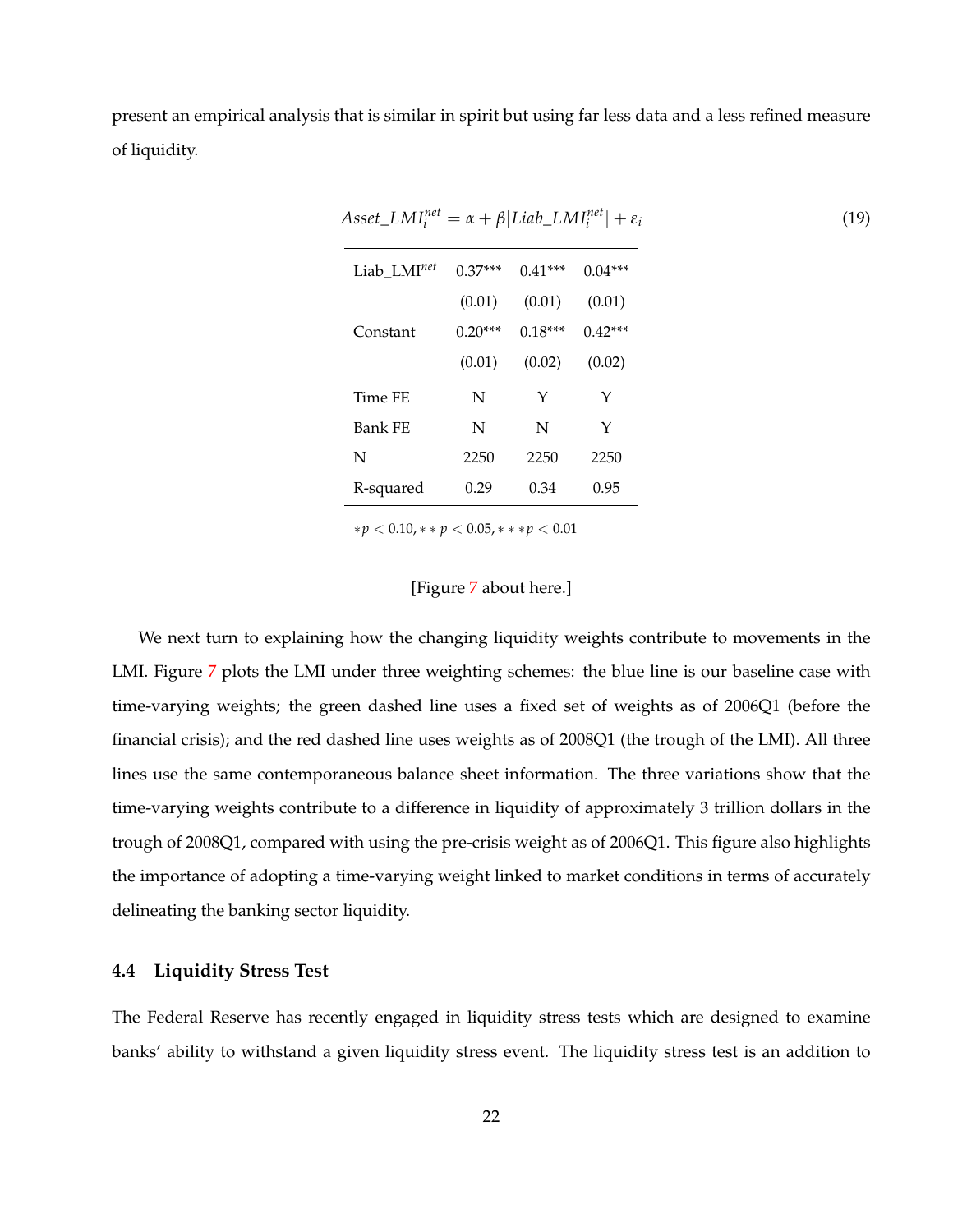present an empirical analysis that is similar in spirit but using far less data and a less refined measure of liquidity.

$$Asset\_LMI_i^{net} = \alpha + \beta |Liab\_LMI_i^{net}| + \varepsilon_i \tag{19}$$

| | | | |
|---|---|---|---|
| Liab_LMI$^{net}$ | 0.37*** | 0.41*** | 0.04*** |
| | (0.01) | (0.01) | (0.01) |
| Constant | 0.20*** | 0.18*** | 0.42*** |
| | (0.01) | (0.02) | (0.02) |
| Time FE | N | Y | Y |
| Bank FE | N | N | Y |
| N | 2250 | 2250 | 2250 |
| R-squared | 0.29 | 0.34 | 0.95 |

$*p < 0.10, **p < 0.05, ***p < 0.01$

[Figure 7 about here.]

We next turn to explaining how the changing liquidity weights contribute to movements in the LMI. Figure 7 plots the LMI under three weighting schemes: the blue line is our baseline case with time-varying weights; the green dashed line uses a fixed set of weights as of 2006Q1 (before the financial crisis); and the red dashed line uses weights as of 2008Q1 (the trough of the LMI). All three lines use the same contemporaneous balance sheet information. The three variations show that the time-varying weights contribute to a difference in liquidity of approximately 3 trillion dollars in the trough of 2008Q1, compared with using the pre-crisis weight as of 2006Q1. This figure also highlights the importance of adopting a time-varying weight linked to market conditions in terms of accurately delineating the banking sector liquidity.

### 4.4 Liquidity Stress Test

The Federal Reserve has recently engaged in liquidity stress tests which are designed to examine banks' ability to withstand a given liquidity stress event. The liquidity stress test is an addition to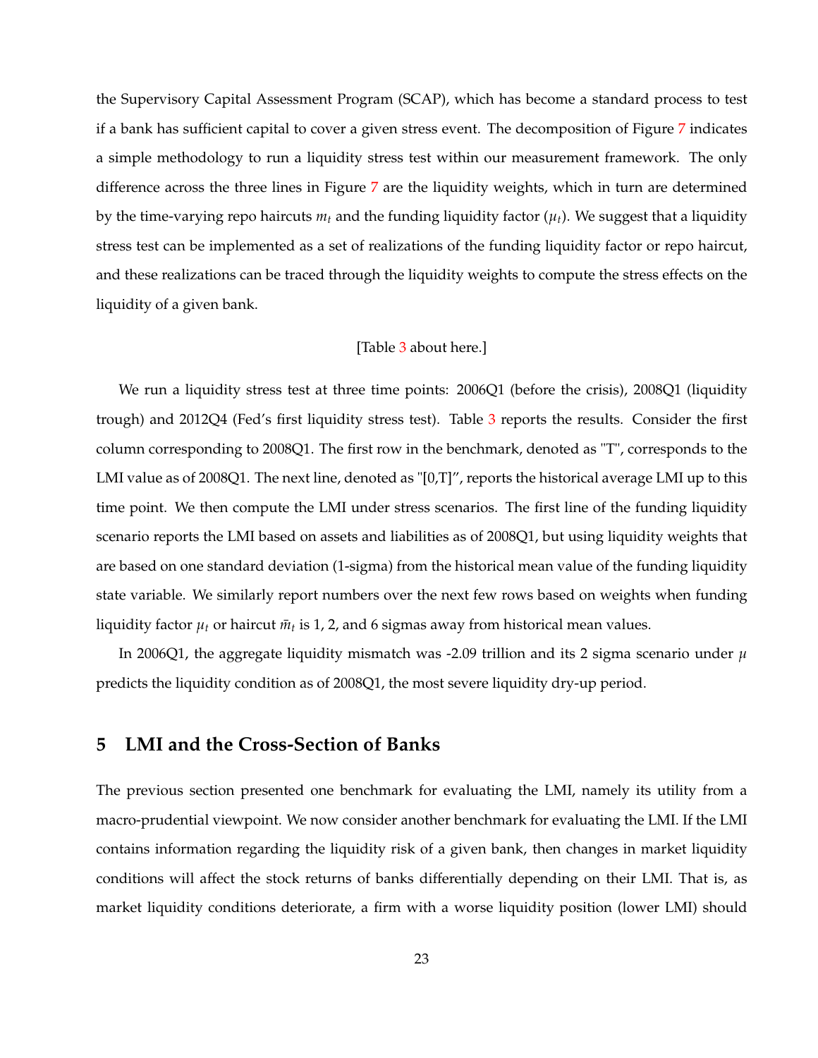the Supervisory Capital Assessment Program (SCAP), which has become a standard process to test if a bank has sufficient capital to cover a given stress event. The decomposition of Figure 7 indicates a simple methodology to run a liquidity stress test within our measurement framework. The only difference across the three lines in Figure 7 are the liquidity weights, which in turn are determined by the time-varying repo haircuts $m_t$ and the funding liquidity factor ($\mu_t$). We suggest that a liquidity stress test can be implemented as a set of realizations of the funding liquidity factor or repo haircut, and these realizations can be traced through the liquidity weights to compute the stress effects on the liquidity of a given bank.

[Table 3 about here.]

We run a liquidity stress test at three time points: 2006Q1 (before the crisis), 2008Q1 (liquidity trough) and 2012Q4 (Fed's first liquidity stress test). Table 3 reports the results. Consider the first column corresponding to 2008Q1. The first row in the benchmark, denoted as "T", corresponds to the LMI value as of 2008Q1. The next line, denoted as "[0,T]", reports the historical average LMI up to this time point. We then compute the LMI under stress scenarios. The first line of the funding liquidity scenario reports the LMI based on assets and liabilities as of 2008Q1, but using liquidity weights that are based on one standard deviation (1-sigma) from the historical mean value of the funding liquidity state variable. We similarly report numbers over the next few rows based on weights when funding liquidity factor $\mu_t$ or haircut $\bar{m}_t$ is 1, 2, and 6 sigmas away from historical mean values.

In 2006Q1, the aggregate liquidity mismatch was -2.09 trillion and its 2 sigma scenario under $\mu$ predicts the liquidity condition as of 2008Q1, the most severe liquidity dry-up period.

## 5 LMI and the Cross-Section of Banks

The previous section presented one benchmark for evaluating the LMI, namely its utility from a macro-prudential viewpoint. We now consider another benchmark for evaluating the LMI. If the LMI contains information regarding the liquidity risk of a given bank, then changes in market liquidity conditions will affect the stock returns of banks differentially depending on their LMI. That is, as market liquidity conditions deteriorate, a firm with a worse liquidity position (lower LMI) should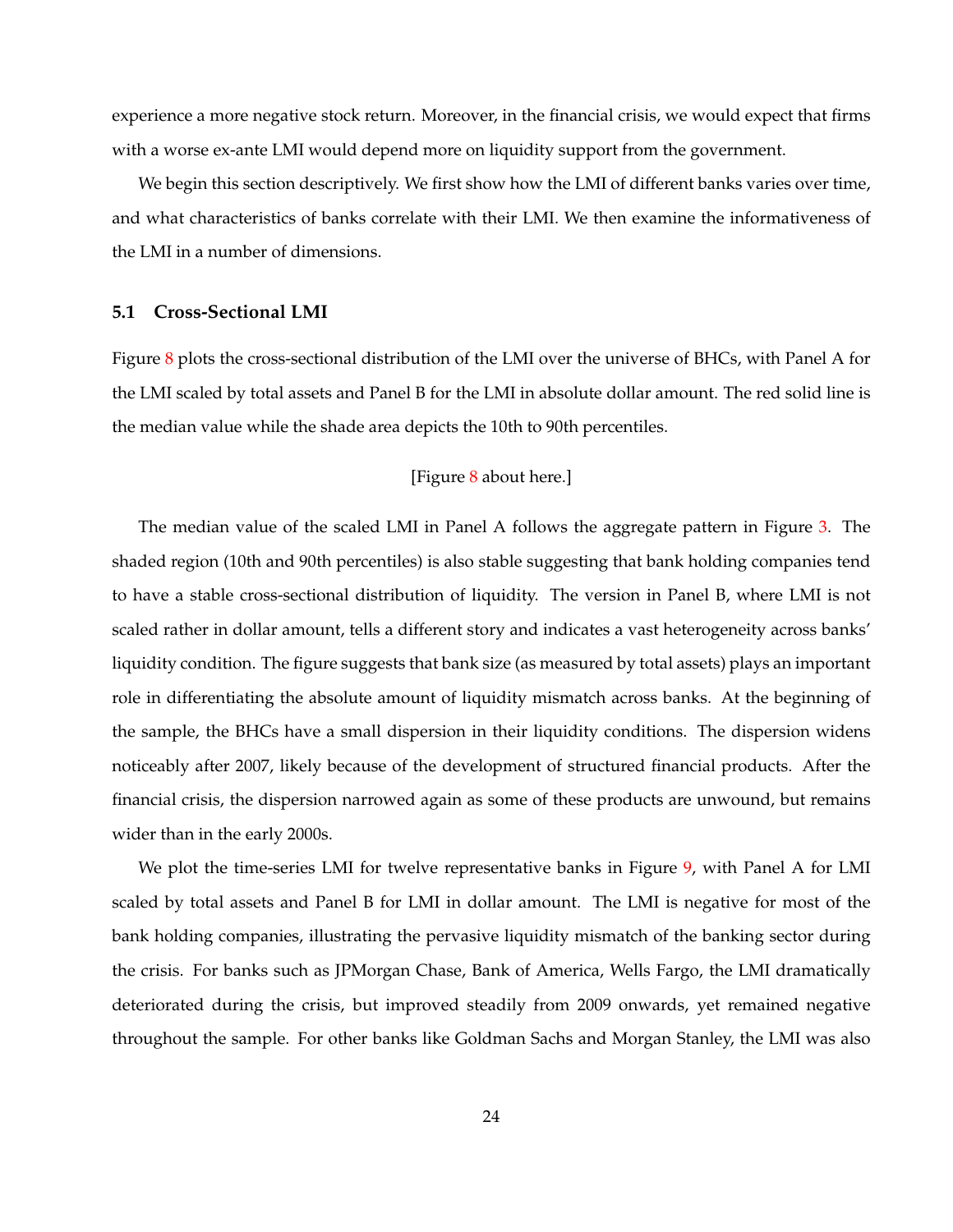experience a more negative stock return. Moreover, in the financial crisis, we would expect that firms with a worse ex-ante LMI would depend more on liquidity support from the government.

We begin this section descriptively. We first show how the LMI of different banks varies over time, and what characteristics of banks correlate with their LMI. We then examine the informativeness of the LMI in a number of dimensions.

### 5.1 Cross-Sectional LMI

Figure 8 plots the cross-sectional distribution of the LMI over the universe of BHCs, with Panel A for the LMI scaled by total assets and Panel B for the LMI in absolute dollar amount. The red solid line is the median value while the shade area depicts the 10th to 90th percentiles.

[Figure 8 about here.]

The median value of the scaled LMI in Panel A follows the aggregate pattern in Figure 3. The shaded region (10th and 90th percentiles) is also stable suggesting that bank holding companies tend to have a stable cross-sectional distribution of liquidity. The version in Panel B, where LMI is not scaled rather in dollar amount, tells a different story and indicates a vast heterogeneity across banks' liquidity condition. The figure suggests that bank size (as measured by total assets) plays an important role in differentiating the absolute amount of liquidity mismatch across banks. At the beginning of the sample, the BHCs have a small dispersion in their liquidity conditions. The dispersion widens noticeably after 2007, likely because of the development of structured financial products. After the financial crisis, the dispersion narrowed again as some of these products are unwound, but remains wider than in the early 2000s.

We plot the time-series LMI for twelve representative banks in Figure 9, with Panel A for LMI scaled by total assets and Panel B for LMI in dollar amount. The LMI is negative for most of the bank holding companies, illustrating the pervasive liquidity mismatch of the banking sector during the crisis. For banks such as JPMorgan Chase, Bank of America, Wells Fargo, the LMI dramatically deteriorated during the crisis, but improved steadily from 2009 onwards, yet remained negative throughout the sample. For other banks like Goldman Sachs and Morgan Stanley, the LMI was also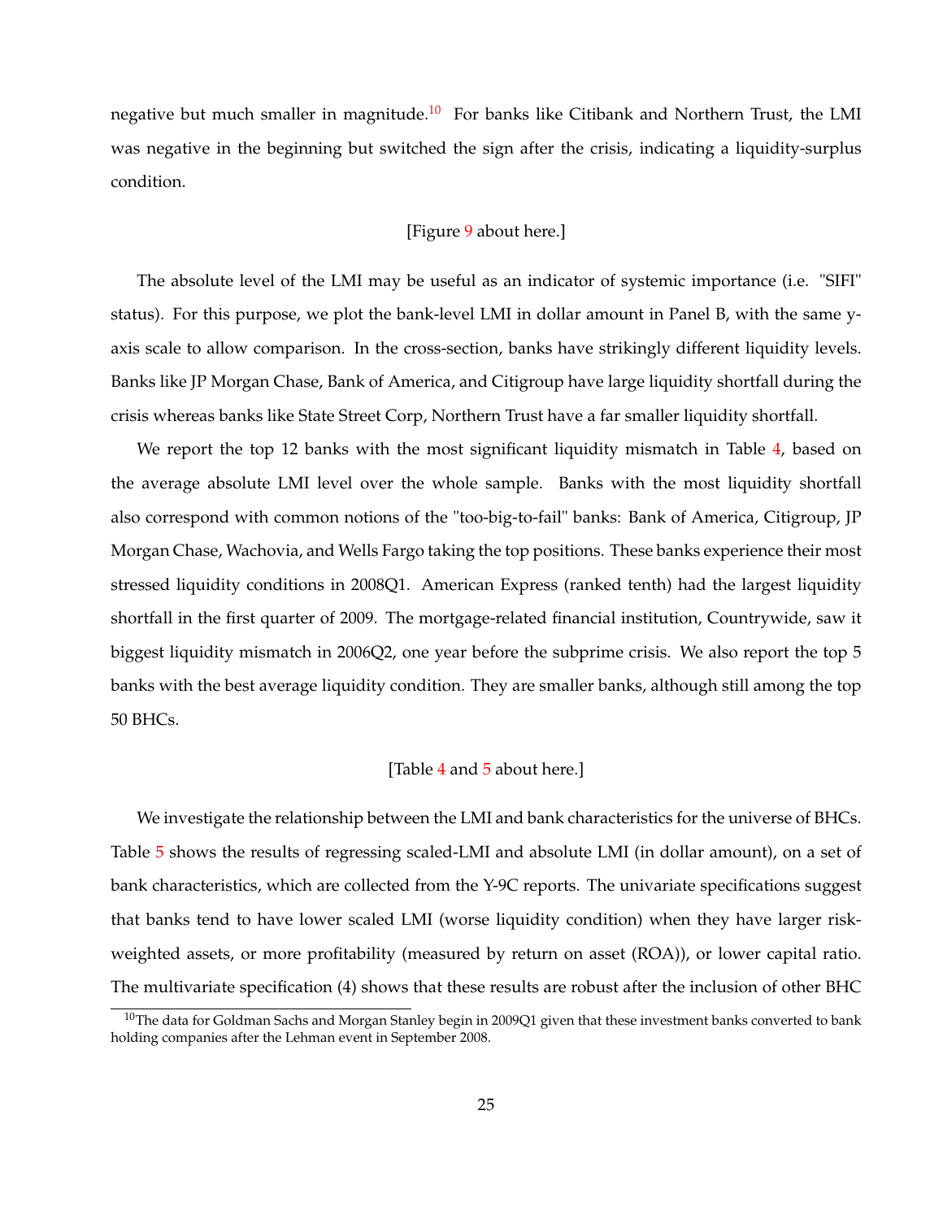negative but much smaller in magnitude.[10] For banks like Citibank and Northern Trust, the LMI was negative in the beginning but switched the sign after the crisis, indicating a liquidity-surplus condition.

[Figure 9 about here.]

The absolute level of the LMI may be useful as an indicator of systemic importance (i.e. "SIFI" status). For this purpose, we plot the bank-level LMI in dollar amount in Panel B, with the same y-axis scale to allow comparison. In the cross-section, banks have strikingly different liquidity levels. Banks like JP Morgan Chase, Bank of America, and Citigroup have large liquidity shortfall during the crisis whereas banks like State Street Corp, Northern Trust have a far smaller liquidity shortfall.

We report the top 12 banks with the most significant liquidity mismatch in Table 4, based on the average absolute LMI level over the whole sample. Banks with the most liquidity shortfall also correspond with common notions of the "too-big-to-fail" banks: Bank of America, Citigroup, JP Morgan Chase, Wachovia, and Wells Fargo taking the top positions. These banks experience their most stressed liquidity conditions in 2008Q1. American Express (ranked tenth) had the largest liquidity shortfall in the first quarter of 2009. The mortgage-related financial institution, Countrywide, saw it biggest liquidity mismatch in 2006Q2, one year before the subprime crisis. We also report the top 5 banks with the best average liquidity condition. They are smaller banks, although still among the top 50 BHCs.

[Table 4 and 5 about here.]

We investigate the relationship between the LMI and bank characteristics for the universe of BHCs. Table 5 shows the results of regressing scaled-LMI and absolute LMI (in dollar amount), on a set of bank characteristics, which are collected from the Y-9C reports. The univariate specifications suggest that banks tend to have lower scaled LMI (worse liquidity condition) when they have larger risk-weighted assets, or more profitability (measured by return on asset (ROA)), or lower capital ratio. The multivariate specification (4) shows that these results are robust after the inclusion of other BHC

[10] The data for Goldman Sachs and Morgan Stanley begin in 2009Q1 given that these investment banks converted to bank holding companies after the Lehman event in September 2008.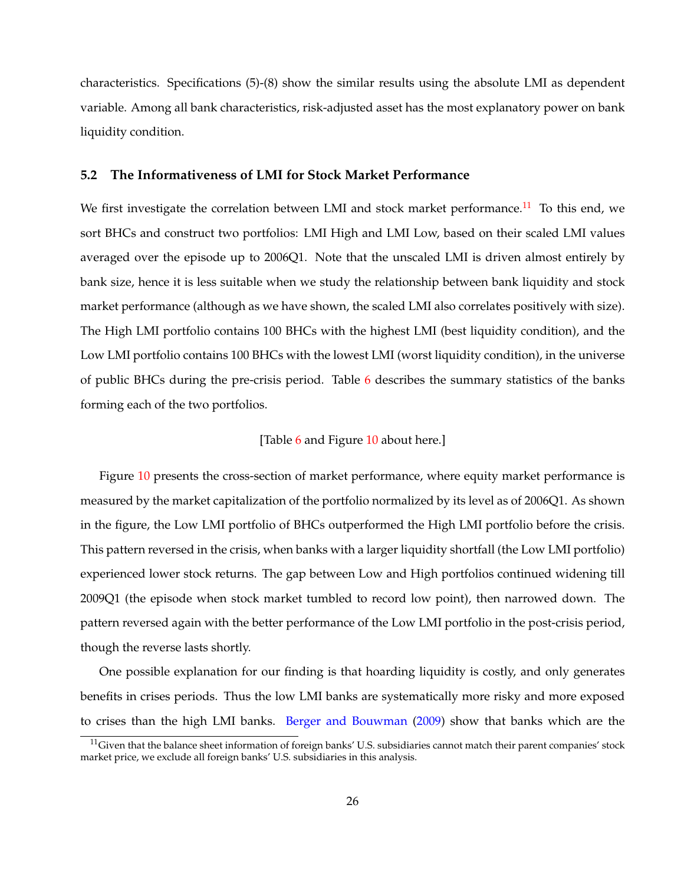characteristics. Specifications (5)-(8) show the similar results using the absolute LMI as dependent variable. Among all bank characteristics, risk-adjusted asset has the most explanatory power on bank liquidity condition.

### 5.2 The Informativeness of LMI for Stock Market Performance

We first investigate the correlation between LMI and stock market performance.[11] To this end, we sort BHCs and construct two portfolios: LMI High and LMI Low, based on their scaled LMI values averaged over the episode up to 2006Q1. Note that the unscaled LMI is driven almost entirely by bank size, hence it is less suitable when we study the relationship between bank liquidity and stock market performance (although as we have shown, the scaled LMI also correlates positively with size). The High LMI portfolio contains 100 BHCs with the highest LMI (best liquidity condition), and the Low LMI portfolio contains 100 BHCs with the lowest LMI (worst liquidity condition), in the universe of public BHCs during the pre-crisis period. Table 6 describes the summary statistics of the banks forming each of the two portfolios.

[Table 6 and Figure 10 about here.]

Figure 10 presents the cross-section of market performance, where equity market performance is measured by the market capitalization of the portfolio normalized by its level as of 2006Q1. As shown in the figure, the Low LMI portfolio of BHCs outperformed the High LMI portfolio before the crisis. This pattern reversed in the crisis, when banks with a larger liquidity shortfall (the Low LMI portfolio) experienced lower stock returns. The gap between Low and High portfolios continued widening till 2009Q1 (the episode when stock market tumbled to record low point), then narrowed down. The pattern reversed again with the better performance of the Low LMI portfolio in the post-crisis period, though the reverse lasts shortly.

One possible explanation for our finding is that hoarding liquidity is costly, and only generates benefits in crises periods. Thus the low LMI banks are systematically more risky and more exposed to crises than the high LMI banks. Berger and Bouwman (2009) show that banks which are the

[11] Given that the balance sheet information of foreign banks' U.S. subsidiaries cannot match their parent companies' stock market price, we exclude all foreign banks' U.S. subsidiaries in this analysis.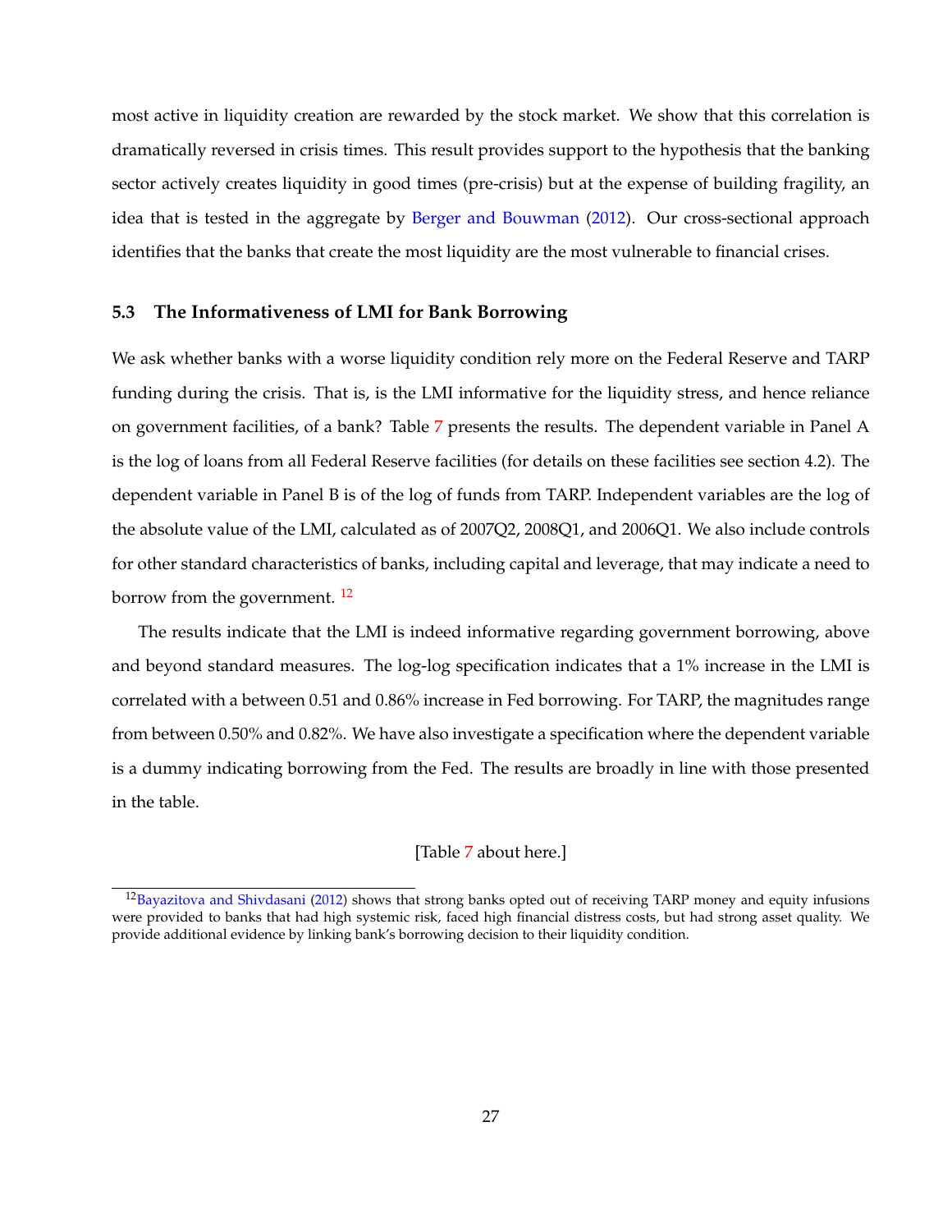most active in liquidity creation are rewarded by the stock market. We show that this correlation is dramatically reversed in crisis times. This result provides support to the hypothesis that the banking sector actively creates liquidity in good times (pre-crisis) but at the expense of building fragility, an idea that is tested in the aggregate by Berger and Bouwman (2012). Our cross-sectional approach identifies that the banks that create the most liquidity are the most vulnerable to financial crises.

### 5.3 The Informativeness of LMI for Bank Borrowing

We ask whether banks with a worse liquidity condition rely more on the Federal Reserve and TARP funding during the crisis. That is, is the LMI informative for the liquidity stress, and hence reliance on government facilities, of a bank? Table 7 presents the results. The dependent variable in Panel A is the log of loans from all Federal Reserve facilities (for details on these facilities see section 4.2). The dependent variable in Panel B is of the log of funds from TARP. Independent variables are the log of the absolute value of the LMI, calculated as of 2007Q2, 2008Q1, and 2006Q1. We also include controls for other standard characteristics of banks, including capital and leverage, that may indicate a need to borrow from the government. [12]

The results indicate that the LMI is indeed informative regarding government borrowing, above and beyond standard measures. The log-log specification indicates that a 1% increase in the LMI is correlated with a between 0.51 and 0.86% increase in Fed borrowing. For TARP, the magnitudes range from between 0.50% and 0.82%. We have also investigate a specification where the dependent variable is a dummy indicating borrowing from the Fed. The results are broadly in line with those presented in the table.

[Table 7 about here.]

[12] Bayazitova and Shivdasani (2012) shows that strong banks opted out of receiving TARP money and equity infusions were provided to banks that had high systemic risk, faced high financial distress costs, but had strong asset quality. We provide additional evidence by linking bank's borrowing decision to their liquidity condition.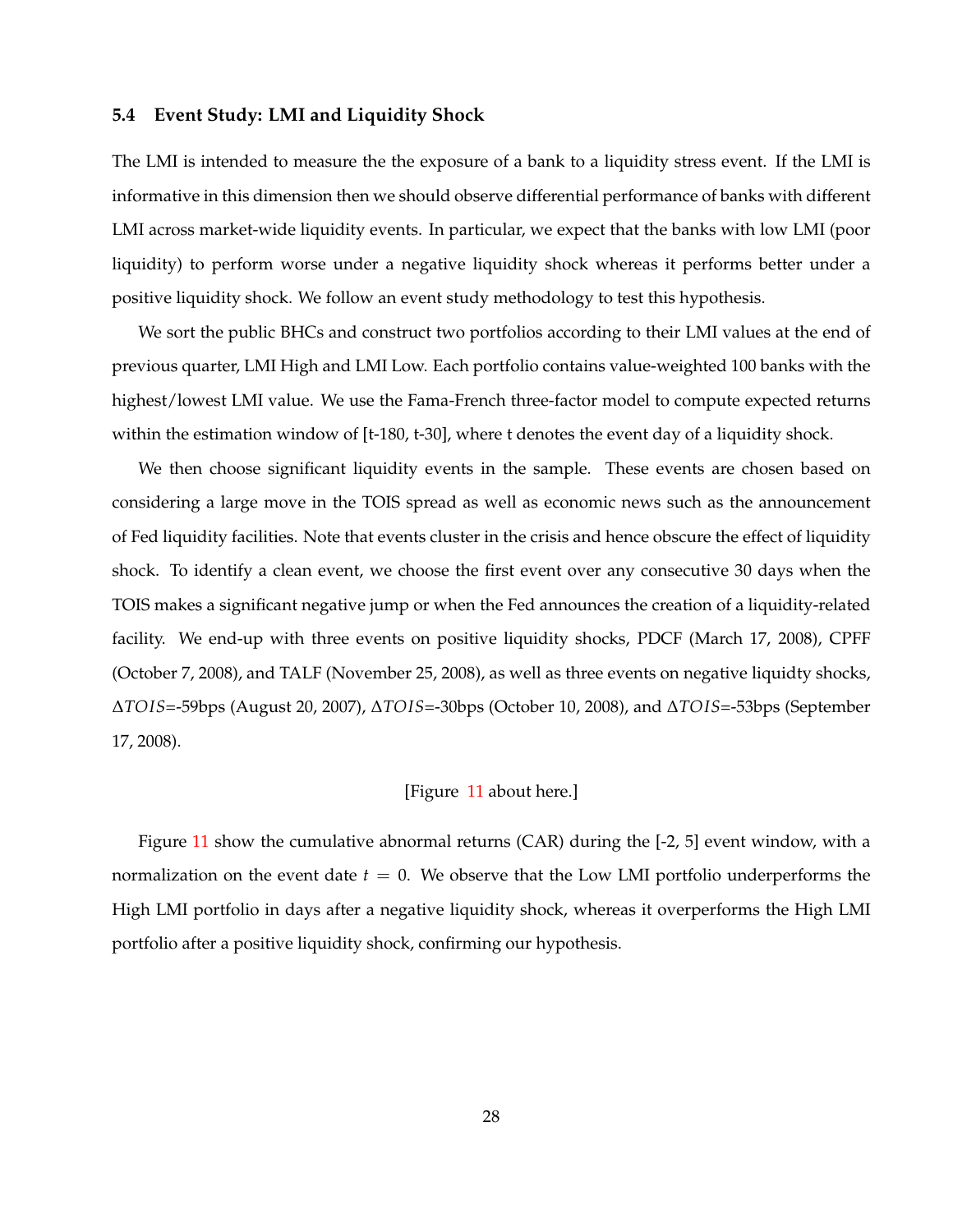### 5.4 Event Study: LMI and Liquidity Shock

The LMI is intended to measure the the exposure of a bank to a liquidity stress event. If the LMI is informative in this dimension then we should observe differential performance of banks with different LMI across market-wide liquidity events. In particular, we expect that the banks with low LMI (poor liquidity) to perform worse under a negative liquidity shock whereas it performs better under a positive liquidity shock. We follow an event study methodology to test this hypothesis.

We sort the public BHCs and construct two portfolios according to their LMI values at the end of previous quarter, LMI High and LMI Low. Each portfolio contains value-weighted 100 banks with the highest/lowest LMI value. We use the Fama-French three-factor model to compute expected returns within the estimation window of [t-180, t-30], where t denotes the event day of a liquidity shock.

We then choose significant liquidity events in the sample. These events are chosen based on considering a large move in the TOIS spread as well as economic news such as the announcement of Fed liquidity facilities. Note that events cluster in the crisis and hence obscure the effect of liquidity shock. To identify a clean event, we choose the first event over any consecutive 30 days when the TOIS makes a significant negative jump or when the Fed announces the creation of a liquidity-related facility. We end-up with three events on positive liquidity shocks, PDCF (March 17, 2008), CPFF (October 7, 2008), and TALF (November 25, 2008), as well as three events on negative liquidty shocks, $\Delta TOIS$=-59bps (August 20, 2007), $\Delta TOIS$=-30bps (October 10, 2008), and $\Delta TOIS$=-53bps (September 17, 2008).

[Figure 11 about here.]

Figure 11 show the cumulative abnormal returns (CAR) during the [-2, 5] event window, with a normalization on the event date $t = 0$. We observe that the Low LMI portfolio underperforms the High LMI portfolio in days after a negative liquidity shock, whereas it overperforms the High LMI portfolio after a positive liquidity shock, confirming our hypothesis.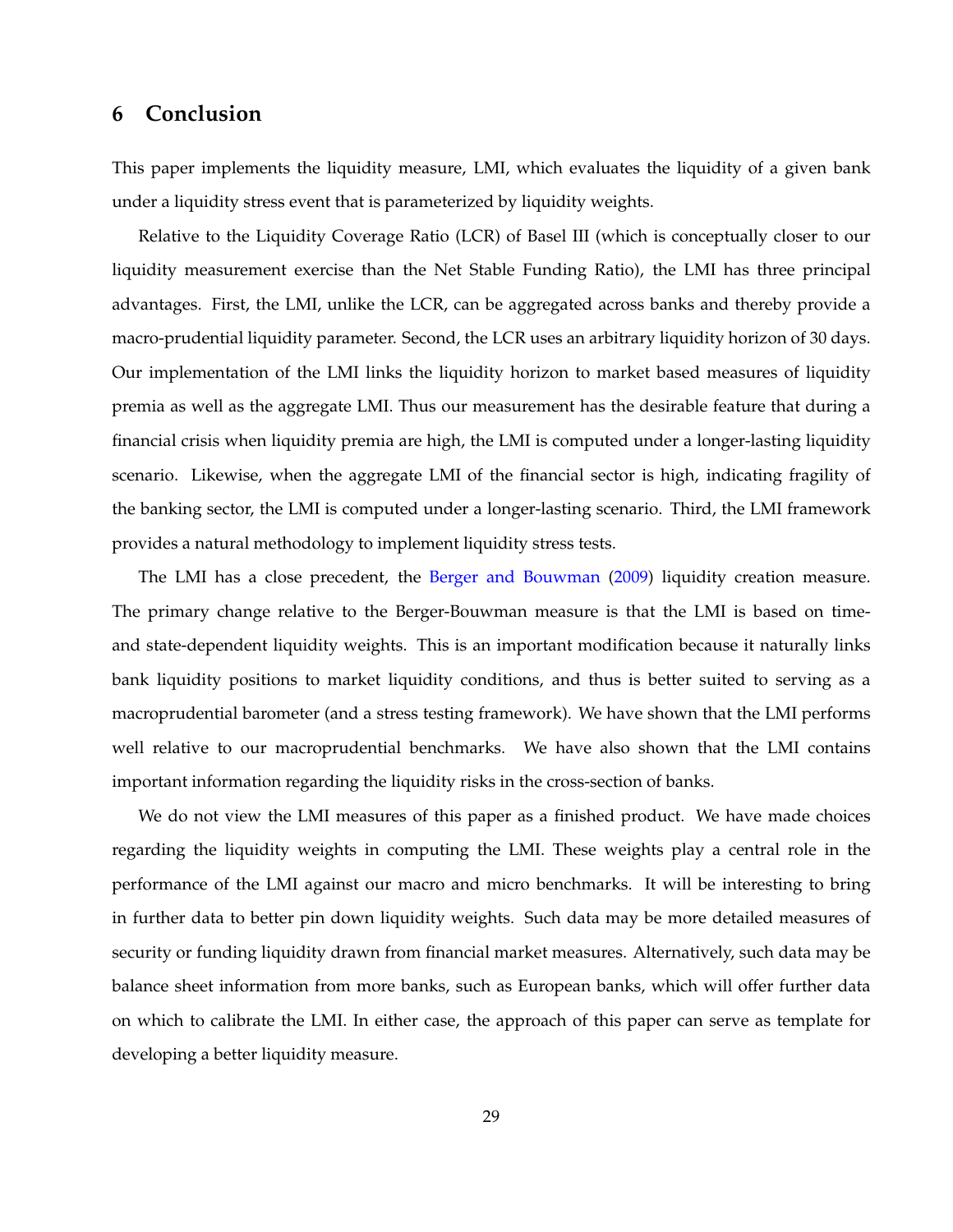## 6 Conclusion

This paper implements the liquidity measure, LMI, which evaluates the liquidity of a given bank under a liquidity stress event that is parameterized by liquidity weights.

Relative to the Liquidity Coverage Ratio (LCR) of Basel III (which is conceptually closer to our liquidity measurement exercise than the Net Stable Funding Ratio), the LMI has three principal advantages. First, the LMI, unlike the LCR, can be aggregated across banks and thereby provide a macro-prudential liquidity parameter. Second, the LCR uses an arbitrary liquidity horizon of 30 days. Our implementation of the LMI links the liquidity horizon to market based measures of liquidity premia as well as the aggregate LMI. Thus our measurement has the desirable feature that during a financial crisis when liquidity premia are high, the LMI is computed under a longer-lasting liquidity scenario. Likewise, when the aggregate LMI of the financial sector is high, indicating fragility of the banking sector, the LMI is computed under a longer-lasting scenario. Third, the LMI framework provides a natural methodology to implement liquidity stress tests.

The LMI has a close precedent, the Berger and Bouwman (2009) liquidity creation measure. The primary change relative to the Berger-Bouwman measure is that the LMI is based on time- and state-dependent liquidity weights. This is an important modification because it naturally links bank liquidity positions to market liquidity conditions, and thus is better suited to serving as a macroprudential barometer (and a stress testing framework). We have shown that the LMI performs well relative to our macroprudential benchmarks. We have also shown that the LMI contains important information regarding the liquidity risks in the cross-section of banks.

We do not view the LMI measures of this paper as a finished product. We have made choices regarding the liquidity weights in computing the LMI. These weights play a central role in the performance of the LMI against our macro and micro benchmarks. It will be interesting to bring in further data to better pin down liquidity weights. Such data may be more detailed measures of security or funding liquidity drawn from financial market measures. Alternatively, such data may be balance sheet information from more banks, such as European banks, which will offer further data on which to calibrate the LMI. In either case, the approach of this paper can serve as template for developing a better liquidity measure.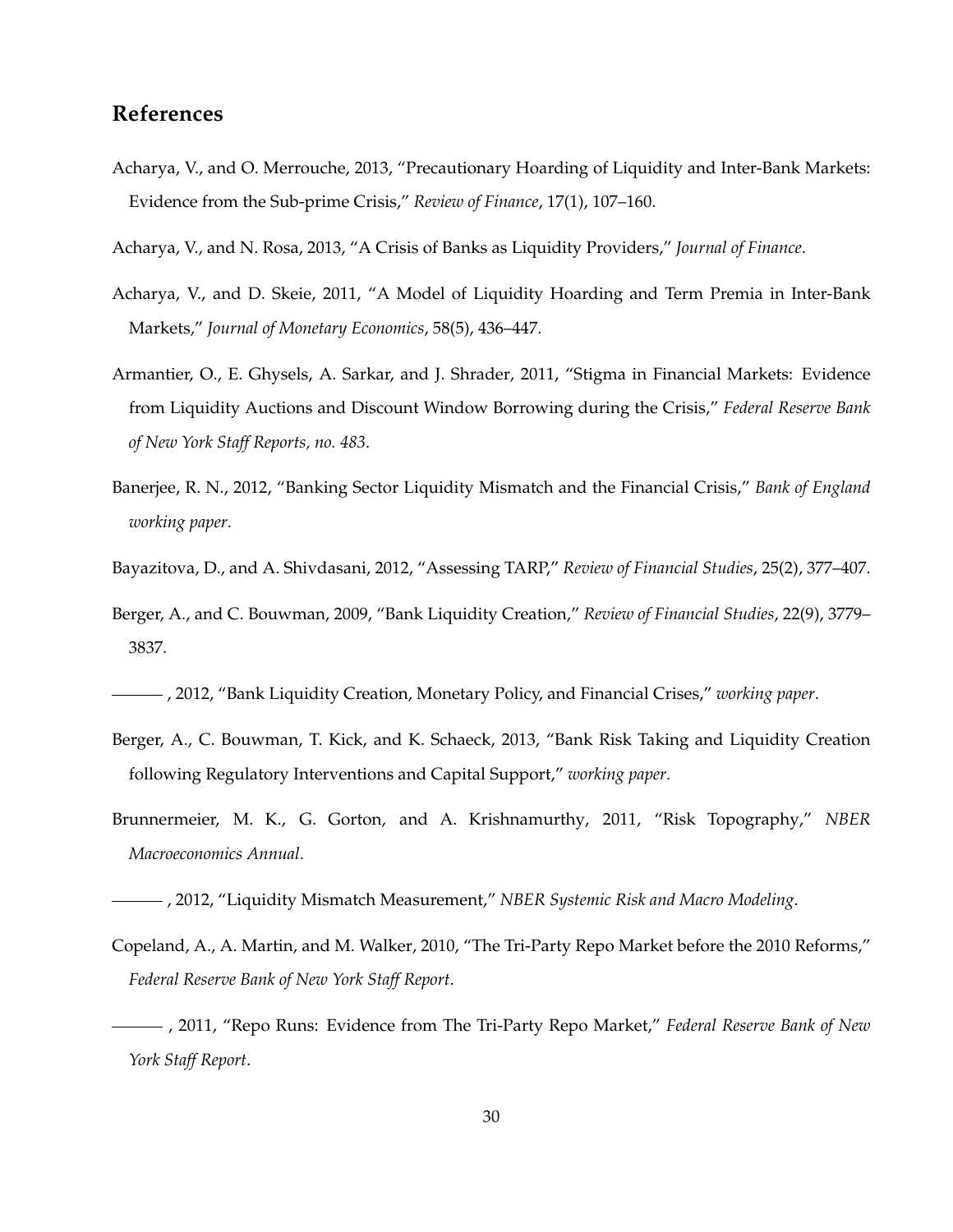## References

Acharya, V., and O. Merrouche, 2013, "Precautionary Hoarding of Liquidity and Inter-Bank Markets: Evidence from the Sub-prime Crisis," *Review of Finance*, 17(1), 107–160.

Acharya, V., and N. Rosa, 2013, "A Crisis of Banks as Liquidity Providers," *Journal of Finance*.

Acharya, V., and D. Skeie, 2011, "A Model of Liquidity Hoarding and Term Premia in Inter-Bank Markets," *Journal of Monetary Economics*, 58(5), 436–447.

Armantier, O., E. Ghysels, A. Sarkar, and J. Shrader, 2011, "Stigma in Financial Markets: Evidence from Liquidity Auctions and Discount Window Borrowing during the Crisis," *Federal Reserve Bank of New York Staff Reports, no. 483*.

Banerjee, R. N., 2012, "Banking Sector Liquidity Mismatch and the Financial Crisis," *Bank of England working paper*.

Bayazitova, D., and A. Shivdasani, 2012, "Assessing TARP," *Review of Financial Studies*, 25(2), 377–407.

Berger, A., and C. Bouwman, 2009, "Bank Liquidity Creation," *Review of Financial Studies*, 22(9), 3779–3837.

——— , 2012, "Bank Liquidity Creation, Monetary Policy, and Financial Crises," *working paper*.

Berger, A., C. Bouwman, T. Kick, and K. Schaeck, 2013, "Bank Risk Taking and Liquidity Creation following Regulatory Interventions and Capital Support," *working paper*.

Brunnermeier, M. K., G. Gorton, and A. Krishnamurthy, 2011, "Risk Topography," *NBER Macroeconomics Annual*.

——— , 2012, "Liquidity Mismatch Measurement," *NBER Systemic Risk and Macro Modeling*.

Copeland, A., A. Martin, and M. Walker, 2010, "The Tri-Party Repo Market before the 2010 Reforms," *Federal Reserve Bank of New York Staff Report*.

——— , 2011, "Repo Runs: Evidence from The Tri-Party Repo Market," *Federal Reserve Bank of New York Staff Report*.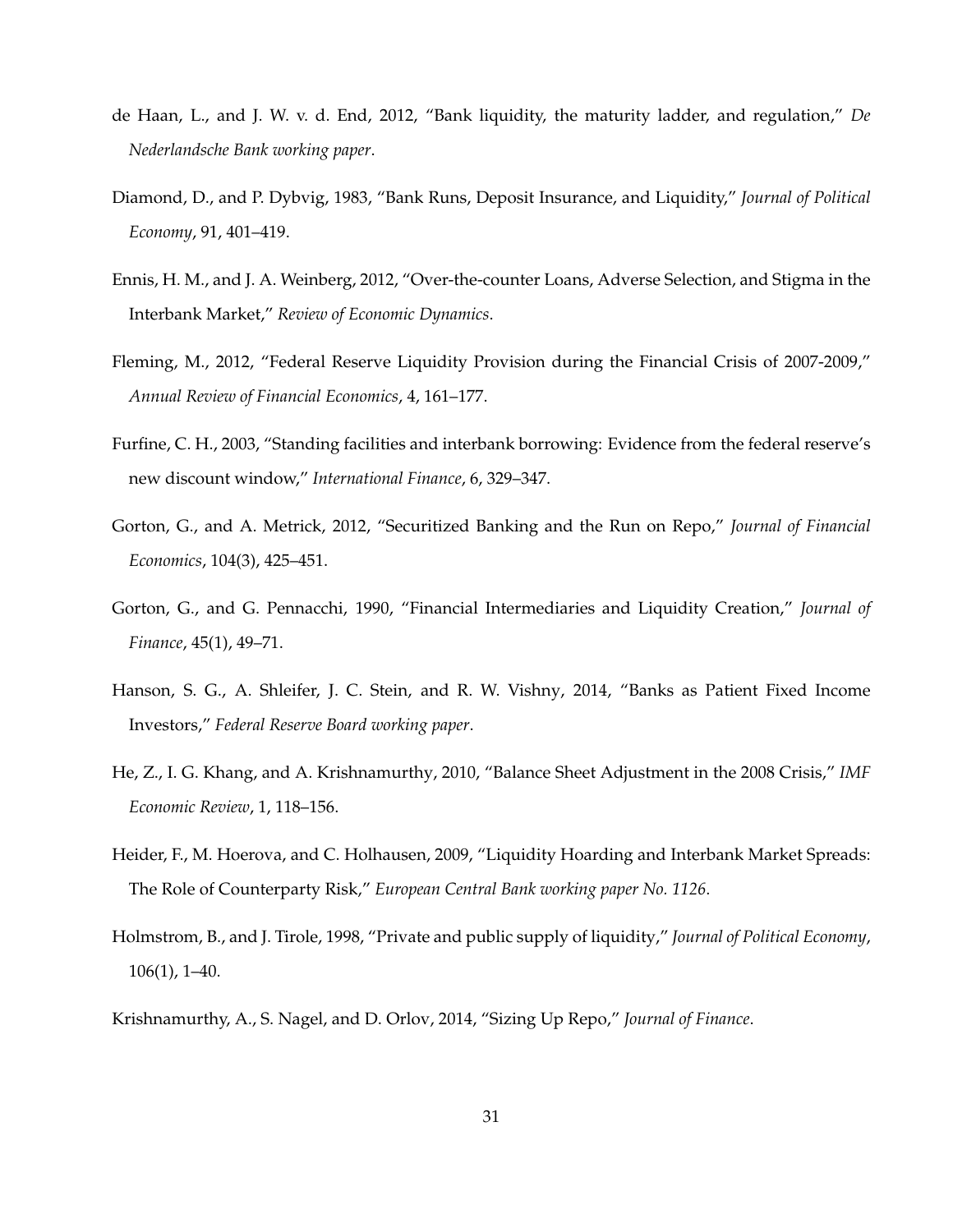de Haan, L., and J. W. v. d. End, 2012, "Bank liquidity, the maturity ladder, and regulation," *De Nederlandsche Bank working paper*.

Diamond, D., and P. Dybvig, 1983, "Bank Runs, Deposit Insurance, and Liquidity," *Journal of Political Economy*, 91, 401–419.

Ennis, H. M., and J. A. Weinberg, 2012, "Over-the-counter Loans, Adverse Selection, and Stigma in the Interbank Market," *Review of Economic Dynamics*.

Fleming, M., 2012, "Federal Reserve Liquidity Provision during the Financial Crisis of 2007-2009," *Annual Review of Financial Economics*, 4, 161–177.

Furfine, C. H., 2003, "Standing facilities and interbank borrowing: Evidence from the federal reserve's new discount window," *International Finance*, 6, 329–347.

Gorton, G., and A. Metrick, 2012, "Securitized Banking and the Run on Repo," *Journal of Financial Economics*, 104(3), 425–451.

Gorton, G., and G. Pennacchi, 1990, "Financial Intermediaries and Liquidity Creation," *Journal of Finance*, 45(1), 49–71.

Hanson, S. G., A. Shleifer, J. C. Stein, and R. W. Vishny, 2014, "Banks as Patient Fixed Income Investors," *Federal Reserve Board working paper*.

He, Z., I. G. Khang, and A. Krishnamurthy, 2010, "Balance Sheet Adjustment in the 2008 Crisis," *IMF Economic Review*, 1, 118–156.

Heider, F., M. Hoerova, and C. Holhausen, 2009, "Liquidity Hoarding and Interbank Market Spreads: The Role of Counterparty Risk," *European Central Bank working paper No. 1126*.

Holmstrom, B., and J. Tirole, 1998, "Private and public supply of liquidity," *Journal of Political Economy*, 106(1), 1–40.

Krishnamurthy, A., S. Nagel, and D. Orlov, 2014, "Sizing Up Repo," *Journal of Finance*.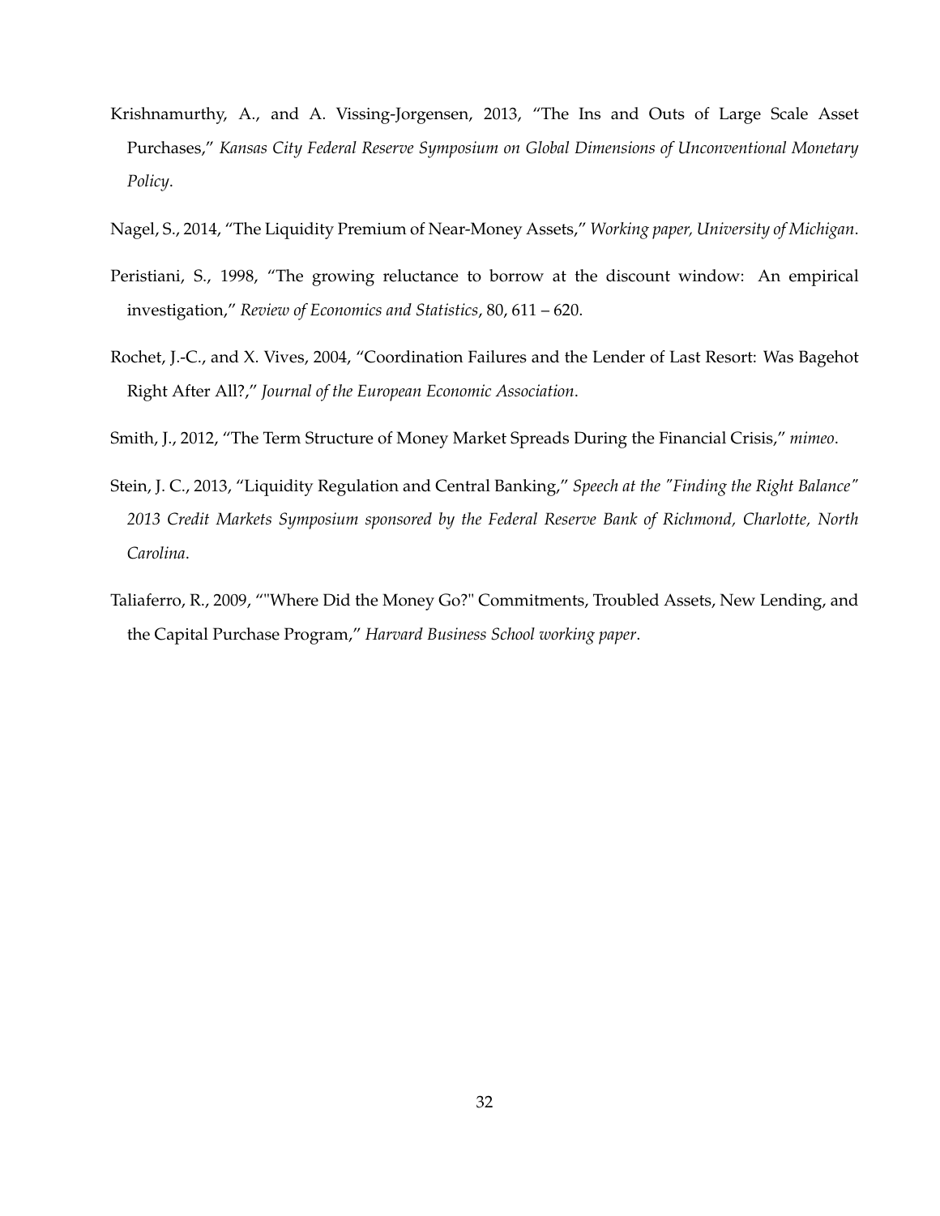Krishnamurthy, A., and A. Vissing-Jorgensen, 2013, "The Ins and Outs of Large Scale Asset Purchases," *Kansas City Federal Reserve Symposium on Global Dimensions of Unconventional Monetary Policy*.

Nagel, S., 2014, "The Liquidity Premium of Near-Money Assets," *Working paper, University of Michigan*.

Peristiani, S., 1998, "The growing reluctance to borrow at the discount window: An empirical investigation," *Review of Economics and Statistics*, 80, 611 – 620.

Rochet, J.-C., and X. Vives, 2004, "Coordination Failures and the Lender of Last Resort: Was Bagehot Right After All?," *Journal of the European Economic Association*.

Smith, J., 2012, "The Term Structure of Money Market Spreads During the Financial Crisis," *mimeo*.

Stein, J. C., 2013, "Liquidity Regulation and Central Banking," *Speech at the "Finding the Right Balance" 2013 Credit Markets Symposium sponsored by the Federal Reserve Bank of Richmond, Charlotte, North Carolina*.

Taliaferro, R., 2009, ""Where Did the Money Go?" Commitments, Troubled Assets, New Lending, and the Capital Purchase Program," *Harvard Business School working paper*.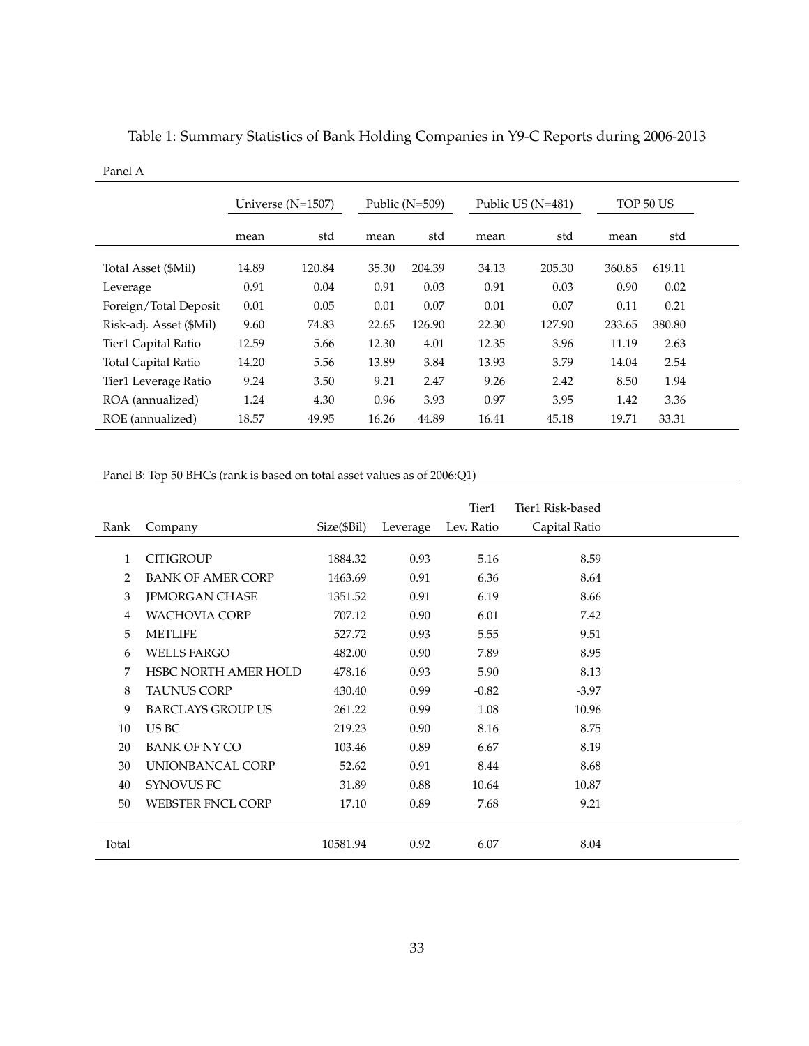Table 1: Summary Statistics of Bank Holding Companies in Y9-C Reports during 2006-2013

Panel A

| | Universe (N=1507) | | Public (N=509) | | Public US (N=481) | | TOP 50 US | |
|---|---|---|---|---|---|---|---|---|
| | mean | std | mean | std | mean | std | mean | std |
| Total Asset ($Mil) | 14.89 | 120.84 | 35.30 | 204.39 | 34.13 | 205.30 | 360.85 | 619.11 |
| Leverage | 0.91 | 0.04 | 0.91 | 0.03 | 0.91 | 0.03 | 0.90 | 0.02 |
| Foreign/Total Deposit | 0.01 | 0.05 | 0.01 | 0.07 | 0.01 | 0.07 | 0.11 | 0.21 |
| Risk-adj. Asset ($Mil) | 9.60 | 74.83 | 22.65 | 126.90 | 22.30 | 127.90 | 233.65 | 380.80 |
| Tier1 Capital Ratio | 12.59 | 5.66 | 12.30 | 4.01 | 12.35 | 3.96 | 11.19 | 2.63 |
| Total Capital Ratio | 14.20 | 5.56 | 13.89 | 3.84 | 13.93 | 3.79 | 14.04 | 2.54 |
| Tier1 Leverage Ratio | 9.24 | 3.50 | 9.21 | 2.47 | 9.26 | 2.42 | 8.50 | 1.94 |
| ROA (annualized) | 1.24 | 4.30 | 0.96 | 3.93 | 0.97 | 3.95 | 1.42 | 3.36 |
| ROE (annualized) | 18.57 | 49.95 | 16.26 | 44.89 | 16.41 | 45.18 | 19.71 | 33.31 |

Panel B: Top 50 BHCs (rank is based on total asset values as of 2006:Q1)

| Rank | Company | Size($Bil) | Leverage | Tier1 Lev. Ratio | Tier1 Risk-based Capital Ratio |
|---|---|---|---|---|---|
| 1 | CITIGROUP | 1884.32 | 0.93 | 5.16 | 8.59 |
| 2 | BANK OF AMER CORP | 1463.69 | 0.91 | 6.36 | 8.64 |
| 3 | JPMORGAN CHASE | 1351.52 | 0.91 | 6.19 | 8.66 |
| 4 | WACHOVIA CORP | 707.12 | 0.90 | 6.01 | 7.42 |
| 5 | METLIFE | 527.72 | 0.93 | 5.55 | 9.51 |
| 6 | WELLS FARGO | 482.00 | 0.90 | 7.89 | 8.95 |
| 7 | HSBC NORTH AMER HOLD | 478.16 | 0.93 | 5.90 | 8.13 |
| 8 | TAUNUS CORP | 430.40 | 0.99 | -0.82 | -3.97 |
| 9 | BARCLAYS GROUP US | 261.22 | 0.99 | 1.08 | 10.96 |
| 10 | US BC | 219.23 | 0.90 | 8.16 | 8.75 |
| 20 | BANK OF NY CO | 103.46 | 0.89 | 6.67 | 8.19 |
| 30 | UNIONBANCAL CORP | 52.62 | 0.91 | 8.44 | 8.68 |
| 40 | SYNOVUS FC | 31.89 | 0.88 | 10.64 | 10.87 |
| 50 | WEBSTER FNCL CORP | 17.10 | 0.89 | 7.68 | 9.21 |
| Total | | 10581.94 | 0.92 | 6.07 | 8.04 |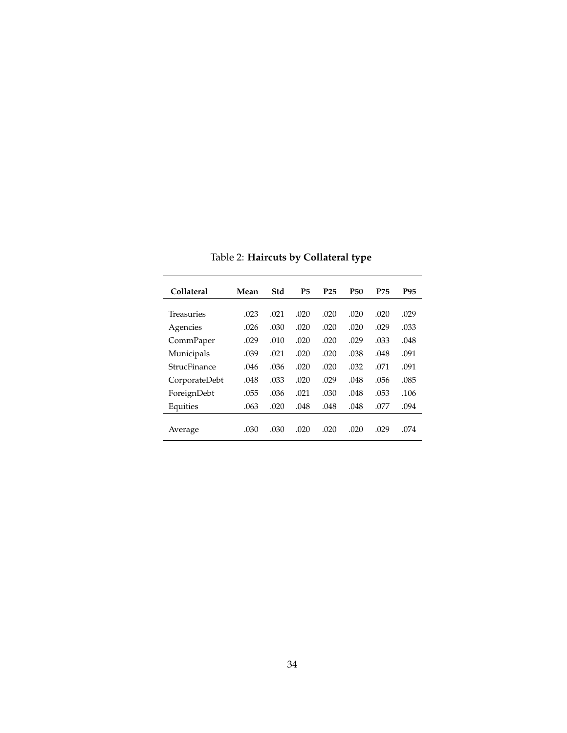Table 2: **Haircuts by Collateral type**

| Collateral | Mean | Std | P5 | P25 | P50 | P75 | P95 |
|---|---|---|---|---|---|---|---|
| Treasuries | .023 | .021 | .020 | .020 | .020 | .020 | .029 |
| Agencies | .026 | .030 | .020 | .020 | .020 | .029 | .033 |
| CommPaper | .029 | .010 | .020 | .020 | .029 | .033 | .048 |
| Municipals | .039 | .021 | .020 | .020 | .038 | .048 | .091 |
| StrucFinance | .046 | .036 | .020 | .020 | .032 | .071 | .091 |
| CorporateDebt | .048 | .033 | .020 | .029 | .048 | .056 | .085 |
| ForeignDebt | .055 | .036 | .021 | .030 | .048 | .053 | .106 |
| Equities | .063 | .020 | .048 | .048 | .048 | .077 | .094 |
| Average | .030 | .030 | .020 | .020 | .020 | .029 | .074 |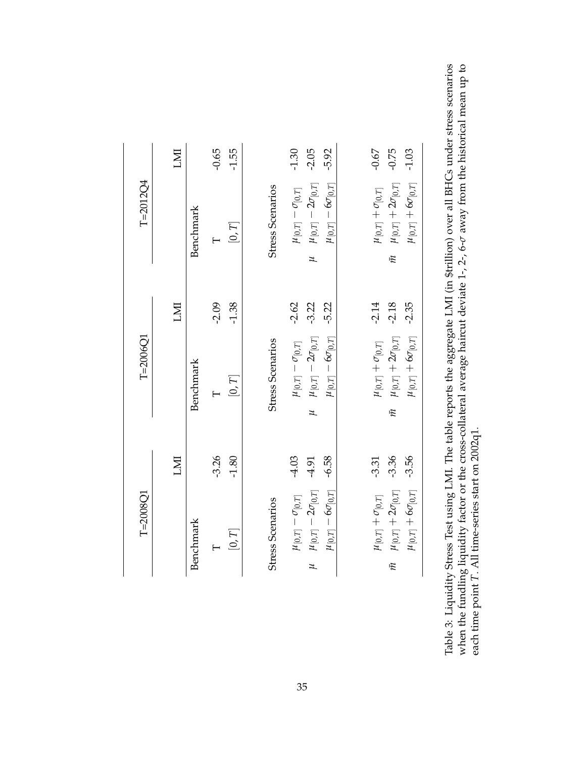| T=2008Q1 | | | T=2006Q1 | | | T=2012Q4 | | |
|---|---|---|---|---|---|---|---|---|
| | | LMI | | | LMI | | | LMI |
| Benchmark | | | Benchmark | | | Benchmark | | |
| | T | -3.26 | | T | -2.09 | | T | -0.65 |
| | $[0,T]$ | -1.80 | | $[0,T]$ | -1.38 | | $[0,T]$ | -1.55 |
| Stress Scenarios | | | Stress Scenarios | | | Stress Scenarios | | |
| | $\mu_{[0,T]} - \sigma_{[0,T]}$ | -4.03 | | $\mu_{[0,T]} - \sigma_{[0,T]}$ | -2.62 | | $\mu_{[0,T]} - \sigma_{[0,T]}$ | -1.30 |
| $\mu$ | $\mu_{[0,T]} - 2\sigma_{[0,T]}$ | -4.91 | $\mu$ | $\mu_{[0,T]} - 2\sigma_{[0,T]}$ | -3.22 | $\mu$ | $\mu_{[0,T]} - 2\sigma_{[0,T]}$ | -2.05 |
| | $\mu_{[0,T]} - 6\sigma_{[0,T]}$ | -6.58 | | $\mu_{[0,T]} - 6\sigma_{[0,T]}$ | -5.22 | | $\mu_{[0,T]} - 6\sigma_{[0,T]}$ | -5.92 |
| | $\mu_{[0,T]} + \sigma_{[0,T]}$ | -3.31 | | $\mu_{[0,T]} + \sigma_{[0,T]}$ | -2.14 | | $\mu_{[0,T]} + \sigma_{[0,T]}$ | -0.67 |
| $\bar{m}$ | $\mu_{[0,T]} + 2\sigma_{[0,T]}$ | -3.36 | $\bar{m}$ | $\mu_{[0,T]} + 2\sigma_{[0,T]}$ | -2.18 | $\bar{m}$ | $\mu_{[0,T]} + 2\sigma_{[0,T]}$ | -0.75 |
| | $\mu_{[0,T]} + 6\sigma_{[0,T]}$ | -3.56 | | $\mu_{[0,T]} + 6\sigma_{[0,T]}$ | -2.35 | | $\mu_{[0,T]} + 6\sigma_{[0,T]}$ | -1.03 |

Table 3: Liquidity Stress Test using LMI. The table reports the aggregate LMI (in $trillion) over all BHCs under stress scenarios when the funding liquidity factor or the cross-collateral average haircut deviate 1-, 2-, 6-$\sigma$ away from the historical mean up to each time point $T$. All time-series start on 2002q1.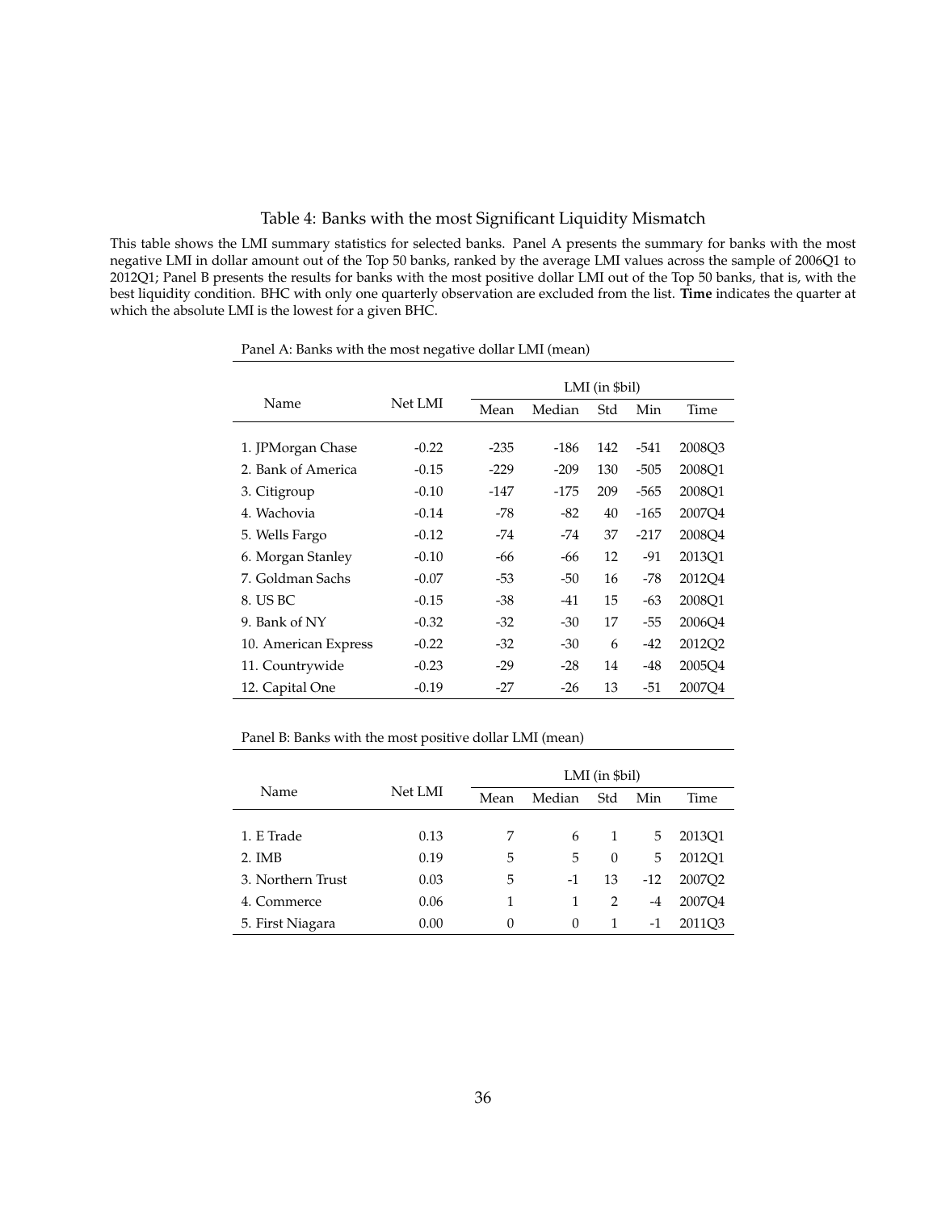Table 4: Banks with the most Significant Liquidity Mismatch

This table shows the LMI summary statistics for selected banks. Panel A presents the summary for banks with the most negative LMI in dollar amount out of the Top 50 banks, ranked by the average LMI values across the sample of 2006Q1 to 2012Q1; Panel B presents the results for banks with the most positive dollar LMI out of the Top 50 banks, that is, with the best liquidity condition. BHC with only one quarterly observation are excluded from the list. **Time** indicates the quarter at which the absolute LMI is the lowest for a given BHC.

Panel A: Banks with the most negative dollar LMI (mean)

| Name | Net LMI | LMI (in $bil) | | | | |
|---|---|---|---|---|---|---|
| | | Mean | Median | Std | Min | Time |
| 1. JPMorgan Chase | -0.22 | -235 | -186 | 142 | -541 | 2008Q3 |
| 2. Bank of America | -0.15 | -229 | -209 | 130 | -505 | 2008Q1 |
| 3. Citigroup | -0.10 | -147 | -175 | 209 | -565 | 2008Q1 |
| 4. Wachovia | -0.14 | -78 | -82 | 40 | -165 | 2007Q4 |
| 5. Wells Fargo | -0.12 | -74 | -74 | 37 | -217 | 2008Q4 |
| 6. Morgan Stanley | -0.10 | -66 | -66 | 12 | -91 | 2013Q1 |
| 7. Goldman Sachs | -0.07 | -53 | -50 | 16 | -78 | 2012Q4 |
| 8. US BC | -0.15 | -38 | -41 | 15 | -63 | 2008Q1 |
| 9. Bank of NY | -0.32 | -32 | -30 | 17 | -55 | 2006Q4 |
| 10. American Express | -0.22 | -32 | -30 | 6 | -42 | 2012Q2 |
| 11. Countrywide | -0.23 | -29 | -28 | 14 | -48 | 2005Q4 |
| 12. Capital One | -0.19 | -27 | -26 | 13 | -51 | 2007Q4 |

Panel B: Banks with the most positive dollar LMI (mean)

| Name | Net LMI | LMI (in $bil) | | | | |
|---|---|---|---|---|---|---|
| | | Mean | Median | Std | Min | Time |
| 1. E Trade | 0.13 | 7 | 6 | 1 | 5 | 2013Q1 |
| 2. IMB | 0.19 | 5 | 5 | 0 | 5 | 2012Q1 |
| 3. Northern Trust | 0.03 | 5 | -1 | 13 | -12 | 2007Q2 |
| 4. Commerce | 0.06 | 1 | 1 | 2 | -4 | 2007Q4 |
| 5. First Niagara | 0.00 | 0 | 0 | 1 | -1 | 2011Q3 |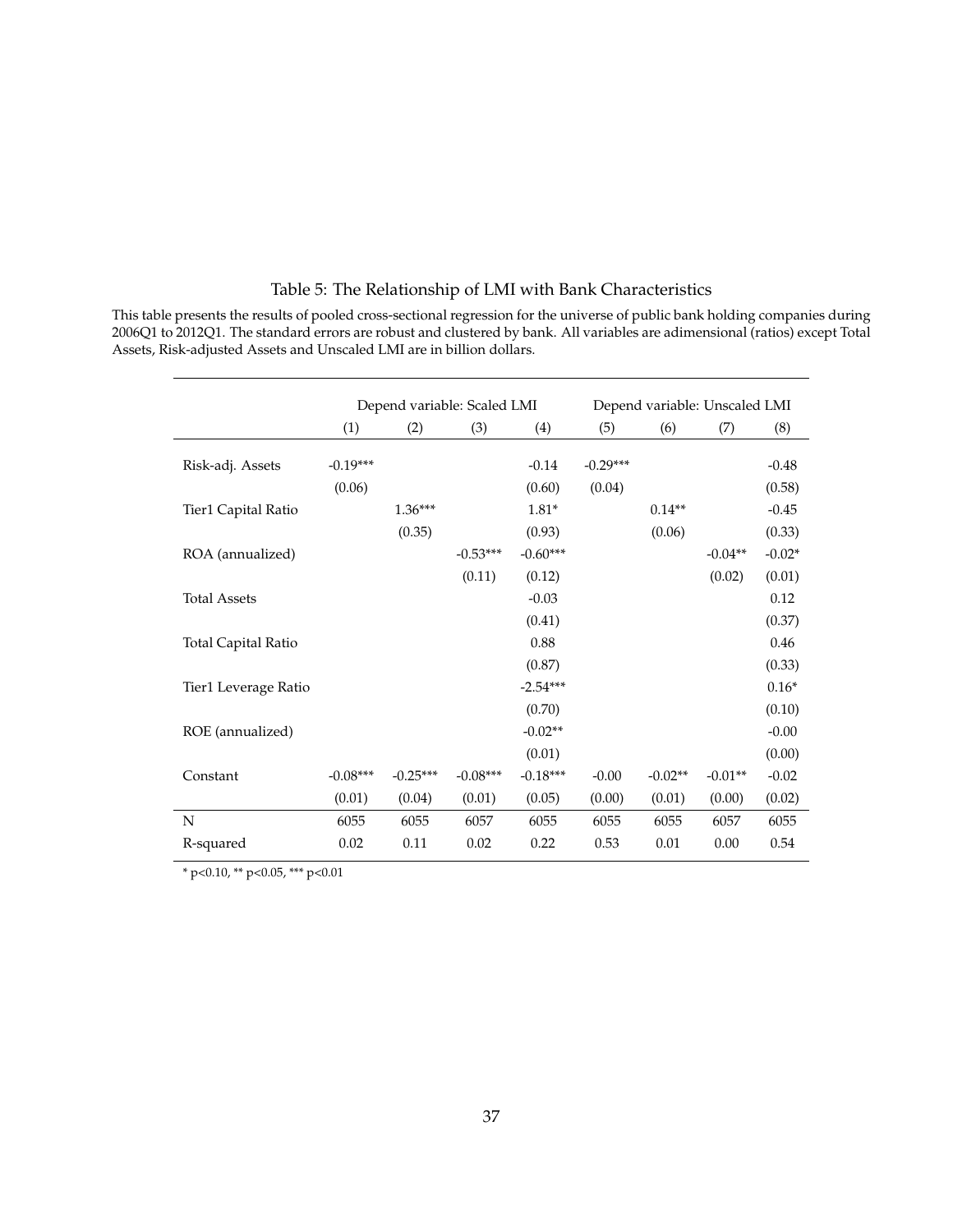Table 5: The Relationship of LMI with Bank Characteristics

This table presents the results of pooled cross-sectional regression for the universe of public bank holding companies during 2006Q1 to 2012Q1. The standard errors are robust and clustered by bank. All variables are adimensional (ratios) except Total Assets, Risk-adjusted Assets and Unscaled LMI are in billion dollars.

| | Depend variable: Scaled LMI | | | | Depend variable: Unscaled LMI | | | |
|---|---|---|---|---|---|---|---|---|
| | (1) | (2) | (3) | (4) | (5) | (6) | (7) | (8) |
| Risk-adj. Assets | -0.19*** | | | -0.14 | -0.29*** | | | -0.48 |
| | (0.06) | | | (0.60) | (0.04) | | | (0.58) |
| Tier1 Capital Ratio | | 1.36*** | | 1.81* | | 0.14** | | -0.45 |
| | | (0.35) | | (0.93) | | (0.06) | | (0.33) |
| ROA (annualized) | | | -0.53*** | -0.60*** | | | -0.04** | -0.02* |
| | | | (0.11) | (0.12) | | | (0.02) | (0.01) |
| Total Assets | | | | -0.03 | | | | 0.12 |
| | | | | (0.41) | | | | (0.37) |
| Total Capital Ratio | | | | 0.88 | | | | 0.46 |
| | | | | (0.87) | | | | (0.33) |
| Tier1 Leverage Ratio | | | | -2.54*** | | | | 0.16* |
| | | | | (0.70) | | | | (0.10) |
| ROE (annualized) | | | | -0.02** | | | | -0.00 |
| | | | | (0.01) | | | | (0.00) |
| Constant | -0.08*** | -0.25*** | -0.08*** | -0.18*** | -0.00 | -0.02** | -0.01** | -0.02 |
| | (0.01) | (0.04) | (0.01) | (0.05) | (0.00) | (0.01) | (0.00) | (0.02) |
| N | 6055 | 6055 | 6057 | 6055 | 6055 | 6055 | 6057 | 6055 |
| R-squared | 0.02 | 0.11 | 0.02 | 0.22 | 0.53 | 0.01 | 0.00 | 0.54 |

* $p<0.10$, ** $p<0.05$, *** $p<0.01$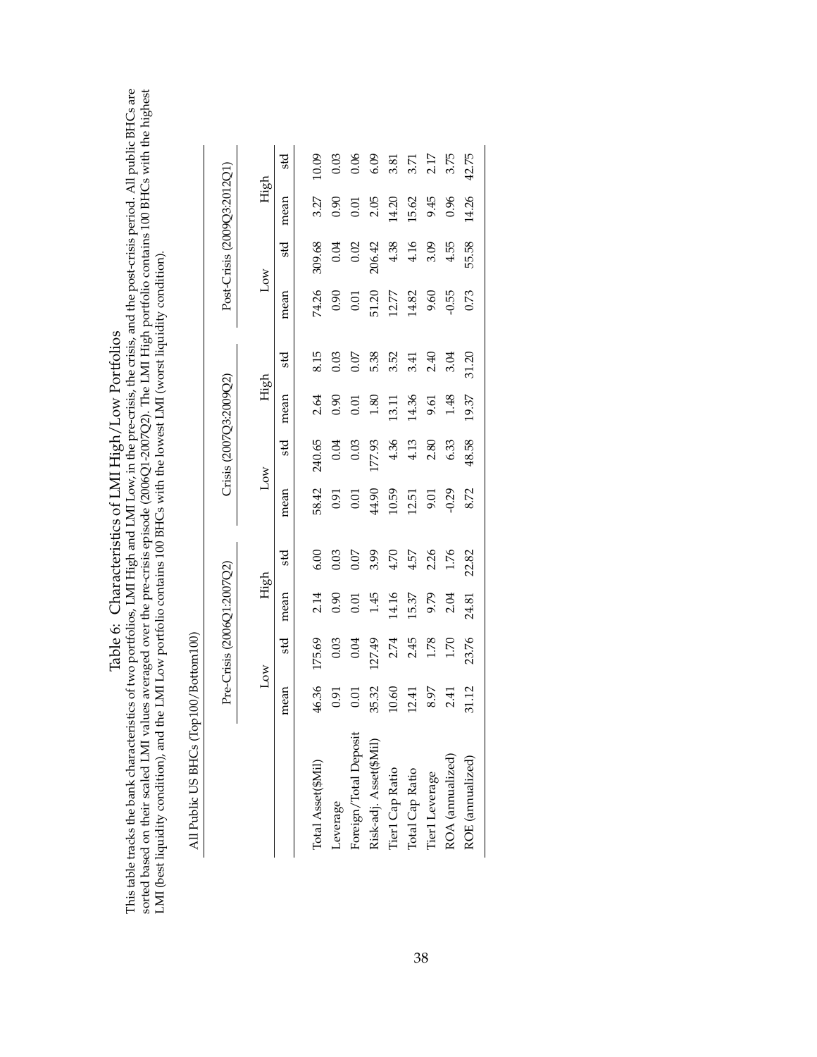# Table 6: Characteristics of LMI High/Low Portfolios

This table tracks the bank characteristics of two portfolios, LMI High and LMI Low, in the pre-crisis, the crisis, and the post-crisis period. All public BHCs are sorted based on their scaled LMI values averaged over the pre-crisis episode (2006Q1-2007Q2). The LMI High portfolio contains 100 BHCs with the highest LMI (best liquidity condition), and the LMI Low portfolio contains 100 BHCs with the lowest LMI (worst liquidity condition).

All Public US BHCs (Top100/Bottom100)

| | Pre-Crisis (2006Q1:2007Q2) | | | | Crisis (2007Q3:2009Q2) | | | | Post-Crisis (2009Q3:2012Q1) | | | |
|---|---|---|---|---|---|---|---|---|---|---|---|---|
| | Low | | High | | Low | | High | | Low | | High | |
| | mean | std | mean | std | mean | std | mean | std | mean | std | mean | std |
| Total Asset($Mil) | 46.36 | 175.69 | 2.14 | 6.00 | 58.42 | 240.65 | 2.64 | 8.15 | 74.26 | 309.68 | 3.27 | 10.09 |
| Leverage | 0.91 | 0.03 | 0.90 | 0.03 | 0.91 | 0.04 | 0.90 | 0.03 | 0.90 | 0.04 | 0.90 | 0.03 |
| Foreign/Total Deposit | 0.01 | 0.04 | 0.01 | 0.07 | 0.01 | 0.03 | 0.01 | 0.07 | 0.01 | 0.02 | 0.01 | 0.06 |
| Risk-adj. Asset($Mil) | 35.32 | 127.49 | 1.45 | 3.99 | 44.90 | 177.93 | 1.80 | 5.38 | 51.20 | 206.42 | 2.05 | 6.09 |
| Tier1 Cap Ratio | 10.60 | 2.74 | 14.16 | 4.70 | 10.59 | 4.36 | 13.11 | 3.52 | 12.77 | 4.38 | 14.20 | 3.81 |
| Total Cap Ratio | 12.41 | 2.45 | 15.37 | 4.57 | 12.51 | 4.13 | 14.36 | 3.41 | 14.82 | 4.16 | 15.62 | 3.71 |
| Tier1 Leverage | 8.97 | 1.78 | 9.79 | 2.26 | 9.01 | 2.80 | 9.61 | 2.40 | 9.60 | 3.09 | 9.45 | 2.17 |
| ROA (annualized) | 2.41 | 1.70 | 2.04 | 1.76 | -0.29 | 6.33 | 1.48 | 3.04 | -0.55 | 4.55 | 0.96 | 3.75 |
| ROE (annualized) | 31.12 | 23.76 | 24.81 | 22.82 | 8.72 | 48.58 | 19.37 | 31.20 | 0.73 | 55.58 | 14.26 | 42.75 |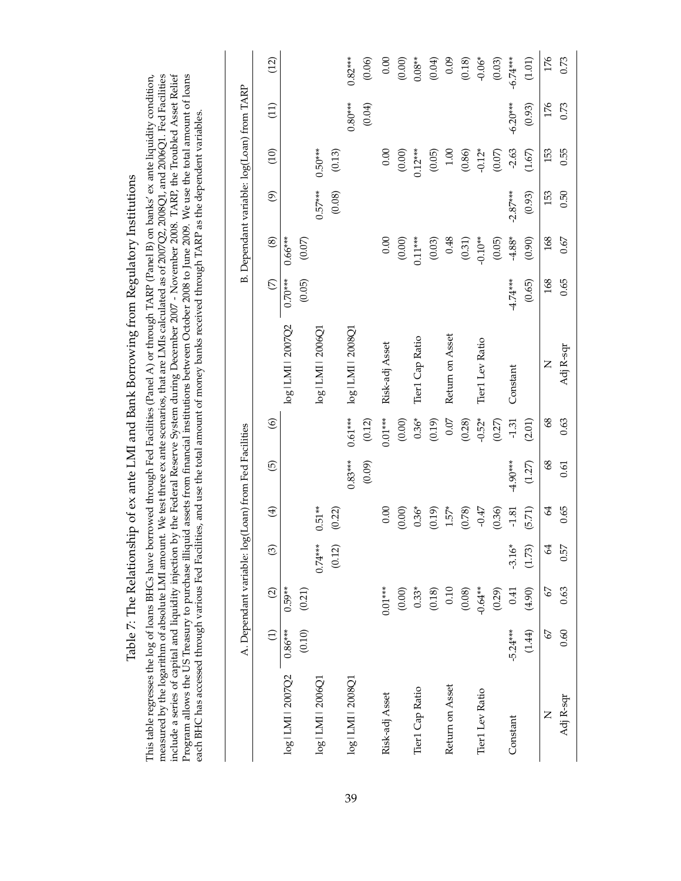# Table 7: The Relationship of ex ante LMI and Bank Borrowing from Regulatory Institutions

This table regresses the log of loans BHCs have borrowed through Fed Facilities (Panel A) or through TARP (Panel B) on banks' ex ante liquidity condition, measured by the logarithm of absolute LMI amount. We test three ex ante scenarios, that are LMIs calculated as of 2007Q2, 2008Q1, and 2006Q1. Fed Facilities include a series of capital and liquidity injection by the Federal Reserve System during December 2007 - November 2008. TARP, the Troubled Asset Relief Program allows the US Treasury to purchase illiquid assets from financial institutions between October 2008 to June 2009. We use the total amount of loans each BHC has accessed through various Fed Facilities, and use the total amount of money banks received through TARP as the dependent variables.

| | A. Dependant variable: log(Loan) from Fed Facilities | | | | | | | B. Dependant variable: log(Loan) from TARP | | | | | |
|---|---|---|---|---|---|---|---|---|---|---|---|---|---|
| | (1) | (2) | (3) | (4) | (5) | (6) | | (7) | (8) | (9) | (10) | (11) | (12) |
| log \| LMI \| 2007Q2 | 0.86*** | 0.59** | | | | | log \| LMI \| 2007Q2 | 0.70*** | 0.66*** | | | | |
| | (0.10) | (0.21) | | | | | | (0.05) | (0.07) | | | | |
| log \| LMI \| 2006Q1 | | | 0.74*** | 0.51** | | | log \| LMI \| 2006Q1 | | | 0.57*** | 0.50*** | | |
| | | | (0.12) | (0.22) | | | | | | (0.08) | (0.13) | | |
| log \| LMI \| 2008Q1 | | | | | 0.83*** | 0.61*** | log \| LMI \| 2008Q1 | | | | | 0.80*** | 0.82*** |
| | | | | | (0.09) | (0.12) | | | | | | (0.04) | (0.06) |
| Risk-adj Asset | | 0.01*** | | 0.00 | | 0.01*** | Risk-adj Asset | | 0.00 | | 0.00 | | 0.00 |
| | | (0.00) | | (0.00) | | (0.00) | | | (0.00) | | (0.00) | | (0.00) |
| Tier1 Cap Ratio | | 0.33* | | 0.36* | | 0.36* | Tier1 Cap Ratio | | 0.11*** | | 0.12*** | | 0.08** |
| | | (0.18) | | (0.19) | | (0.19) | | | (0.03) | | (0.05) | | (0.04) |
| Return on Asset | | 0.10 | | 1.57* | | 0.07 | Return on Asset | | 0.48 | | 1.00 | | 0.09 |
| | | (0.08) | | (0.78) | | (0.28) | | | (0.31) | | (0.86) | | (0.18) |
| Tier1 Lev Ratio | | -0.64** | | -0.47 | | -0.52* | Tier1 Lev Ratio | | -0.10** | | -0.12* | | -0.06* |
| | | (0.29) | | (0.36) | | (0.27) | | | (0.05) | | (0.07) | | (0.03) |
| Constant | -5.24*** | 0.41 | -3.16* | -1.81 | -4.90*** | -1.31 | Constant | -4.74*** | -4.88* | -2.87*** | -2.63 | -6.20*** | -6.74*** |
| | (1.44) | (4.90) | (1.73) | (5.71) | (1.27) | (2.01) | | (0.65) | (0.90) | (0.93) | (1.67) | (0.93) | (1.01) |
| N | 67 | 67 | 64 | 64 | 68 | 68 | N | 168 | 168 | 153 | 153 | 176 | 176 |
| Adj R-sqr | 0.60 | 0.63 | 0.57 | 0.65 | 0.61 | 0.63 | Adj R-sqr | 0.65 | 0.67 | 0.50 | 0.55 | 0.73 | 0.73 |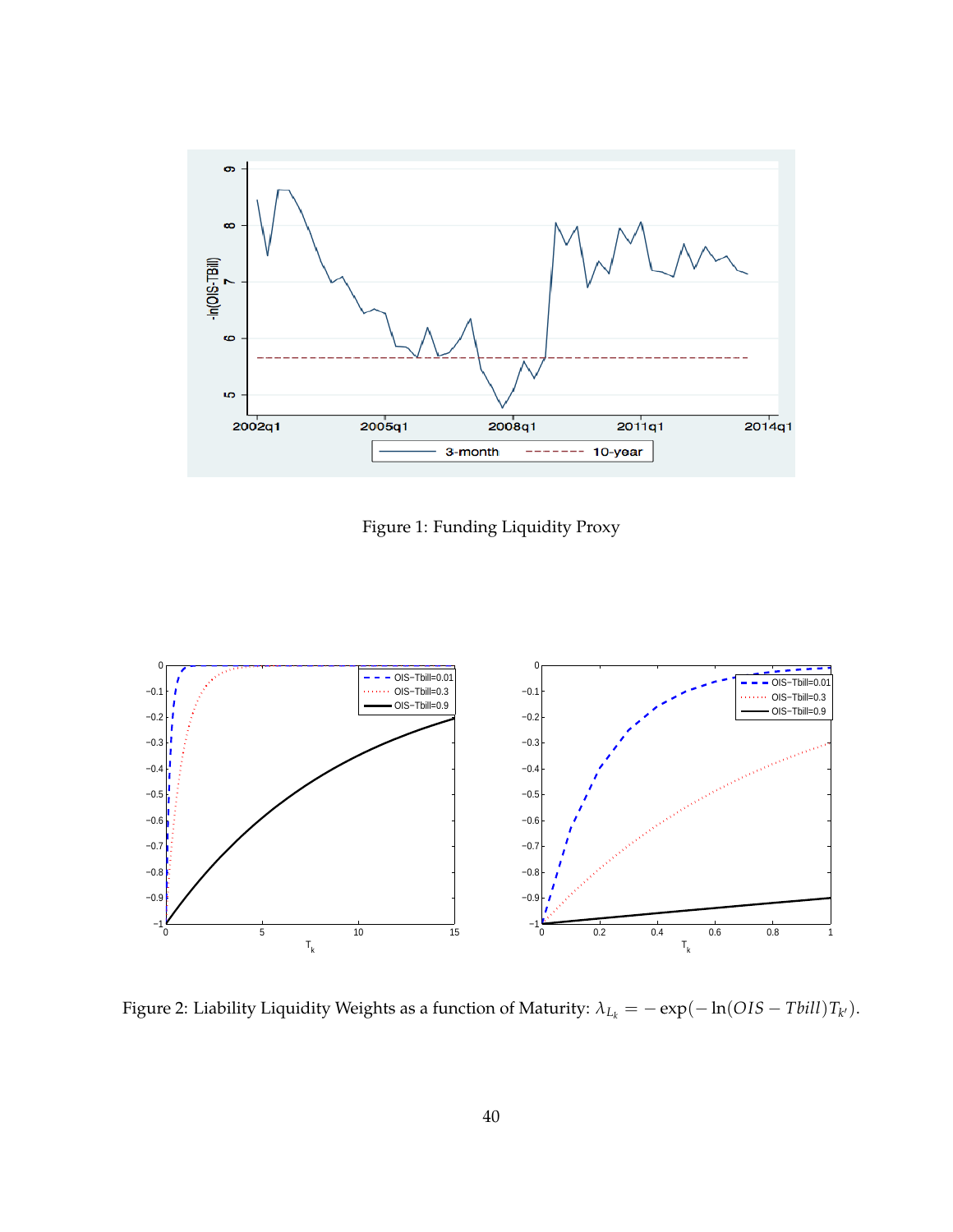-ln(OIS-TBill)

9
8
7
6
5

2002q1 2005q1 2008q1 2011q1 2014q1

3-month 10-year

Figure 1: Funding Liquidity Proxy

0
−0.1
−0.2
−0.3
−0.4
−0.5
−0.6
−0.7
−0.8
−0.9
−1

0 5 10 15

$T_k$

OIS−Tbill=0.01
OIS−Tbill=0.3
OIS−Tbill=0.9

0
−0.1
−0.2
−0.3
−0.4
−0.5
−0.6
−0.7
−0.8
−0.9
−1

0 0.2 0.4 0.6 0.8 1

$T_k$

OIS−Tbill=0.01
OIS−Tbill=0.3
OIS−Tbill=0.9

Figure 2: Liability Liquidity Weights as a function of Maturity: $\lambda_{L_k} = -\exp(-\ln(OIS - Tbill)T_{k'})$.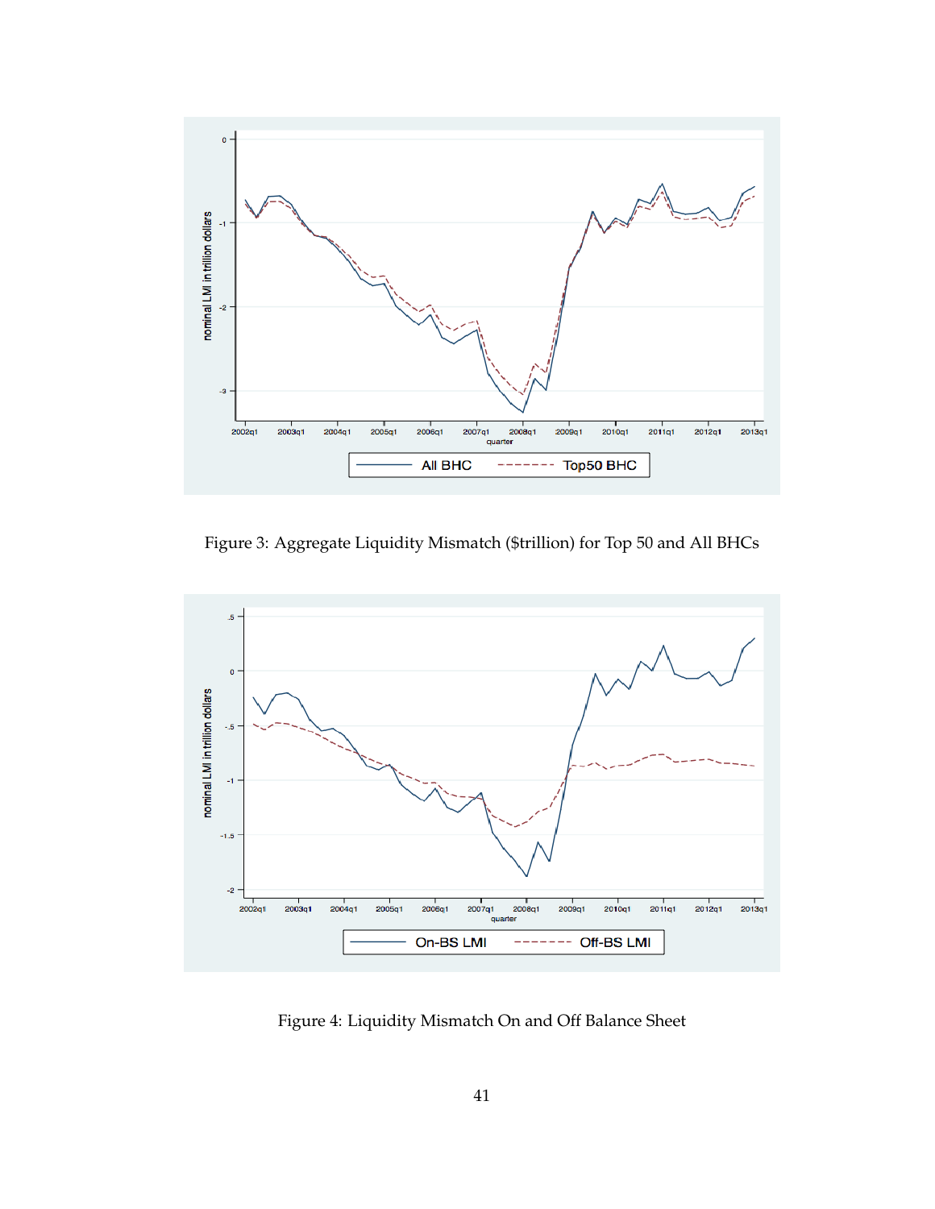nominal LMI in trillion dollars

0

-1

-2

-3

2002q1 2003q1 2004q1 2005q1 2006q1 2007q1 2008q1 2009q1 2010q1 2011q1 2012q1 2013q1

quarter

All BHC    Top50 BHC

Figure 3: Aggregate Liquidity Mismatch ($trillion) for Top 50 and All BHCs

nominal LMI in trillion dollars

.5

0

-.5

-1

-1.5

-2

2002q1 2003q1 2004q1 2005q1 2006q1 2007q1 2008q1 2009q1 2010q1 2011q1 2012q1 2013q1

quarter

On-BS LMI    Off-BS LMI

Figure 4: Liquidity Mismatch On and Off Balance Sheet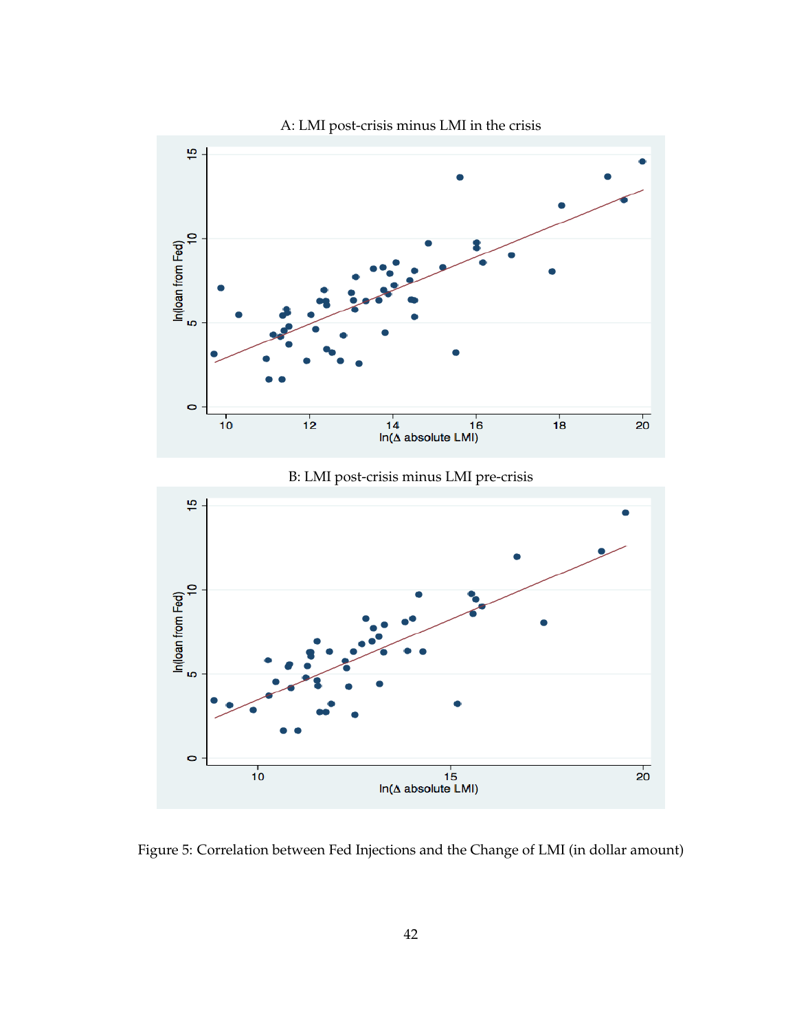A: LMI post-crisis minus LMI in the crisis

ln(loan from Fed)

0
5
10
15

10
12
14
16
18
20

ln(Δ absolute LMI)

B: LMI post-crisis minus LMI pre-crisis

ln(loan from Fed)

0
5
10
15

10
15
20

ln(Δ absolute LMI)

Figure 5: Correlation between Fed Injections and the Change of LMI (in dollar amount)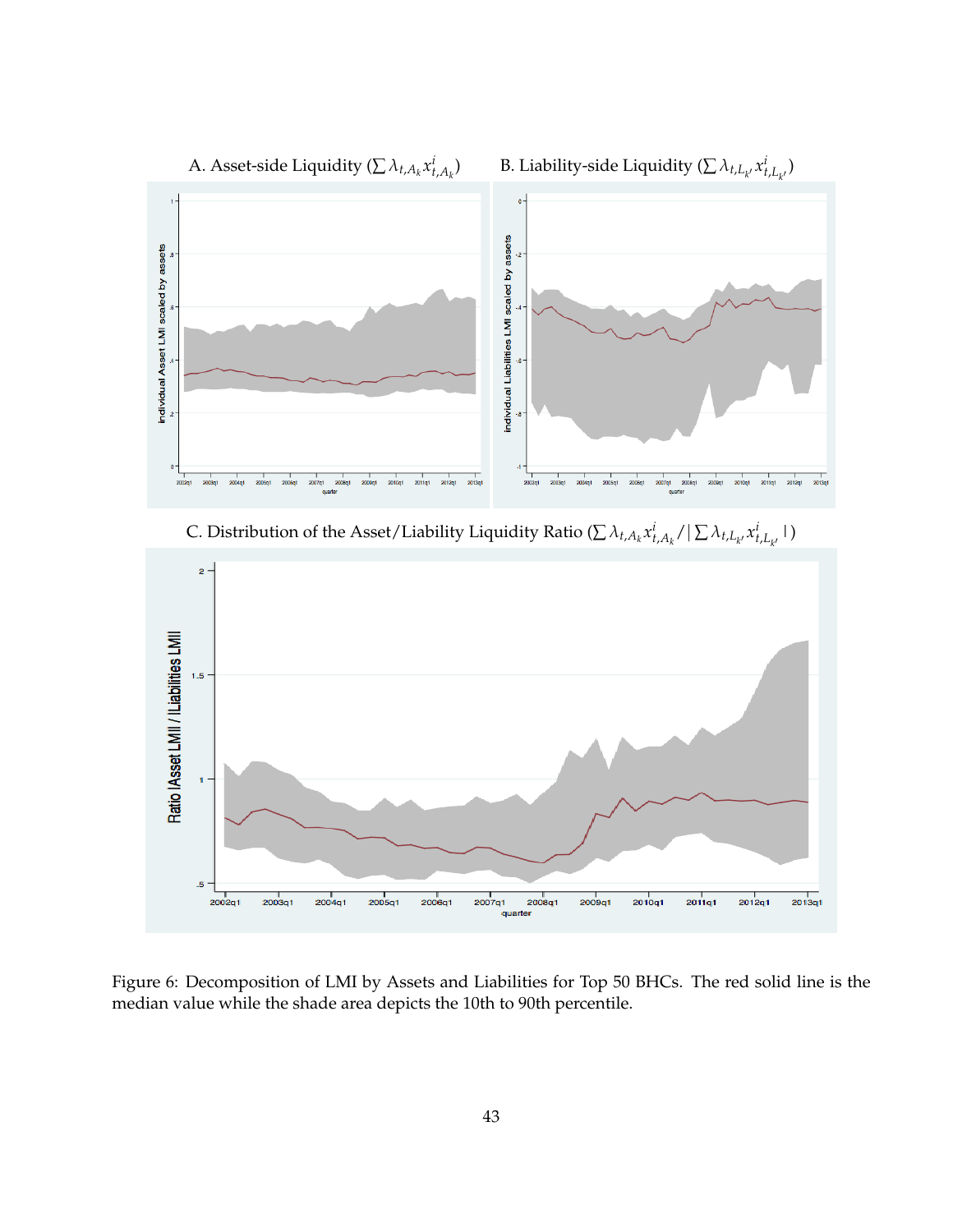A. Asset-side Liquidity ($\sum \lambda_{t,A_k} x^i_{t,A_k}$)

individual Asset LMI scaled by assets

1
.8
.6
.4
.2
0

2002q1 2003q1 2004q1 2005q1 2006q1 2007q1 2008q1 2009q1 2010q1 2011q1 2012q1 2013q1

quarter

B. Liability-side Liquidity ($\sum \lambda_{t,L_{k'}} x^i_{t,L_{k'}}$)

individual Liabilities LMI scaled by assets

0
-.2
-.4
-.6
-.8
-1

2002q1 2003q1 2004q1 2005q1 2006q1 2007q1 2008q1 2009q1 2010q1 2011q1 2012q1 2013q1

quarter

C. Distribution of the Asset/Liability Liquidity Ratio ($\sum \lambda_{t,A_k} x^i_{t,A_k} / | \sum \lambda_{t,L_{k'}} x^i_{t,L_{k'}} |$)

Ratio |Asset LMI| / |Liabilities LMI|

2
1.5
1
.5

2002q1 2003q1 2004q1 2005q1 2006q1 2007q1 2008q1 2009q1 2010q1 2011q1 2012q1 2013q1

quarter

Figure 6: Decomposition of LMI by Assets and Liabilities for Top 50 BHCs. The red solid line is the median value while the shade area depicts the 10th to 90th percentile.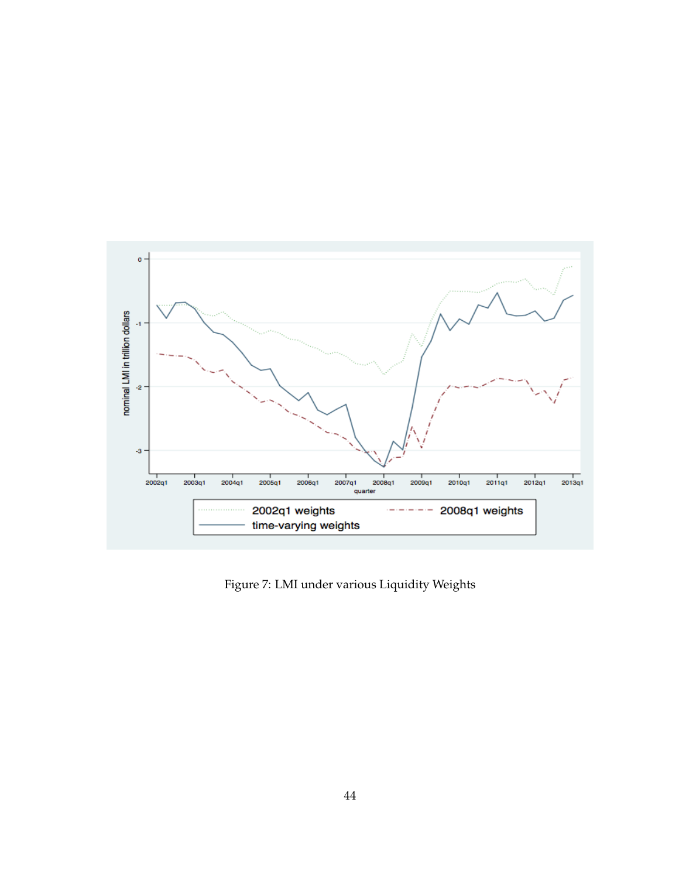nominal LMI in trillion dollars

0
-1
-2
-3

2002q1 2003q1 2004q1 2005q1 2006q1 2007q1 2008q1 2009q1 2010q1 2011q1 2012q1 2013q1

quarter

2002q1 weights
2008q1 weights
time-varying weights

Figure 7: LMI under various Liquidity Weights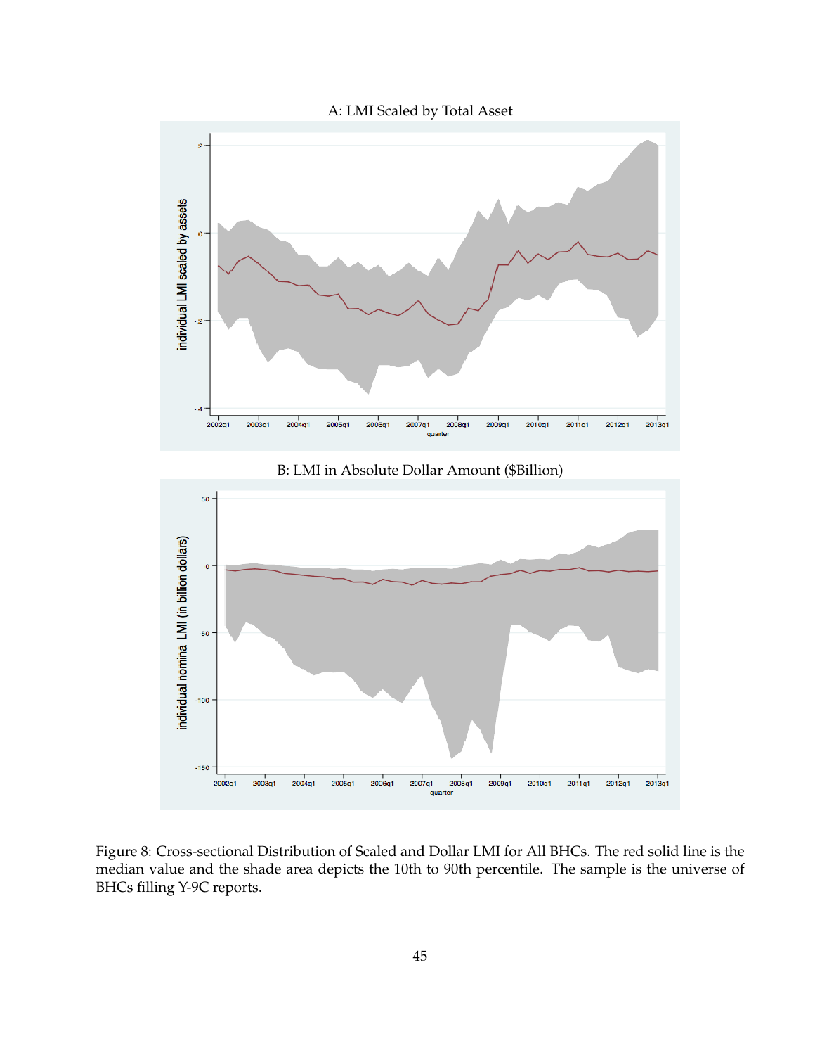A: LMI Scaled by Total Asset

individual LMI scaled by assets

.2

0

-.2

-.4

2002q1 2003q1 2004q1 2005q1 2006q1 2007q1 2008q1 2009q1 2010q1 2011q1 2012q1 2013q1

quarter

B: LMI in Absolute Dollar Amount ($Billion)

individual nominal LMI (in billion dollars)

50

0

-50

-100

-150

2002q1 2003q1 2004q1 2005q1 2006q1 2007q1 2008q1 2009q1 2010q1 2011q1 2012q1 2013q1

quarter

Figure 8: Cross-sectional Distribution of Scaled and Dollar LMI for All BHCs. The red solid line is the median value and the shade area depicts the 10th to 90th percentile. The sample is the universe of BHCs filling Y-9C reports.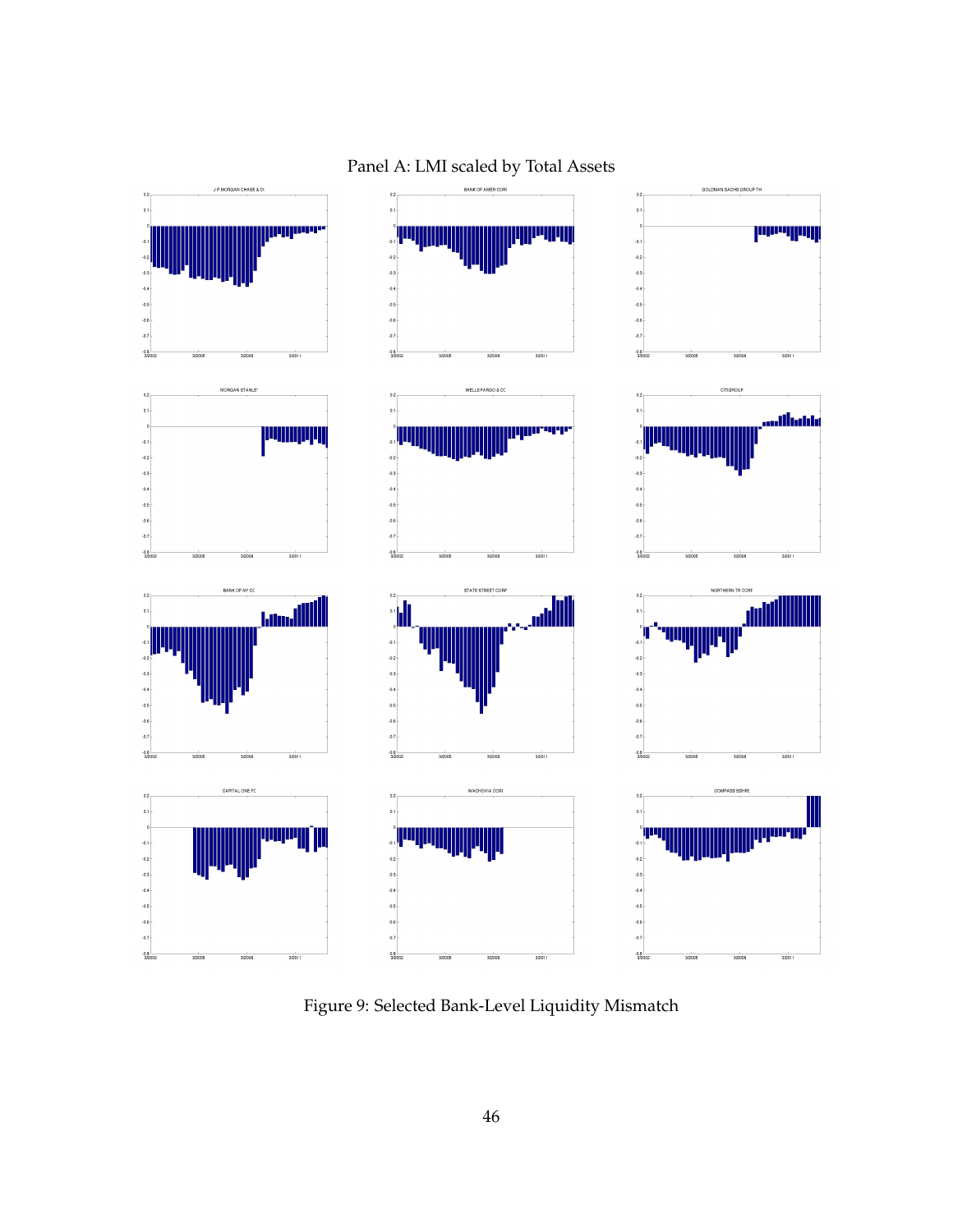Panel A: LMI scaled by Total Assets

J P MORGAN CHASE & CO

BANK OF AMER CORP

GOLDMAN SACHS GROUP TH

MORGAN STANLEY

WELLS FARGO & CO

CITIGROUP

BANK OF NY CO

STATE STREET CORP

NORTHERN TR CORP

CAPITAL ONE FC

WACHOVIA CORP

COMPASS BSHRS

0.2
0.1
0
-0.1
-0.2
-0.3
-0.4
-0.5
-0.6
-0.7
-0.8

3/2002 3/2005 3/2008 3/2011

Figure 9: Selected Bank-Level Liquidity Mismatch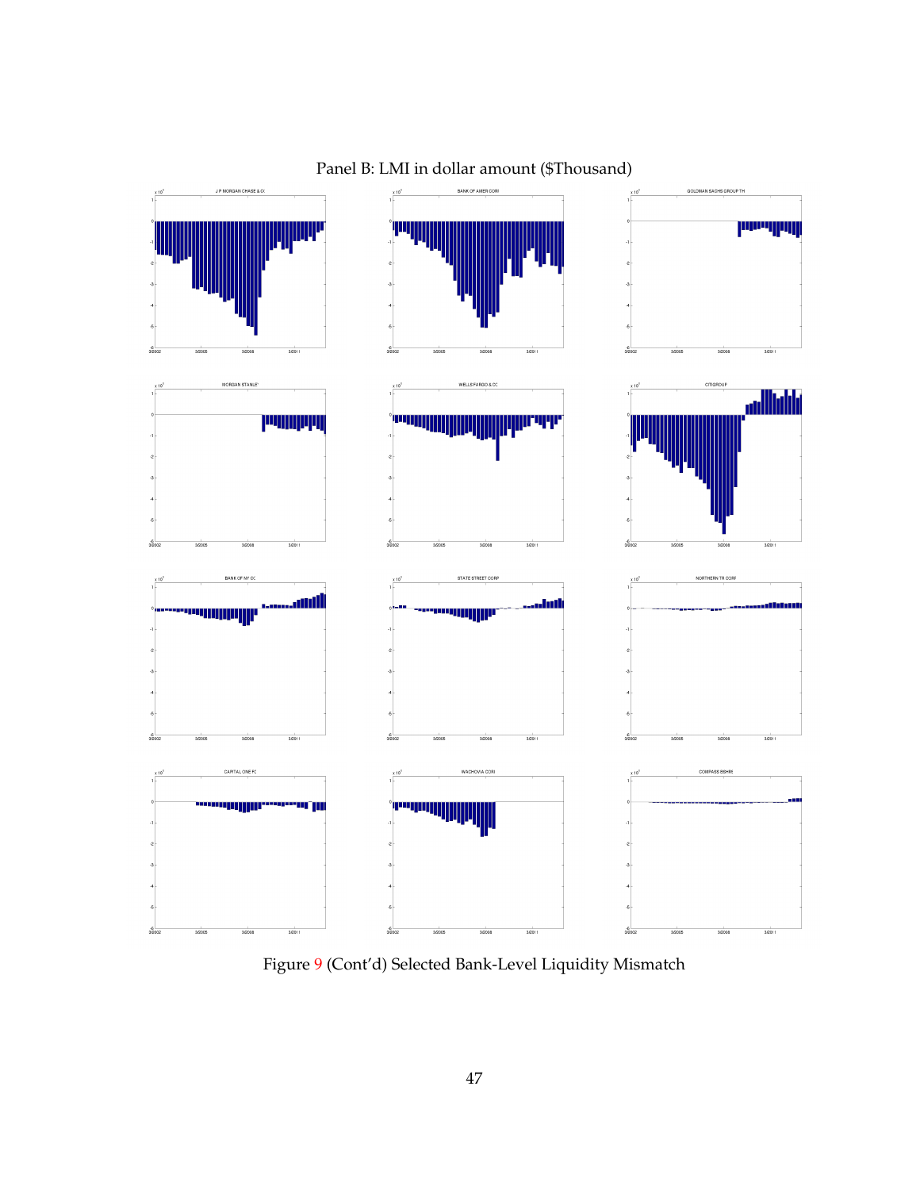Panel B: LMI in dollar amount ($Thousand)

Figure 9 (Cont'd) Selected Bank-Level Liquidity Mismatch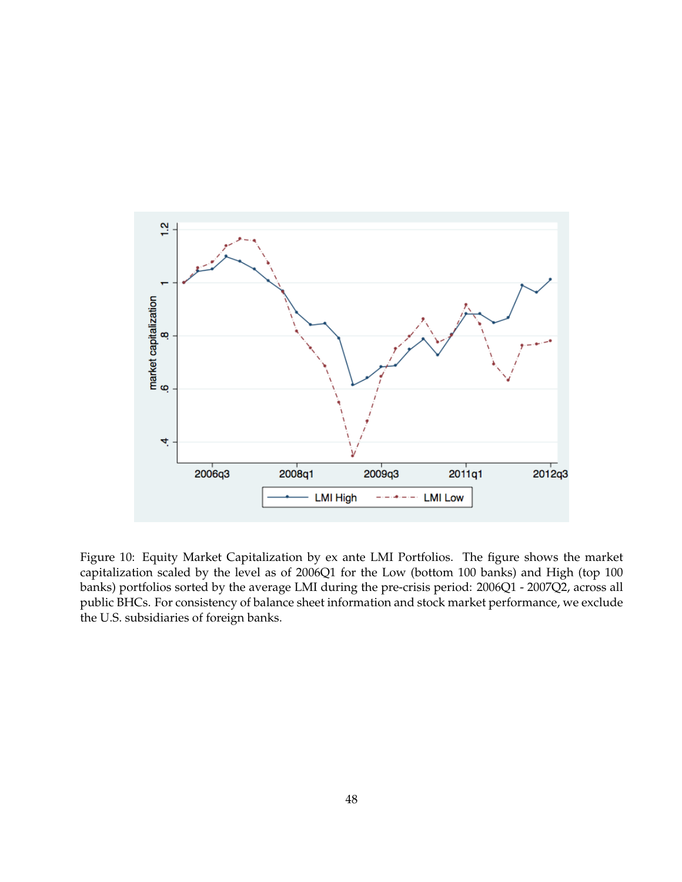market capitalization

1.2

1

.8

.6

.4

2006q3

2008q1

2009q3

2011q1

2012q3

LMI High

LMI Low

Figure 10: Equity Market Capitalization by ex ante LMI Portfolios. The figure shows the market capitalization scaled by the level as of 2006Q1 for the Low (bottom 100 banks) and High (top 100 banks) portfolios sorted by the average LMI during the pre-crisis period: 2006Q1 - 2007Q2, across all public BHCs. For consistency of balance sheet information and stock market performance, we exclude the U.S. subsidiaries of foreign banks.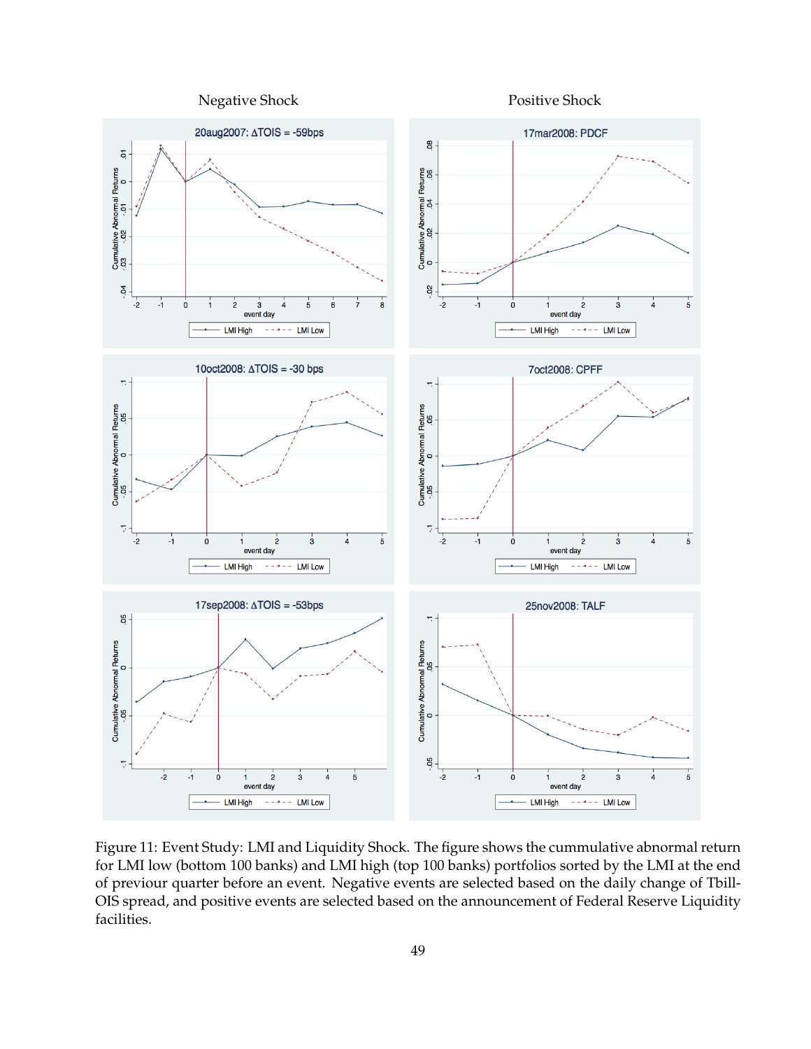Negative Shock

Positive Shock

20aug2007: ΔTOIS = -59bps

Cumulative Abnormal Returns

event day

LMI High LMI Low

17mar2008: PDCF

Cumulative Abnormal Returns

event day

LMI High LMI Low

10oct2008: ΔTOIS = -30 bps

Cumulative Abnormal Returns

event day

LMI High LMI Low

7oct2008: CPFF

Cumulative Abnormal Returns

event day

LMI High LMI Low

17sep2008: ΔTOIS = -53bps

Cumulative Abnormal Returns

event day

LMI High LMI Low

25nov2008: TALF

Cumulative Abnormal Returns

event day

LMI High LMI Low

Figure 11: Event Study: LMI and Liquidity Shock. The figure shows the cummulative abnormal return for LMI low (bottom 100 banks) and LMI high (top 100 banks) portfolios sorted by the LMI at the end of previour quarter before an event. Negative events are selected based on the daily change of Tbill-OIS spread, and positive events are selected based on the announcement of Federal Reserve Liquidity facilities.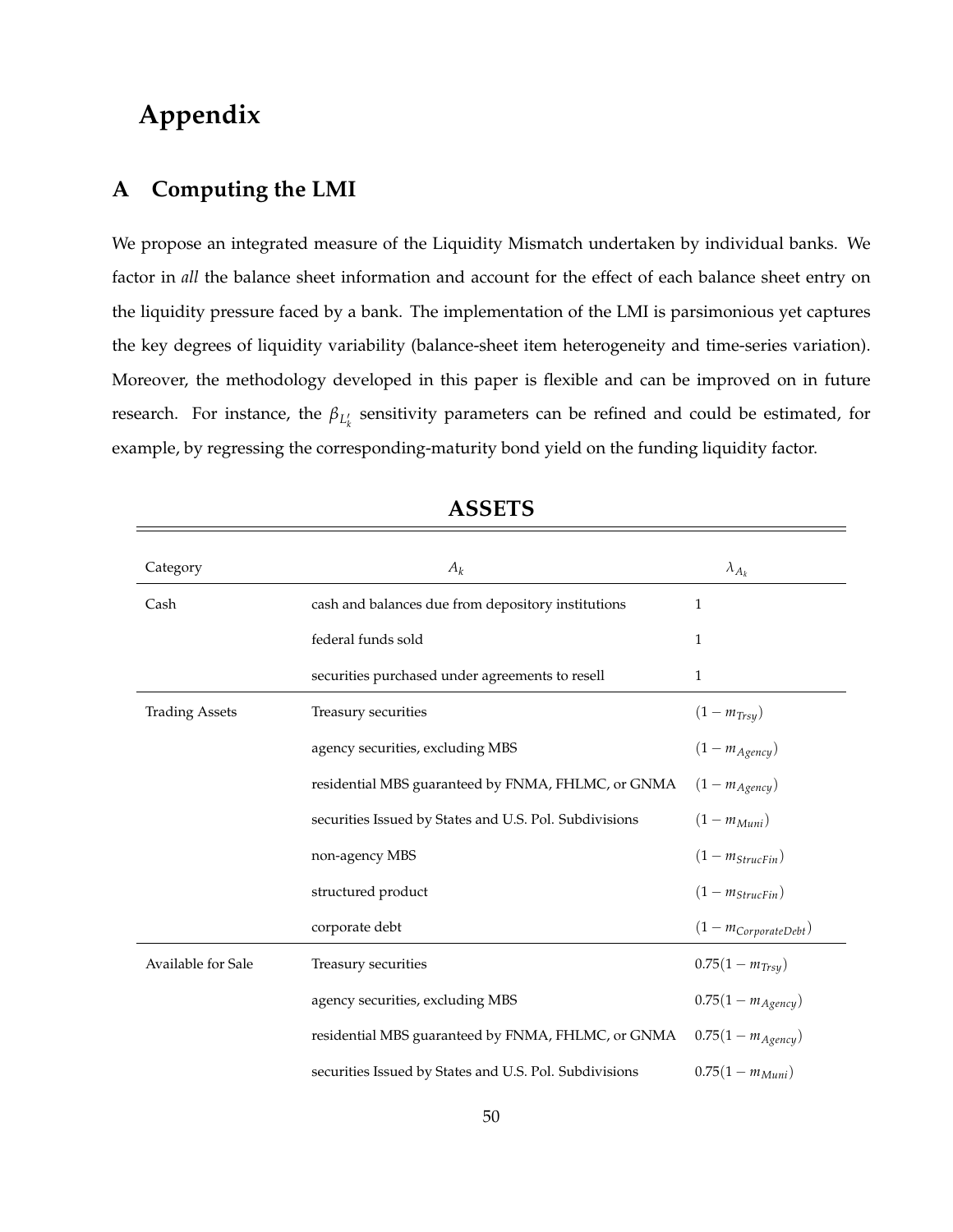# Appendix

## A Computing the LMI

We propose an integrated measure of the Liquidity Mismatch undertaken by individual banks. We factor in *all* the balance sheet information and account for the effect of each balance sheet entry on the liquidity pressure faced by a bank. The implementation of the LMI is parsimonious yet captures the key degrees of liquidity variability (balance-sheet item heterogeneity and time-series variation). Moreover, the methodology developed in this paper is flexible and can be improved on in future research. For instance, the $\beta_{L'_k}$ sensitivity parameters can be refined and could be estimated, for example, by regressing the corresponding-maturity bond yield on the funding liquidity factor.

**ASSETS**

| Category | $A_k$ | $\lambda_{A_k}$ |
|---|---|---|
| Cash | cash and balances due from depository institutions | 1 |
| | federal funds sold | 1 |
| | securities purchased under agreements to resell | 1 |
| Trading Assets | Treasury securities | $(1 - m_{Trsy})$ |
| | agency securities, excluding MBS | $(1 - m_{Agency})$ |
| | residential MBS guaranteed by FNMA, FHLMC, or GNMA | $(1 - m_{Agency})$ |
| | securities Issued by States and U.S. Pol. Subdivisions | $(1 - m_{Muni})$ |
| | non-agency MBS | $(1 - m_{StrucFin})$ |
| | structured product | $(1 - m_{StrucFin})$ |
| | corporate debt | $(1 - m_{CorporateDebt})$ |
| Available for Sale | Treasury securities | $0.75(1 - m_{Trsy})$ |
| | agency securities, excluding MBS | $0.75(1 - m_{Agency})$ |
| | residential MBS guaranteed by FNMA, FHLMC, or GNMA | $0.75(1 - m_{Agency})$ |
| | securities Issued by States and U.S. Pol. Subdivisions | $0.75(1 - m_{Muni})$ |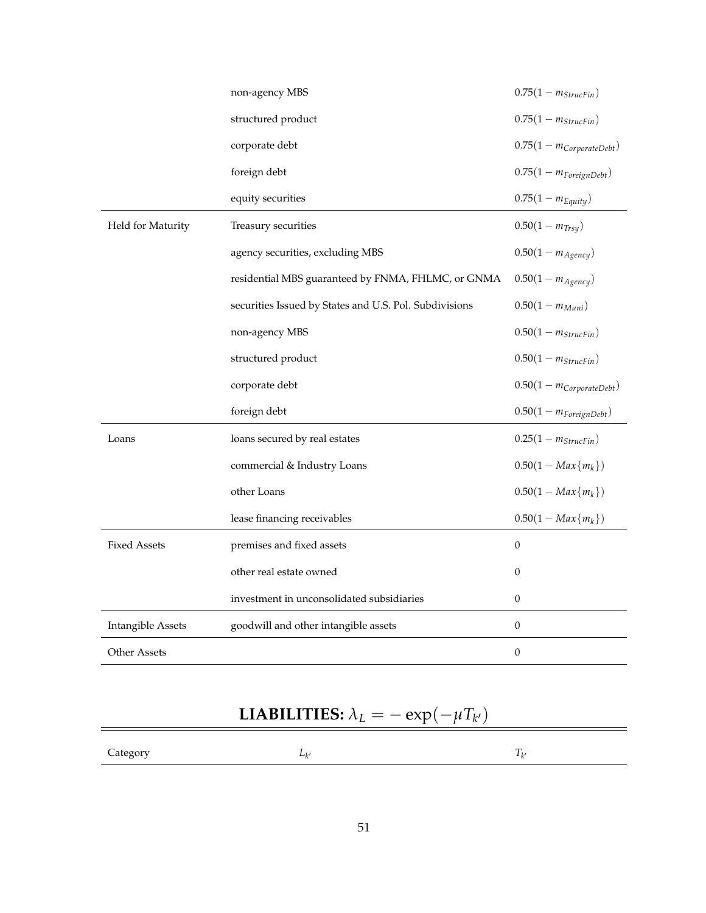| | | |
|---|---|---|
| | non-agency MBS | $0.75(1 - m_{StrucFin})$ |
| | structured product | $0.75(1 - m_{StrucFin})$ |
| | corporate debt | $0.75(1 - m_{CorporateDebt})$ |
| | foreign debt | $0.75(1 - m_{ForeignDebt})$ |
| | equity securities | $0.75(1 - m_{Equity})$ |
| Held for Maturity | Treasury securities | $0.50(1 - m_{Trsy})$ |
| | agency securities, excluding MBS | $0.50(1 - m_{Agency})$ |
| | residential MBS guaranteed by FNMA, FHLMC, or GNMA | $0.50(1 - m_{Agency})$ |
| | securities Issued by States and U.S. Pol. Subdivisions | $0.50(1 - m_{Muni})$ |
| | non-agency MBS | $0.50(1 - m_{StrucFin})$ |
| | structured product | $0.50(1 - m_{StrucFin})$ |
| | corporate debt | $0.50(1 - m_{CorporateDebt})$ |
| | foreign debt | $0.50(1 - m_{ForeignDebt})$ |
| Loans | loans secured by real estates | $0.25(1 - m_{StrucFin})$ |
| | commercial & Industry Loans | $0.50(1 - Max\{m_k\})$ |
| | other Loans | $0.50(1 - Max\{m_k\})$ |
| | lease financing receivables | $0.50(1 - Max\{m_k\})$ |
| Fixed Assets | premises and fixed assets | 0 |
| | other real estate owned | 0 |
| | investment in unconsolidated subsidiaries | 0 |
| Intangible Assets | goodwill and other intangible assets | 0 |
| Other Assets | | 0 |

## LIABILITIES: $\lambda_L = -\exp(-\mu T_{k'})$

| Category | $L_{k'}$ | $T_{k'}$ |
|---|---|---|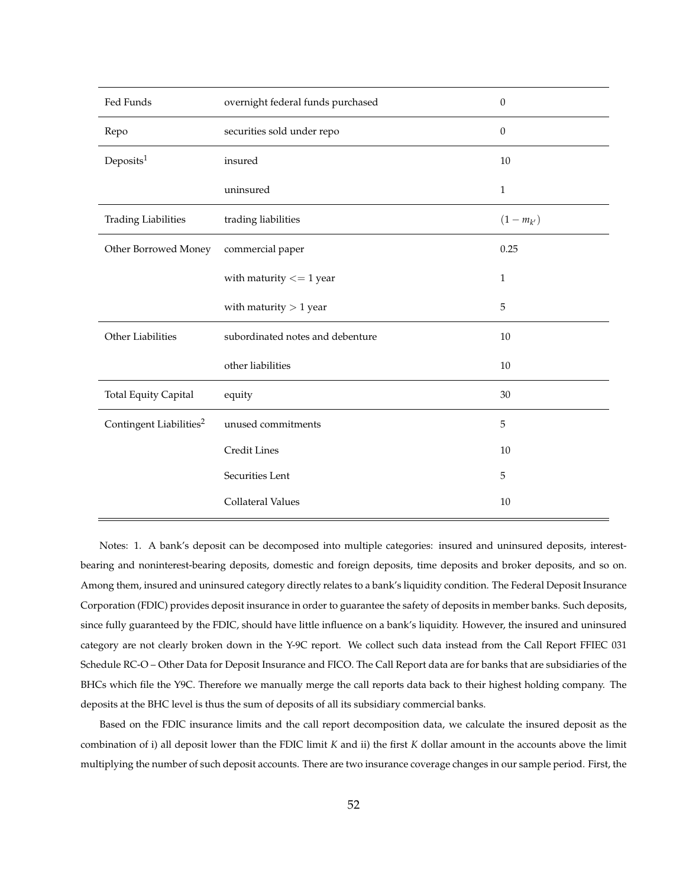| | | |
|---|---|---|
| Fed Funds | overnight federal funds purchased | 0 |
| Repo | securities sold under repo | 0 |
| Deposits[1] | insured | 10 |
| | uninsured | 1 |
| Trading Liabilities | trading liabilities | $(1 - m_{k'})$ |
| Other Borrowed Money | commercial paper | 0.25 |
| | with maturity $<= 1$ year | 1 |
| | with maturity $> 1$ year | 5 |
| Other Liabilities | subordinated notes and debenture | 10 |
| | other liabilities | 10 |
| Total Equity Capital | equity | 30 |
| Contingent Liabilities[2] | unused commitments | 5 |
| | Credit Lines | 10 |
| | Securities Lent | 5 |
| | Collateral Values | 10 |

Notes: 1. A bank's deposit can be decomposed into multiple categories: insured and uninsured deposits, interest-bearing and noninterest-bearing deposits, domestic and foreign deposits, time deposits and broker deposits, and so on. Among them, insured and uninsured category directly relates to a bank's liquidity condition. The Federal Deposit Insurance Corporation (FDIC) provides deposit insurance in order to guarantee the safety of deposits in member banks. Such deposits, since fully guaranteed by the FDIC, should have little influence on a bank's liquidity. However, the insured and uninsured category are not clearly broken down in the Y-9C report. We collect such data instead from the Call Report FFIEC 031 Schedule RC-O – Other Data for Deposit Insurance and FICO. The Call Report data are for banks that are subsidiaries of the BHCs which file the Y9C. Therefore we manually merge the call reports data back to their highest holding company. The deposits at the BHC level is thus the sum of deposits of all its subsidiary commercial banks.

Based on the FDIC insurance limits and the call report decomposition data, we calculate the insured deposit as the combination of i) all deposit lower than the FDIC limit $K$ and ii) the first $K$ dollar amount in the accounts above the limit multiplying the number of such deposit accounts. There are two insurance coverage changes in our sample period. First, the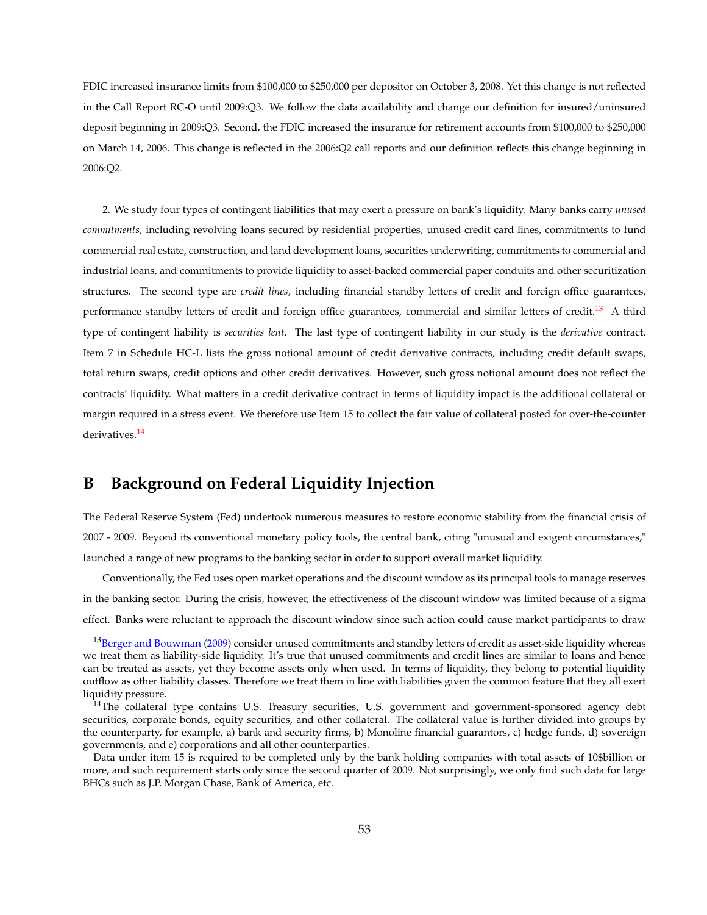FDIC increased insurance limits from $100,000 to $250,000 per depositor on October 3, 2008. Yet this change is not reflected in the Call Report RC-O until 2009:Q3. We follow the data availability and change our definition for insured/uninsured deposit beginning in 2009:Q3. Second, the FDIC increased the insurance for retirement accounts from $100,000 to $250,000 on March 14, 2006. This change is reflected in the 2006:Q2 call reports and our definition reflects this change beginning in 2006:Q2.

2. We study four types of contingent liabilities that may exert a pressure on bank's liquidity. Many banks carry *unused commitments*, including revolving loans secured by residential properties, unused credit card lines, commitments to fund commercial real estate, construction, and land development loans, securities underwriting, commitments to commercial and industrial loans, and commitments to provide liquidity to asset-backed commercial paper conduits and other securitization structures. The second type are *credit lines*, including financial standby letters of credit and foreign office guarantees, performance standby letters of credit and foreign office guarantees, commercial and similar letters of credit.[13] A third type of contingent liability is *securities lent*. The last type of contingent liability in our study is the *derivative* contract. Item 7 in Schedule HC-L lists the gross notional amount of credit derivative contracts, including credit default swaps, total return swaps, credit options and other credit derivatives. However, such gross notional amount does not reflect the contracts' liquidity. What matters in a credit derivative contract in terms of liquidity impact is the additional collateral or margin required in a stress event. We therefore use Item 15 to collect the fair value of collateral posted for over-the-counter derivatives.[14]

# B Background on Federal Liquidity Injection

The Federal Reserve System (Fed) undertook numerous measures to restore economic stability from the financial crisis of 2007 - 2009. Beyond its conventional monetary policy tools, the central bank, citing "unusual and exigent circumstances," launched a range of new programs to the banking sector in order to support overall market liquidity.

Conventionally, the Fed uses open market operations and the discount window as its principal tools to manage reserves in the banking sector. During the crisis, however, the effectiveness of the discount window was limited because of a sigma effect. Banks were reluctant to approach the discount window since such action could cause market participants to draw

---

[13] Berger and Bouwman (2009) consider unused commitments and standby letters of credit as asset-side liquidity whereas we treat them as liability-side liquidity. It's true that unused commitments and credit lines are similar to loans and hence can be treated as assets, yet they become assets only when used. In terms of liquidity, they belong to potential liquidity outflow as other liability classes. Therefore we treat them in line with liabilities given the common feature that they all exert liquidity pressure.

[14] The collateral type contains U.S. Treasury securities, U.S. government and government-sponsored agency debt securities, corporate bonds, equity securities, and other collateral. The collateral value is further divided into groups by the counterparty, for example, a) bank and security firms, b) Monoline financial guarantors, c) hedge funds, d) sovereign governments, and e) corporations and all other counterparties.

Data under item 15 is required to be completed only by the bank holding companies with total assets of 10$billion or more, and such requirement starts only since the second quarter of 2009. Not surprisingly, we only find such data for large BHCs such as J.P. Morgan Chase, Bank of America, etc.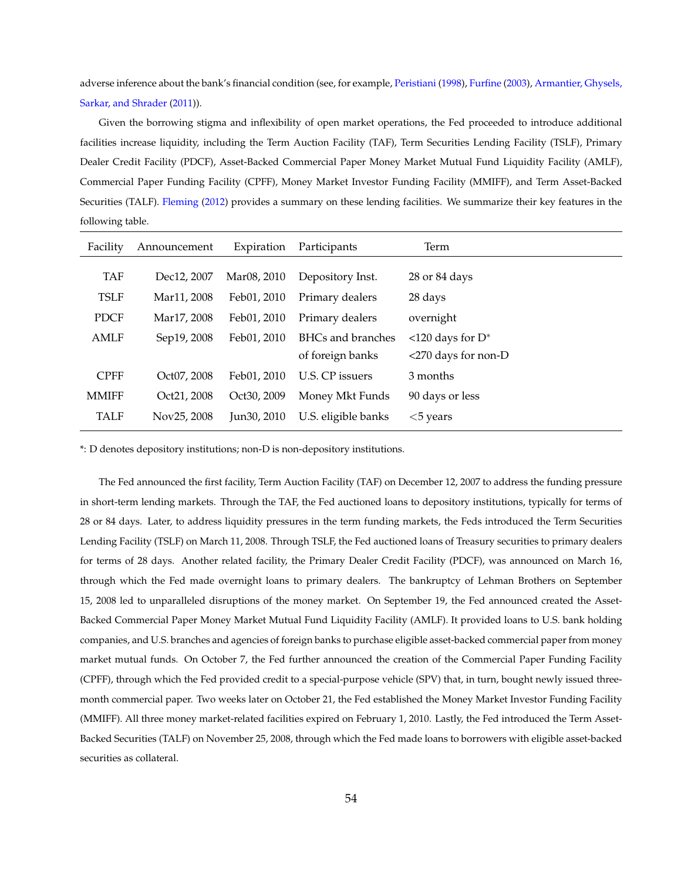adverse inference about the bank's financial condition (see, for example, Peristiani (1998), Furfine (2003), Armantier, Ghysels, Sarkar, and Shrader (2011)).

Given the borrowing stigma and inflexibility of open market operations, the Fed proceeded to introduce additional facilities increase liquidity, including the Term Auction Facility (TAF), Term Securities Lending Facility (TSLF), Primary Dealer Credit Facility (PDCF), Asset-Backed Commercial Paper Money Market Mutual Fund Liquidity Facility (AMLF), Commercial Paper Funding Facility (CPFF), Money Market Investor Funding Facility (MMIFF), and Term Asset-Backed Securities (TALF). Fleming (2012) provides a summary on these lending facilities. We summarize their key features in the following table.

| Facility | Announcement | Expiration | Participants | Term |
|---|---|---|---|---|
| TAF | Dec12, 2007 | Mar08, 2010 | Depository Inst. | 28 or 84 days |
| TSLF | Mar11, 2008 | Feb01, 2010 | Primary dealers | 28 days |
| PDCF | Mar17, 2008 | Feb01, 2010 | Primary dealers | overnight |
| AMLF | Sep19, 2008 | Feb01, 2010 | BHCs and branches of foreign banks | <120 days for D* <br> <270 days for non-D |
| CPFF | Oct07, 2008 | Feb01, 2010 | U.S. CP issuers | 3 months |
| MMIFF | Oct21, 2008 | Oct30, 2009 | Money Mkt Funds | 90 days or less |
| TALF | Nov25, 2008 | Jun30, 2010 | U.S. eligible banks | <5 years |

*: D denotes depository institutions; non-D is non-depository institutions.

The Fed announced the first facility, Term Auction Facility (TAF) on December 12, 2007 to address the funding pressure in short-term lending markets. Through the TAF, the Fed auctioned loans to depository institutions, typically for terms of 28 or 84 days. Later, to address liquidity pressures in the term funding markets, the Feds introduced the Term Securities Lending Facility (TSLF) on March 11, 2008. Through TSLF, the Fed auctioned loans of Treasury securities to primary dealers for terms of 28 days. Another related facility, the Primary Dealer Credit Facility (PDCF), was announced on March 16, through which the Fed made overnight loans to primary dealers. The bankruptcy of Lehman Brothers on September 15, 2008 led to unparalleled disruptions of the money market. On September 19, the Fed announced created the Asset-Backed Commercial Paper Money Market Mutual Fund Liquidity Facility (AMLF). It provided loans to U.S. bank holding companies, and U.S. branches and agencies of foreign banks to purchase eligible asset-backed commercial paper from money market mutual funds. On October 7, the Fed further announced the creation of the Commercial Paper Funding Facility (CPFF), through which the Fed provided credit to a special-purpose vehicle (SPV) that, in turn, bought newly issued three-month commercial paper. Two weeks later on October 21, the Fed established the Money Market Investor Funding Facility (MMIFF). All three money market-related facilities expired on February 1, 2010. Lastly, the Fed introduced the Term Asset-Backed Securities (TALF) on November 25, 2008, through which the Fed made loans to borrowers with eligible asset-backed securities as collateral.